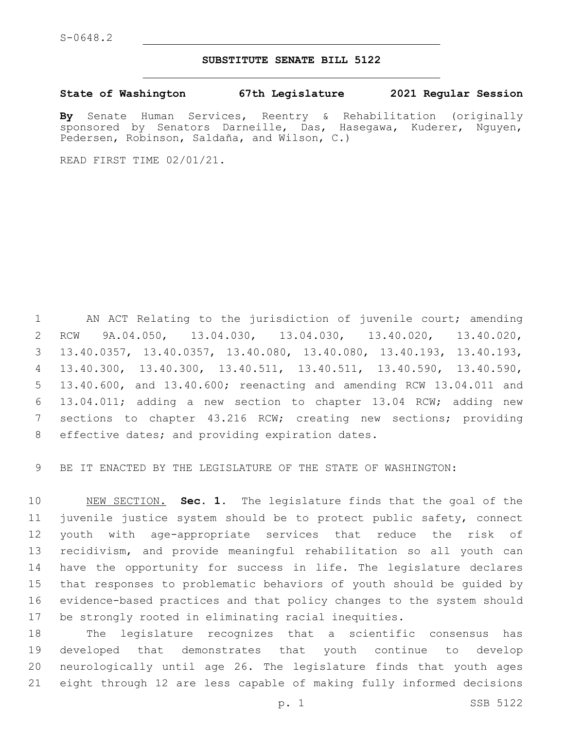S-0648.2

# SUBSTITUTE SENATE BILL 5122

**State of Washington 67th Legislature 2021 Regular Session**

**By** Senate Human Services, Reentry & Rehabilitation (originally sponsored by Senators Darneille, Das, Hasegawa, Kuderer, Nguyen, Pedersen, Robinson, Saldaña, and Wilson, C.)

READ FIRST TIME 02/01/21.

AN ACT Relating to the jurisdiction of juvenile court; amending RCW 9A.04.050, 13.04.030, 13.04.030, 13.40.020, 13.40.020, 13.40.0357, 13.40.0357, 13.40.080, 13.40.080, 13.40.193, 13.40.193, 13.40.300, 13.40.300, 13.40.511, 13.40.511, 13.40.590, 13.40.590, 13.40.600, and 13.40.600; reenacting and amending RCW 13.04.011 and 13.04.011; adding a new section to chapter 13.04 RCW; adding new sections to chapter 43.216 RCW; creating new sections; providing effective dates; and providing expiration dates.

BE IT ENACTED BY THE LEGISLATURE OF THE STATE OF WASHINGTON:

NEW SECTION. **Sec. 1.** The legislature finds that the goal of the juvenile justice system should be to protect public safety, connect youth with age-appropriate services that reduce the risk of recidivism, and provide meaningful rehabilitation so all youth can have the opportunity for success in life. The legislature declares that responses to problematic behaviors of youth should be guided by evidence-based practices and that policy changes to the system should be strongly rooted in eliminating racial inequities.

The legislature recognizes that a scientific consensus has developed that demonstrates that youth continue to develop neurologically until age 26. The legislature finds that youth ages eight through 12 are less capable of making fully informed decisions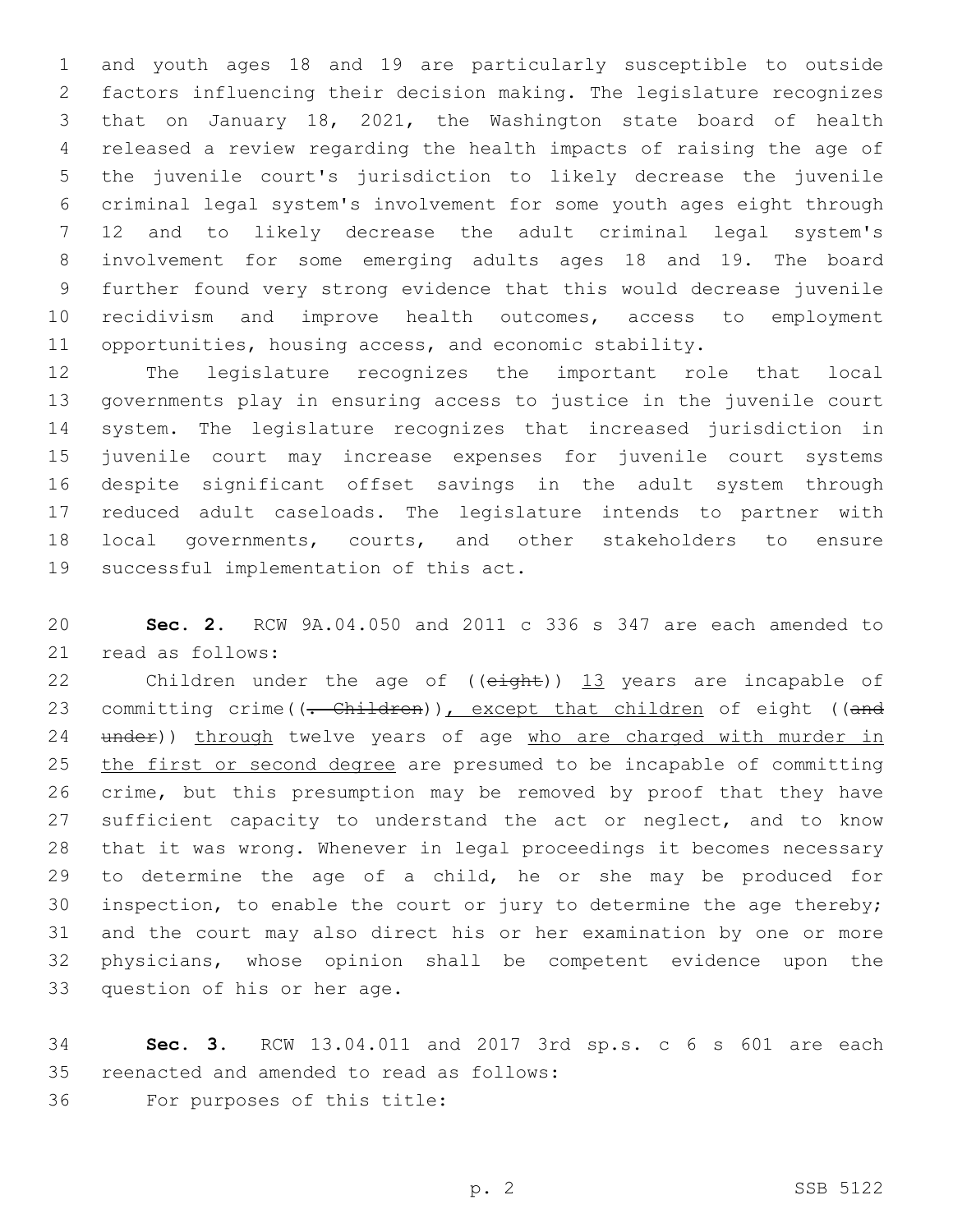and youth ages 18 and 19 are particularly susceptible to outside factors influencing their decision making. The legislature recognizes that on January 18, 2021, the Washington state board of health released a review regarding the health impacts of raising the age of the juvenile court's jurisdiction to likely decrease the juvenile criminal legal system's involvement for some youth ages eight through 12 and to likely decrease the adult criminal legal system's involvement for some emerging adults ages 18 and 19. The board further found very strong evidence that this would decrease juvenile recidivism and improve health outcomes, access to employment opportunities, housing access, and economic stability.

The legislature recognizes the important role that local governments play in ensuring access to justice in the juvenile court system. The legislature recognizes that increased jurisdiction in juvenile court may increase expenses for juvenile court systems despite significant offset savings in the adult system through reduced adult caseloads. The legislature intends to partner with local governments, courts, and other stakeholders to ensure successful implementation of this act.

**Sec. 2.** RCW 9A.04.050 and 2011 c 336 s 347 are each amended to read as follows:

Children under the age of ((~~eight~~)) 13 years are incapable of committing crime((~~. Children~~)), except that children of eight ((~~and under~~)) through twelve years of age who are charged with murder in the first or second degree are presumed to be incapable of committing crime, but this presumption may be removed by proof that they have sufficient capacity to understand the act or neglect, and to know that it was wrong. Whenever in legal proceedings it becomes necessary to determine the age of a child, he or she may be produced for inspection, to enable the court or jury to determine the age thereby; and the court may also direct his or her examination by one or more physicians, whose opinion shall be competent evidence upon the question of his or her age.

**Sec. 3.** RCW 13.04.011 and 2017 3rd sp.s. c 6 s 601 are each reenacted and amended to read as follows:

For purposes of this title: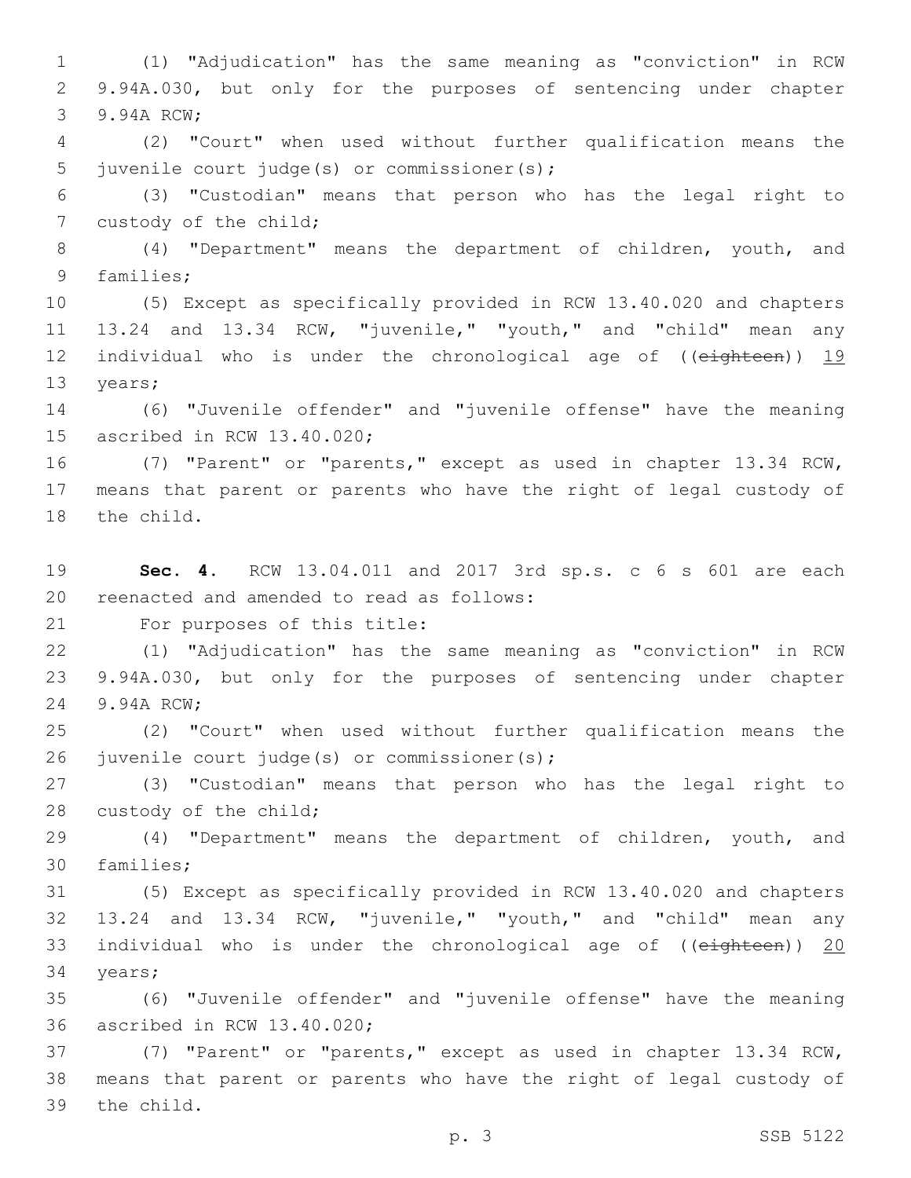(1) "Adjudication" has the same meaning as "conviction" in RCW 9.94A.030, but only for the purposes of sentencing under chapter 9.94A RCW;

(2) "Court" when used without further qualification means the juvenile court judge(s) or commissioner(s);

(3) "Custodian" means that person who has the legal right to custody of the child;

(4) "Department" means the department of children, youth, and families;

(5) Except as specifically provided in RCW 13.40.020 and chapters 13.24 and 13.34 RCW, "juvenile," "youth," and "child" mean any individual who is under the chronological age of ((~~eighteen~~)) <u>19</u> years;

(6) "Juvenile offender" and "juvenile offense" have the meaning ascribed in RCW 13.40.020;

(7) "Parent" or "parents," except as used in chapter 13.34 RCW, means that parent or parents who have the right of legal custody of the child.

**Sec. 4.** RCW 13.04.011 and 2017 3rd sp.s. c 6 s 601 are each reenacted and amended to read as follows:

For purposes of this title:

(1) "Adjudication" has the same meaning as "conviction" in RCW 9.94A.030, but only for the purposes of sentencing under chapter 9.94A RCW;

(2) "Court" when used without further qualification means the juvenile court judge(s) or commissioner(s);

(3) "Custodian" means that person who has the legal right to custody of the child;

(4) "Department" means the department of children, youth, and families;

(5) Except as specifically provided in RCW 13.40.020 and chapters 13.24 and 13.34 RCW, "juvenile," "youth," and "child" mean any individual who is under the chronological age of ((~~eighteen~~)) <u>20</u> years;

(6) "Juvenile offender" and "juvenile offense" have the meaning ascribed in RCW 13.40.020;

(7) "Parent" or "parents," except as used in chapter 13.34 RCW, means that parent or parents who have the right of legal custody of the child.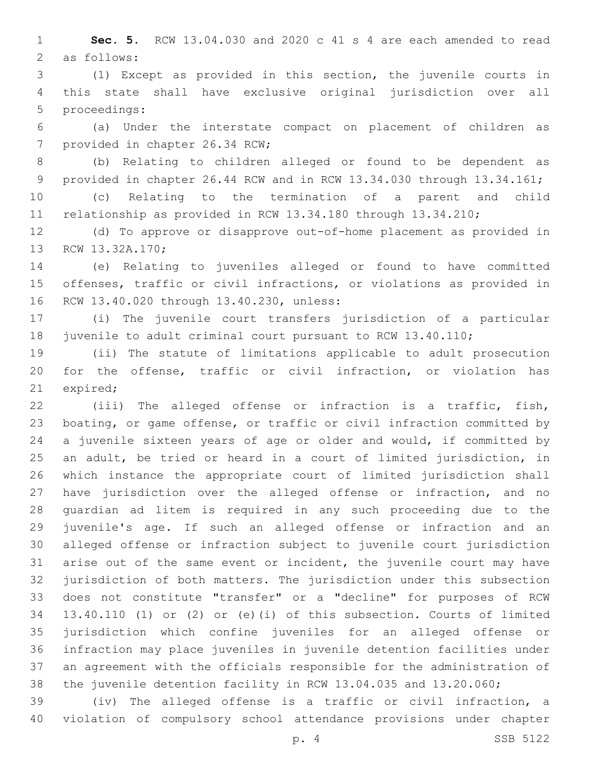**Sec. 5.** RCW 13.04.030 and 2020 c 41 s 4 are each amended to read as follows:

(1) Except as provided in this section, the juvenile courts in this state shall have exclusive original jurisdiction over all proceedings:

(a) Under the interstate compact on placement of children as provided in chapter 26.34 RCW;

(b) Relating to children alleged or found to be dependent as provided in chapter 26.44 RCW and in RCW 13.34.030 through 13.34.161;

(c) Relating to the termination of a parent and child relationship as provided in RCW 13.34.180 through 13.34.210;

(d) To approve or disapprove out-of-home placement as provided in RCW 13.32A.170;

(e) Relating to juveniles alleged or found to have committed offenses, traffic or civil infractions, or violations as provided in RCW 13.40.020 through 13.40.230, unless:

(i) The juvenile court transfers jurisdiction of a particular juvenile to adult criminal court pursuant to RCW 13.40.110;

(ii) The statute of limitations applicable to adult prosecution for the offense, traffic or civil infraction, or violation has expired;

(iii) The alleged offense or infraction is a traffic, fish, boating, or game offense, or traffic or civil infraction committed by a juvenile sixteen years of age or older and would, if committed by an adult, be tried or heard in a court of limited jurisdiction, in which instance the appropriate court of limited jurisdiction shall have jurisdiction over the alleged offense or infraction, and no guardian ad litem is required in any such proceeding due to the juvenile's age. If such an alleged offense or infraction and an alleged offense or infraction subject to juvenile court jurisdiction arise out of the same event or incident, the juvenile court may have jurisdiction of both matters. The jurisdiction under this subsection does not constitute "transfer" or a "decline" for purposes of RCW 13.40.110 (1) or (2) or (e)(i) of this subsection. Courts of limited jurisdiction which confine juveniles for an alleged offense or infraction may place juveniles in juvenile detention facilities under an agreement with the officials responsible for the administration of the juvenile detention facility in RCW 13.04.035 and 13.20.060;

(iv) The alleged offense is a traffic or civil infraction, a violation of compulsory school attendance provisions under chapter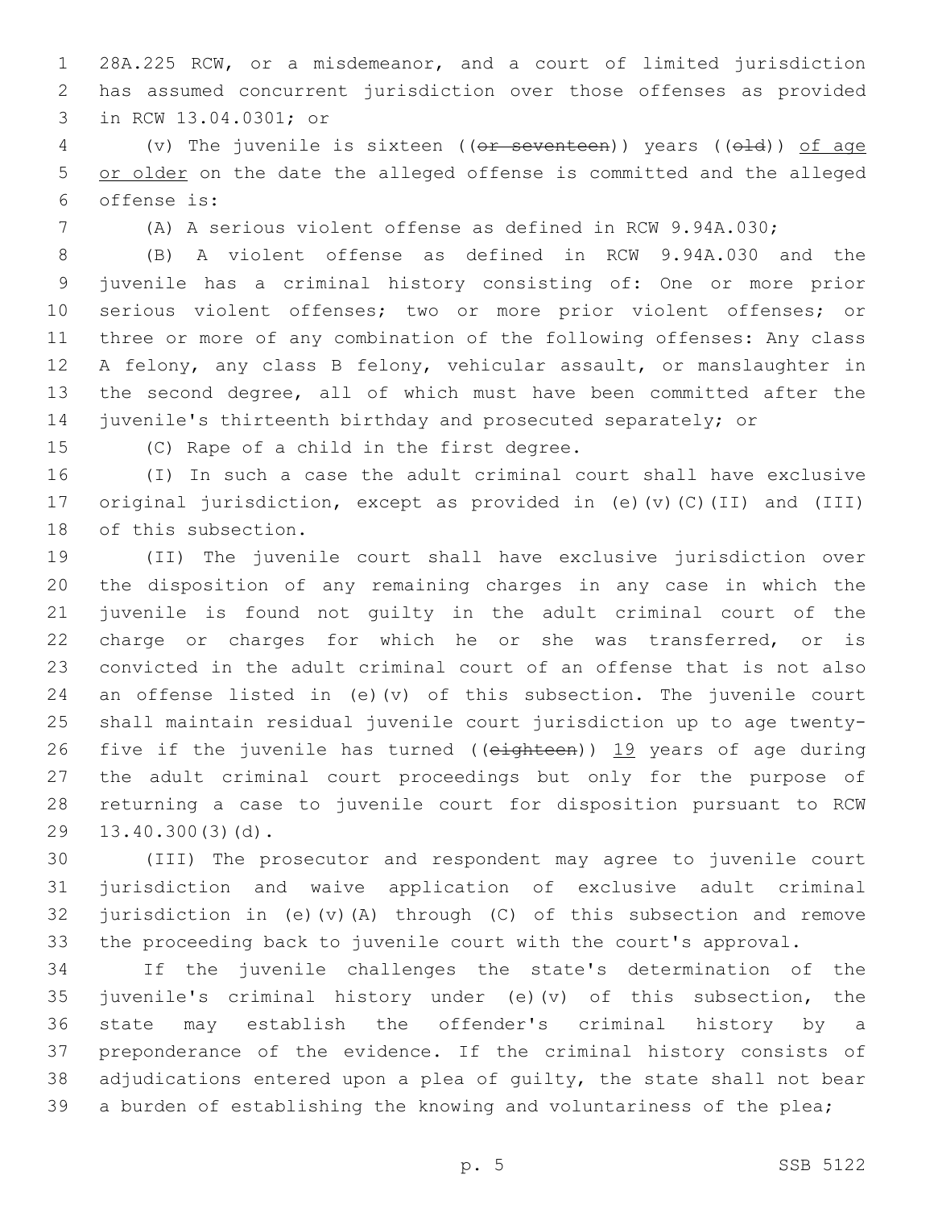28A.225 RCW, or a misdemeanor, and a court of limited jurisdiction has assumed concurrent jurisdiction over those offenses as provided in RCW 13.04.0301; or

(v) The juvenile is sixteen ((~~or seventeen~~)) years ((~~old~~)) <u>of age or older</u> on the date the alleged offense is committed and the alleged offense is:

(A) A serious violent offense as defined in RCW 9.94A.030;

(B) A violent offense as defined in RCW 9.94A.030 and the juvenile has a criminal history consisting of: One or more prior serious violent offenses; two or more prior violent offenses; or three or more of any combination of the following offenses: Any class A felony, any class B felony, vehicular assault, or manslaughter in the second degree, all of which must have been committed after the juvenile's thirteenth birthday and prosecuted separately; or

(C) Rape of a child in the first degree.

(I) In such a case the adult criminal court shall have exclusive original jurisdiction, except as provided in (e)(v)(C)(II) and (III) of this subsection.

(II) The juvenile court shall have exclusive jurisdiction over the disposition of any remaining charges in any case in which the juvenile is found not guilty in the adult criminal court of the charge or charges for which he or she was transferred, or is convicted in the adult criminal court of an offense that is not also an offense listed in (e)(v) of this subsection. The juvenile court shall maintain residual juvenile court jurisdiction up to age twenty-five if the juvenile has turned ((~~eighteen~~)) <u>19</u> years of age during the adult criminal court proceedings but only for the purpose of returning a case to juvenile court for disposition pursuant to RCW 13.40.300(3)(d).

(III) The prosecutor and respondent may agree to juvenile court jurisdiction and waive application of exclusive adult criminal jurisdiction in (e)(v)(A) through (C) of this subsection and remove the proceeding back to juvenile court with the court's approval.

If the juvenile challenges the state's determination of the juvenile's criminal history under (e)(v) of this subsection, the state may establish the offender's criminal history by a preponderance of the evidence. If the criminal history consists of adjudications entered upon a plea of guilty, the state shall not bear a burden of establishing the knowing and voluntariness of the plea;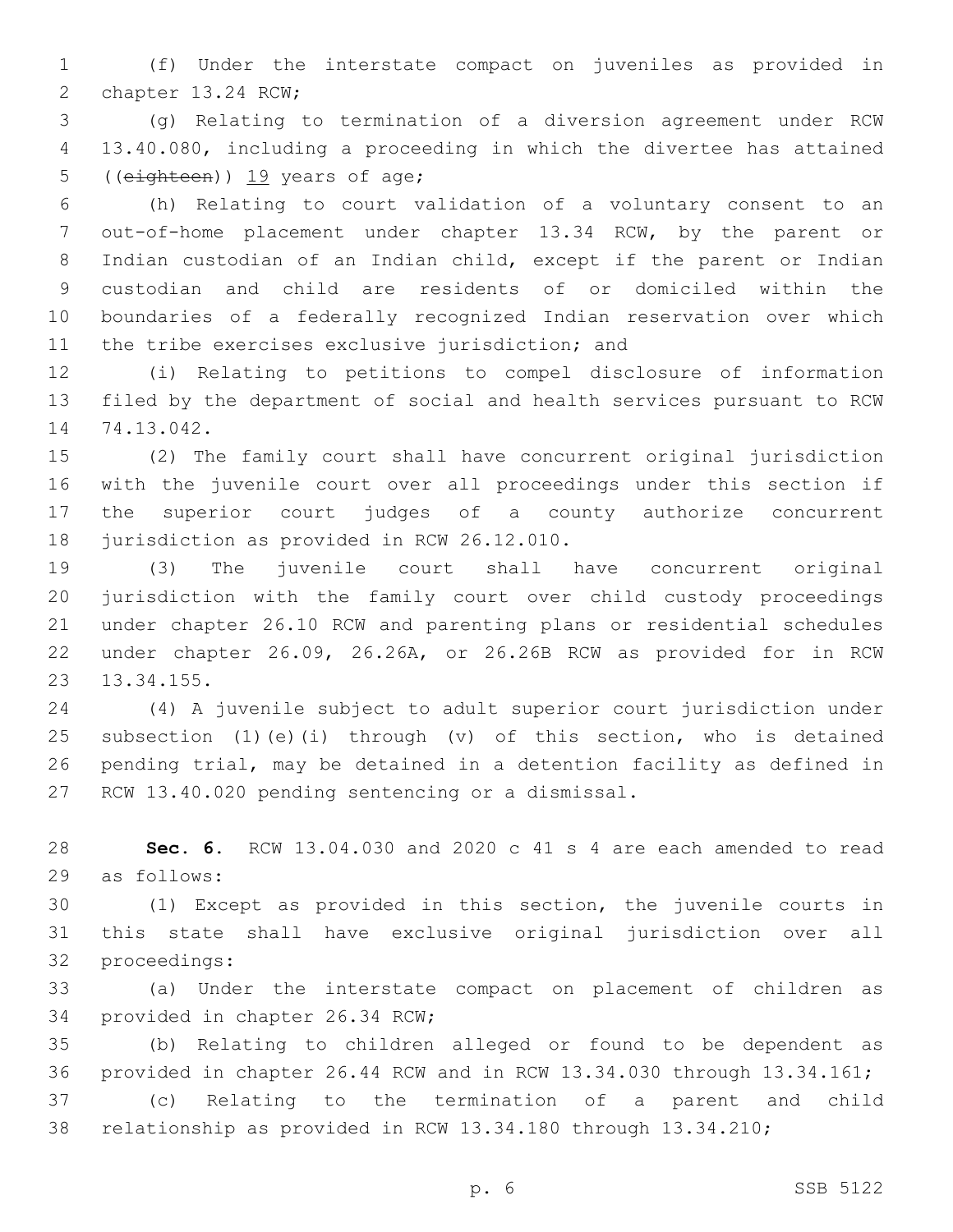(f) Under the interstate compact on juveniles as provided in chapter 13.24 RCW;

(g) Relating to termination of a diversion agreement under RCW 13.40.080, including a proceeding in which the divertee has attained ((~~eighteen~~)) 19 years of age;

(h) Relating to court validation of a voluntary consent to an out-of-home placement under chapter 13.34 RCW, by the parent or Indian custodian of an Indian child, except if the parent or Indian custodian and child are residents of or domiciled within the boundaries of a federally recognized Indian reservation over which the tribe exercises exclusive jurisdiction; and

(i) Relating to petitions to compel disclosure of information filed by the department of social and health services pursuant to RCW 74.13.042.

(2) The family court shall have concurrent original jurisdiction with the juvenile court over all proceedings under this section if the superior court judges of a county authorize concurrent jurisdiction as provided in RCW 26.12.010.

(3) The juvenile court shall have concurrent original jurisdiction with the family court over child custody proceedings under chapter 26.10 RCW and parenting plans or residential schedules under chapter 26.09, 26.26A, or 26.26B RCW as provided for in RCW 13.34.155.

(4) A juvenile subject to adult superior court jurisdiction under subsection (1)(e)(i) through (v) of this section, who is detained pending trial, may be detained in a detention facility as defined in RCW 13.40.020 pending sentencing or a dismissal.

**Sec. 6.** RCW 13.04.030 and 2020 c 41 s 4 are each amended to read as follows:

(1) Except as provided in this section, the juvenile courts in this state shall have exclusive original jurisdiction over all proceedings:

(a) Under the interstate compact on placement of children as provided in chapter 26.34 RCW;

(b) Relating to children alleged or found to be dependent as provided in chapter 26.44 RCW and in RCW 13.34.030 through 13.34.161;

(c) Relating to the termination of a parent and child relationship as provided in RCW 13.34.180 through 13.34.210;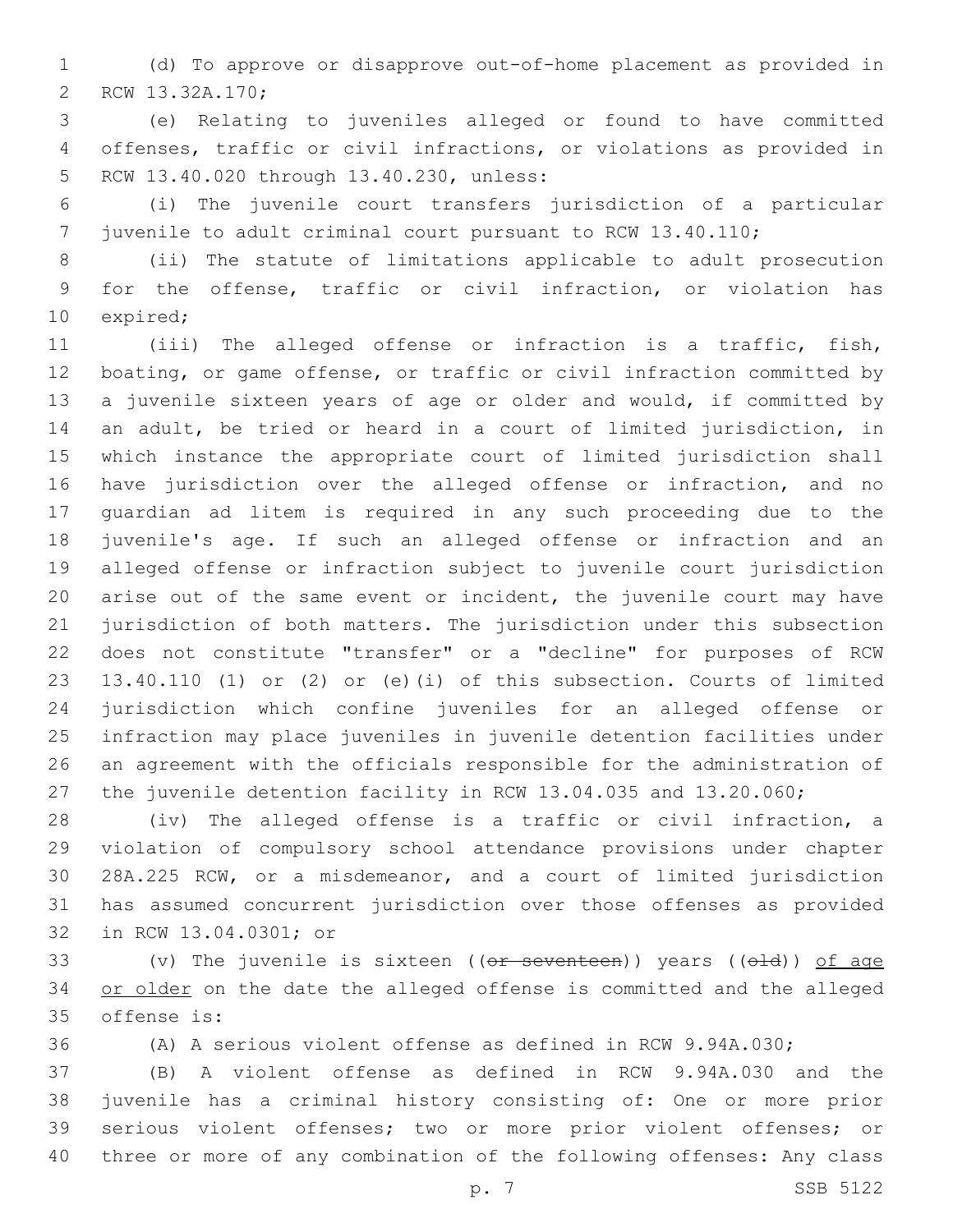(d) To approve or disapprove out-of-home placement as provided in RCW 13.32A.170;

(e) Relating to juveniles alleged or found to have committed offenses, traffic or civil infractions, or violations as provided in RCW 13.40.020 through 13.40.230, unless:

(i) The juvenile court transfers jurisdiction of a particular juvenile to adult criminal court pursuant to RCW 13.40.110;

(ii) The statute of limitations applicable to adult prosecution for the offense, traffic or civil infraction, or violation has expired;

(iii) The alleged offense or infraction is a traffic, fish, boating, or game offense, or traffic or civil infraction committed by a juvenile sixteen years of age or older and would, if committed by an adult, be tried or heard in a court of limited jurisdiction, in which instance the appropriate court of limited jurisdiction shall have jurisdiction over the alleged offense or infraction, and no guardian ad litem is required in any such proceeding due to the juvenile's age. If such an alleged offense or infraction and an alleged offense or infraction subject to juvenile court jurisdiction arise out of the same event or incident, the juvenile court may have jurisdiction of both matters. The jurisdiction under this subsection does not constitute "transfer" or a "decline" for purposes of RCW 13.40.110 (1) or (2) or (e)(i) of this subsection. Courts of limited jurisdiction which confine juveniles for an alleged offense or infraction may place juveniles in juvenile detention facilities under an agreement with the officials responsible for the administration of the juvenile detention facility in RCW 13.04.035 and 13.20.060;

(iv) The alleged offense is a traffic or civil infraction, a violation of compulsory school attendance provisions under chapter 28A.225 RCW, or a misdemeanor, and a court of limited jurisdiction has assumed concurrent jurisdiction over those offenses as provided in RCW 13.04.0301; or

(v) The juvenile is sixteen ((~~or seventeen~~)) years ((~~old~~)) <u>of age or older</u> on the date the alleged offense is committed and the alleged offense is:

(A) A serious violent offense as defined in RCW 9.94A.030;

(B) A violent offense as defined in RCW 9.94A.030 and the juvenile has a criminal history consisting of: One or more prior serious violent offenses; two or more prior violent offenses; or three or more of any combination of the following offenses: Any class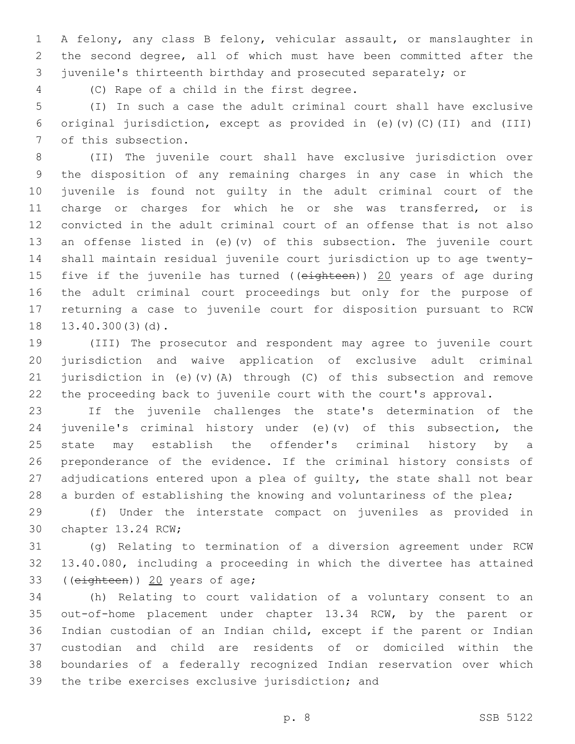A felony, any class B felony, vehicular assault, or manslaughter in the second degree, all of which must have been committed after the juvenile's thirteenth birthday and prosecuted separately; or

(C) Rape of a child in the first degree.

(I) In such a case the adult criminal court shall have exclusive original jurisdiction, except as provided in (e)(v)(C)(II) and (III) of this subsection.

(II) The juvenile court shall have exclusive jurisdiction over the disposition of any remaining charges in any case in which the juvenile is found not guilty in the adult criminal court of the charge or charges for which he or she was transferred, or is convicted in the adult criminal court of an offense that is not also an offense listed in (e)(v) of this subsection. The juvenile court shall maintain residual juvenile court jurisdiction up to age twenty-five if the juvenile has turned ((~~eighteen~~)) <u>20</u> years of age during the adult criminal court proceedings but only for the purpose of returning a case to juvenile court for disposition pursuant to RCW 13.40.300(3)(d).

(III) The prosecutor and respondent may agree to juvenile court jurisdiction and waive application of exclusive adult criminal jurisdiction in (e)(v)(A) through (C) of this subsection and remove the proceeding back to juvenile court with the court's approval.

If the juvenile challenges the state's determination of the juvenile's criminal history under (e)(v) of this subsection, the state may establish the offender's criminal history by a preponderance of the evidence. If the criminal history consists of adjudications entered upon a plea of guilty, the state shall not bear a burden of establishing the knowing and voluntariness of the plea;

(f) Under the interstate compact on juveniles as provided in chapter 13.24 RCW;

(g) Relating to termination of a diversion agreement under RCW 13.40.080, including a proceeding in which the divertee has attained ((~~eighteen~~)) <u>20</u> years of age;

(h) Relating to court validation of a voluntary consent to an out-of-home placement under chapter 13.34 RCW, by the parent or Indian custodian of an Indian child, except if the parent or Indian custodian and child are residents of or domiciled within the boundaries of a federally recognized Indian reservation over which the tribe exercises exclusive jurisdiction; and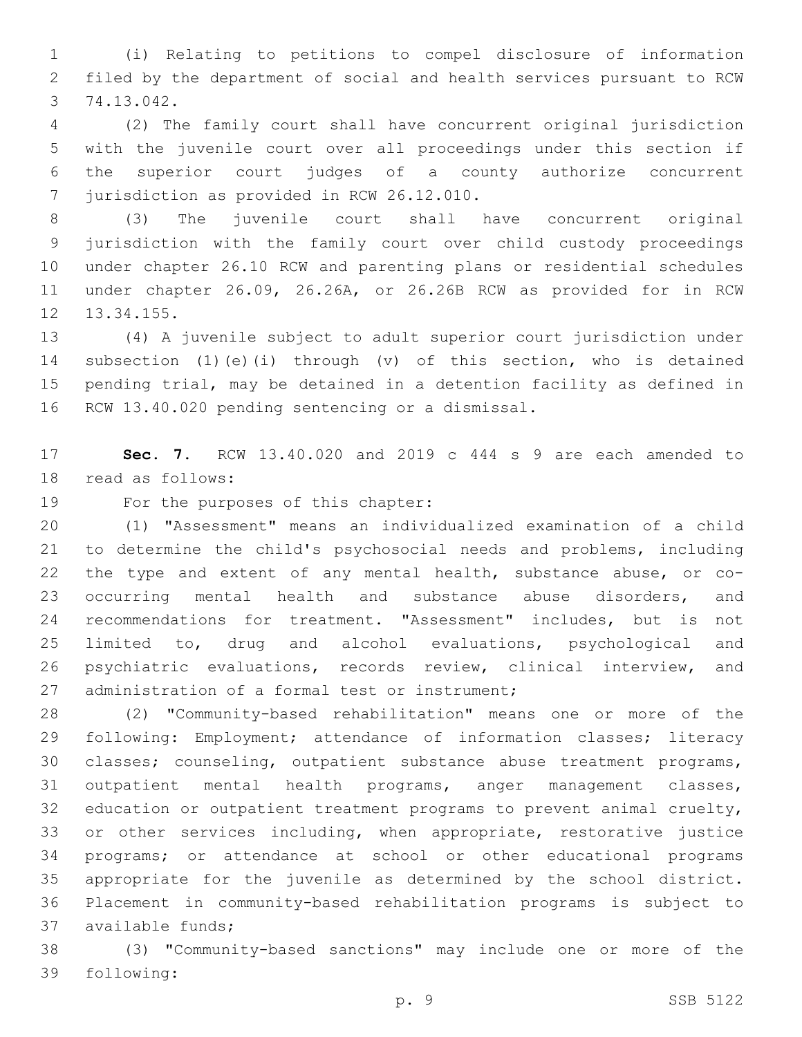(i) Relating to petitions to compel disclosure of information filed by the department of social and health services pursuant to RCW 74.13.042.

(2) The family court shall have concurrent original jurisdiction with the juvenile court over all proceedings under this section if the superior court judges of a county authorize concurrent jurisdiction as provided in RCW 26.12.010.

(3) The juvenile court shall have concurrent original jurisdiction with the family court over child custody proceedings under chapter 26.10 RCW and parenting plans or residential schedules under chapter 26.09, 26.26A, or 26.26B RCW as provided for in RCW 13.34.155.

(4) A juvenile subject to adult superior court jurisdiction under subsection (1)(e)(i) through (v) of this section, who is detained pending trial, may be detained in a detention facility as defined in RCW 13.40.020 pending sentencing or a dismissal.

**Sec. 7.** RCW 13.40.020 and 2019 c 444 s 9 are each amended to read as follows:

For the purposes of this chapter:

(1) "Assessment" means an individualized examination of a child to determine the child's psychosocial needs and problems, including the type and extent of any mental health, substance abuse, or co-occurring mental health and substance abuse disorders, and recommendations for treatment. "Assessment" includes, but is not limited to, drug and alcohol evaluations, psychological and psychiatric evaluations, records review, clinical interview, and administration of a formal test or instrument;

(2) "Community-based rehabilitation" means one or more of the following: Employment; attendance of information classes; literacy classes; counseling, outpatient substance abuse treatment programs, outpatient mental health programs, anger management classes, education or outpatient treatment programs to prevent animal cruelty, or other services including, when appropriate, restorative justice programs; or attendance at school or other educational programs appropriate for the juvenile as determined by the school district. Placement in community-based rehabilitation programs is subject to available funds;

(3) "Community-based sanctions" may include one or more of the following: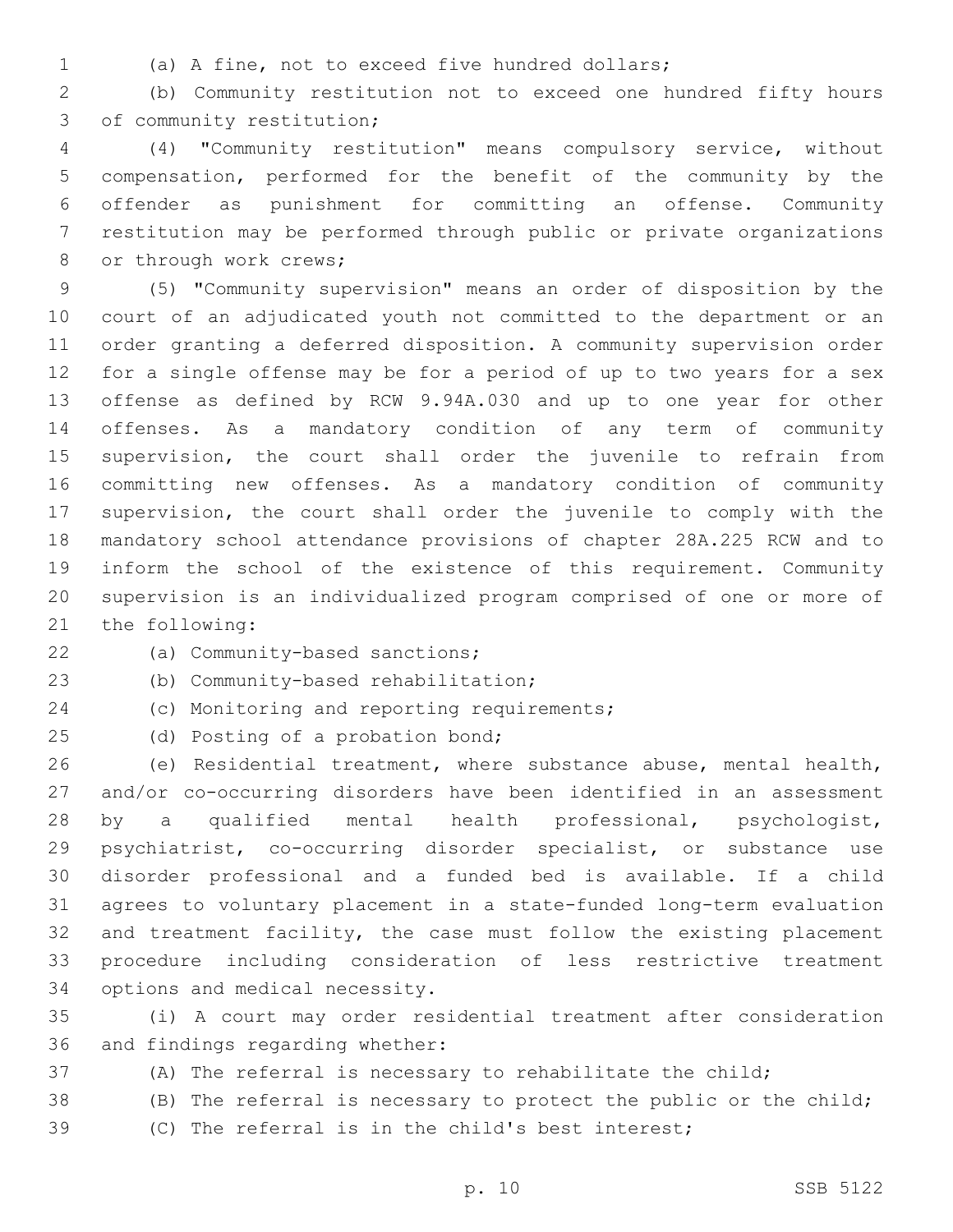(a) A fine, not to exceed five hundred dollars;

(b) Community restitution not to exceed one hundred fifty hours of community restitution;

(4) "Community restitution" means compulsory service, without compensation, performed for the benefit of the community by the offender as punishment for committing an offense. Community restitution may be performed through public or private organizations or through work crews;

(5) "Community supervision" means an order of disposition by the court of an adjudicated youth not committed to the department or an order granting a deferred disposition. A community supervision order for a single offense may be for a period of up to two years for a sex offense as defined by RCW 9.94A.030 and up to one year for other offenses. As a mandatory condition of any term of community supervision, the court shall order the juvenile to refrain from committing new offenses. As a mandatory condition of community supervision, the court shall order the juvenile to comply with the mandatory school attendance provisions of chapter 28A.225 RCW and to inform the school of the existence of this requirement. Community supervision is an individualized program comprised of one or more of the following:

(a) Community-based sanctions;

(b) Community-based rehabilitation;

(c) Monitoring and reporting requirements;

(d) Posting of a probation bond;

(e) Residential treatment, where substance abuse, mental health, and/or co-occurring disorders have been identified in an assessment by a qualified mental health professional, psychologist, psychiatrist, co-occurring disorder specialist, or substance use disorder professional and a funded bed is available. If a child agrees to voluntary placement in a state-funded long-term evaluation and treatment facility, the case must follow the existing placement procedure including consideration of less restrictive treatment options and medical necessity.

(i) A court may order residential treatment after consideration and findings regarding whether:

(A) The referral is necessary to rehabilitate the child;

(B) The referral is necessary to protect the public or the child;

(C) The referral is in the child's best interest;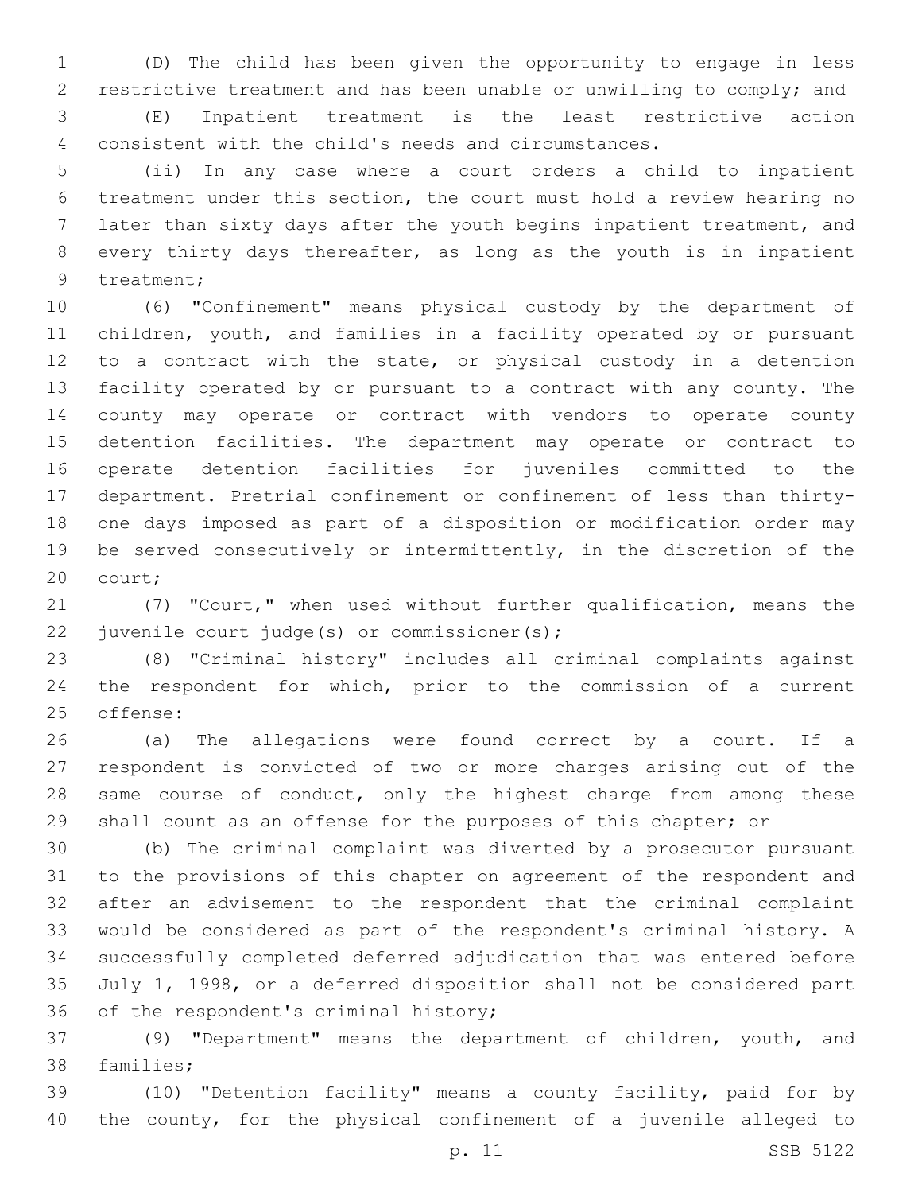(D) The child has been given the opportunity to engage in less restrictive treatment and has been unable or unwilling to comply; and

(E) Inpatient treatment is the least restrictive action consistent with the child's needs and circumstances.

(ii) In any case where a court orders a child to inpatient treatment under this section, the court must hold a review hearing no later than sixty days after the youth begins inpatient treatment, and every thirty days thereafter, as long as the youth is in inpatient treatment;

(6) "Confinement" means physical custody by the department of children, youth, and families in a facility operated by or pursuant to a contract with the state, or physical custody in a detention facility operated by or pursuant to a contract with any county. The county may operate or contract with vendors to operate county detention facilities. The department may operate or contract to operate detention facilities for juveniles committed to the department. Pretrial confinement or confinement of less than thirty-one days imposed as part of a disposition or modification order may be served consecutively or intermittently, in the discretion of the court;

(7) "Court," when used without further qualification, means the juvenile court judge(s) or commissioner(s);

(8) "Criminal history" includes all criminal complaints against the respondent for which, prior to the commission of a current offense:

(a) The allegations were found correct by a court. If a respondent is convicted of two or more charges arising out of the same course of conduct, only the highest charge from among these shall count as an offense for the purposes of this chapter; or

(b) The criminal complaint was diverted by a prosecutor pursuant to the provisions of this chapter on agreement of the respondent and after an advisement to the respondent that the criminal complaint would be considered as part of the respondent's criminal history. A successfully completed deferred adjudication that was entered before July 1, 1998, or a deferred disposition shall not be considered part of the respondent's criminal history;

(9) "Department" means the department of children, youth, and families;

(10) "Detention facility" means a county facility, paid for by the county, for the physical confinement of a juvenile alleged to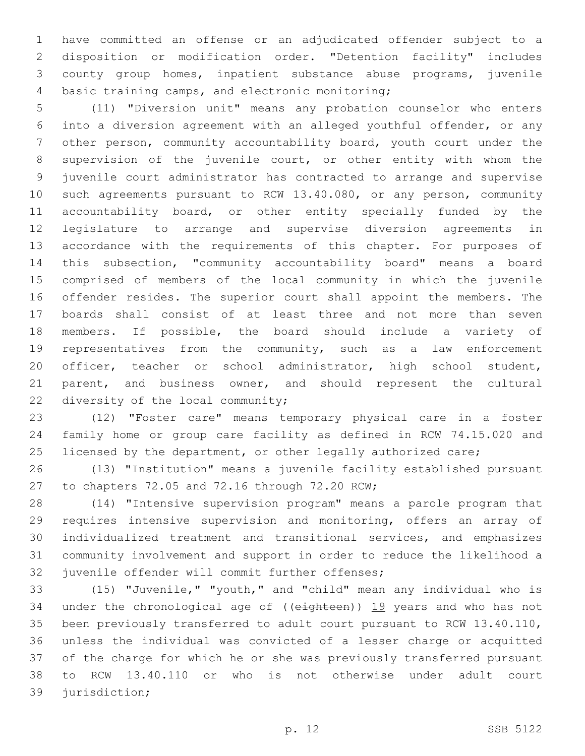have committed an offense or an adjudicated offender subject to a disposition or modification order. "Detention facility" includes county group homes, inpatient substance abuse programs, juvenile basic training camps, and electronic monitoring;

(11) "Diversion unit" means any probation counselor who enters into a diversion agreement with an alleged youthful offender, or any other person, community accountability board, youth court under the supervision of the juvenile court, or other entity with whom the juvenile court administrator has contracted to arrange and supervise such agreements pursuant to RCW 13.40.080, or any person, community accountability board, or other entity specially funded by the legislature to arrange and supervise diversion agreements in accordance with the requirements of this chapter. For purposes of this subsection, "community accountability board" means a board comprised of members of the local community in which the juvenile offender resides. The superior court shall appoint the members. The boards shall consist of at least three and not more than seven members. If possible, the board should include a variety of representatives from the community, such as a law enforcement officer, teacher or school administrator, high school student, parent, and business owner, and should represent the cultural diversity of the local community;

(12) "Foster care" means temporary physical care in a foster family home or group care facility as defined in RCW 74.15.020 and licensed by the department, or other legally authorized care;

(13) "Institution" means a juvenile facility established pursuant to chapters 72.05 and 72.16 through 72.20 RCW;

(14) "Intensive supervision program" means a parole program that requires intensive supervision and monitoring, offers an array of individualized treatment and transitional services, and emphasizes community involvement and support in order to reduce the likelihood a juvenile offender will commit further offenses;

(15) "Juvenile," "youth," and "child" mean any individual who is under the chronological age of ((~~eighteen~~)) <u>19</u> years and who has not been previously transferred to adult court pursuant to RCW 13.40.110, unless the individual was convicted of a lesser charge or acquitted of the charge for which he or she was previously transferred pursuant to RCW 13.40.110 or who is not otherwise under adult court jurisdiction;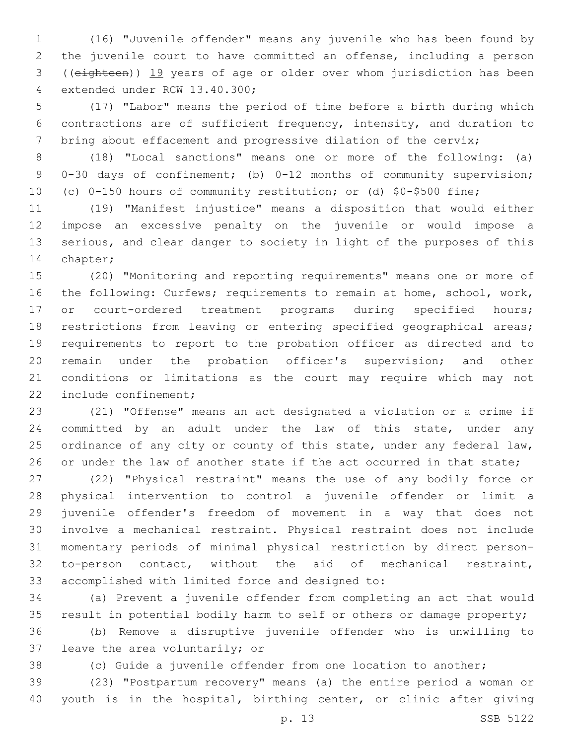(16) "Juvenile offender" means any juvenile who has been found by the juvenile court to have committed an offense, including a person ((~~eighteen~~)) 19 years of age or older over whom jurisdiction has been extended under RCW 13.40.300;

(17) "Labor" means the period of time before a birth during which contractions are of sufficient frequency, intensity, and duration to bring about effacement and progressive dilation of the cervix;

(18) "Local sanctions" means one or more of the following: (a) 0-30 days of confinement; (b) 0-12 months of community supervision; (c) 0-150 hours of community restitution; or (d) $0-$500 fine;

(19) "Manifest injustice" means a disposition that would either impose an excessive penalty on the juvenile or would impose a serious, and clear danger to society in light of the purposes of this chapter;

(20) "Monitoring and reporting requirements" means one or more of the following: Curfews; requirements to remain at home, school, work, or court-ordered treatment programs during specified hours; restrictions from leaving or entering specified geographical areas; requirements to report to the probation officer as directed and to remain under the probation officer's supervision; and other conditions or limitations as the court may require which may not include confinement;

(21) "Offense" means an act designated a violation or a crime if committed by an adult under the law of this state, under any ordinance of any city or county of this state, under any federal law, or under the law of another state if the act occurred in that state;

(22) "Physical restraint" means the use of any bodily force or physical intervention to control a juvenile offender or limit a juvenile offender's freedom of movement in a way that does not involve a mechanical restraint. Physical restraint does not include momentary periods of minimal physical restriction by direct person-to-person contact, without the aid of mechanical restraint, accomplished with limited force and designed to:

(a) Prevent a juvenile offender from completing an act that would result in potential bodily harm to self or others or damage property;

(b) Remove a disruptive juvenile offender who is unwilling to leave the area voluntarily; or

(c) Guide a juvenile offender from one location to another;

(23) "Postpartum recovery" means (a) the entire period a woman or youth is in the hospital, birthing center, or clinic after giving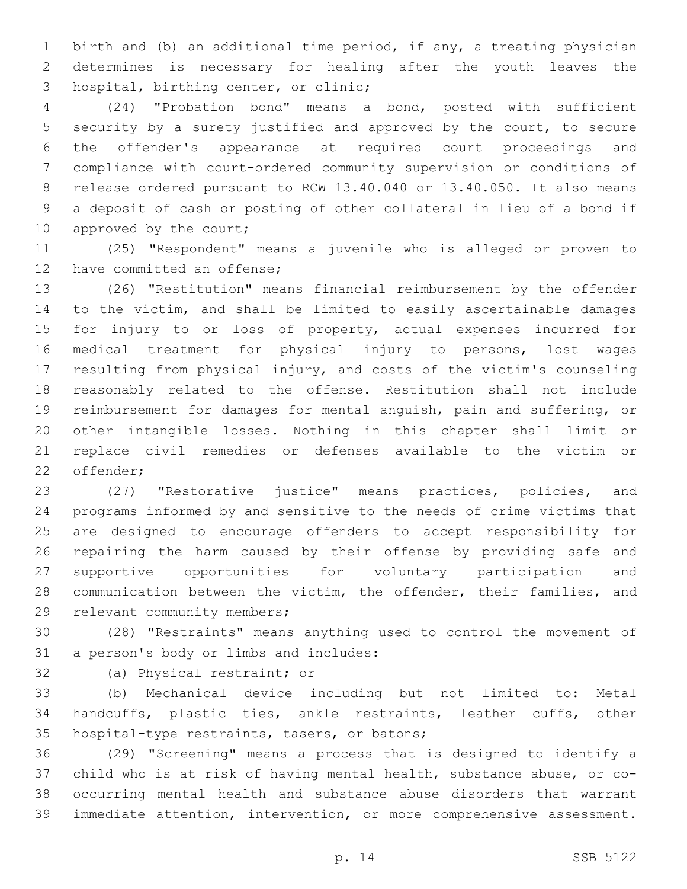birth and (b) an additional time period, if any, a treating physician determines is necessary for healing after the youth leaves the hospital, birthing center, or clinic;

(24) "Probation bond" means a bond, posted with sufficient security by a surety justified and approved by the court, to secure the offender's appearance at required court proceedings and compliance with court-ordered community supervision or conditions of release ordered pursuant to RCW 13.40.040 or 13.40.050. It also means a deposit of cash or posting of other collateral in lieu of a bond if approved by the court;

(25) "Respondent" means a juvenile who is alleged or proven to have committed an offense;

(26) "Restitution" means financial reimbursement by the offender to the victim, and shall be limited to easily ascertainable damages for injury to or loss of property, actual expenses incurred for medical treatment for physical injury to persons, lost wages resulting from physical injury, and costs of the victim's counseling reasonably related to the offense. Restitution shall not include reimbursement for damages for mental anguish, pain and suffering, or other intangible losses. Nothing in this chapter shall limit or replace civil remedies or defenses available to the victim or offender;

(27) "Restorative justice" means practices, policies, and programs informed by and sensitive to the needs of crime victims that are designed to encourage offenders to accept responsibility for repairing the harm caused by their offense by providing safe and supportive opportunities for voluntary participation and communication between the victim, the offender, their families, and relevant community members;

(28) "Restraints" means anything used to control the movement of a person's body or limbs and includes:

(a) Physical restraint; or

(b) Mechanical device including but not limited to: Metal handcuffs, plastic ties, ankle restraints, leather cuffs, other hospital-type restraints, tasers, or batons;

(29) "Screening" means a process that is designed to identify a child who is at risk of having mental health, substance abuse, or co-occurring mental health and substance abuse disorders that warrant immediate attention, intervention, or more comprehensive assessment.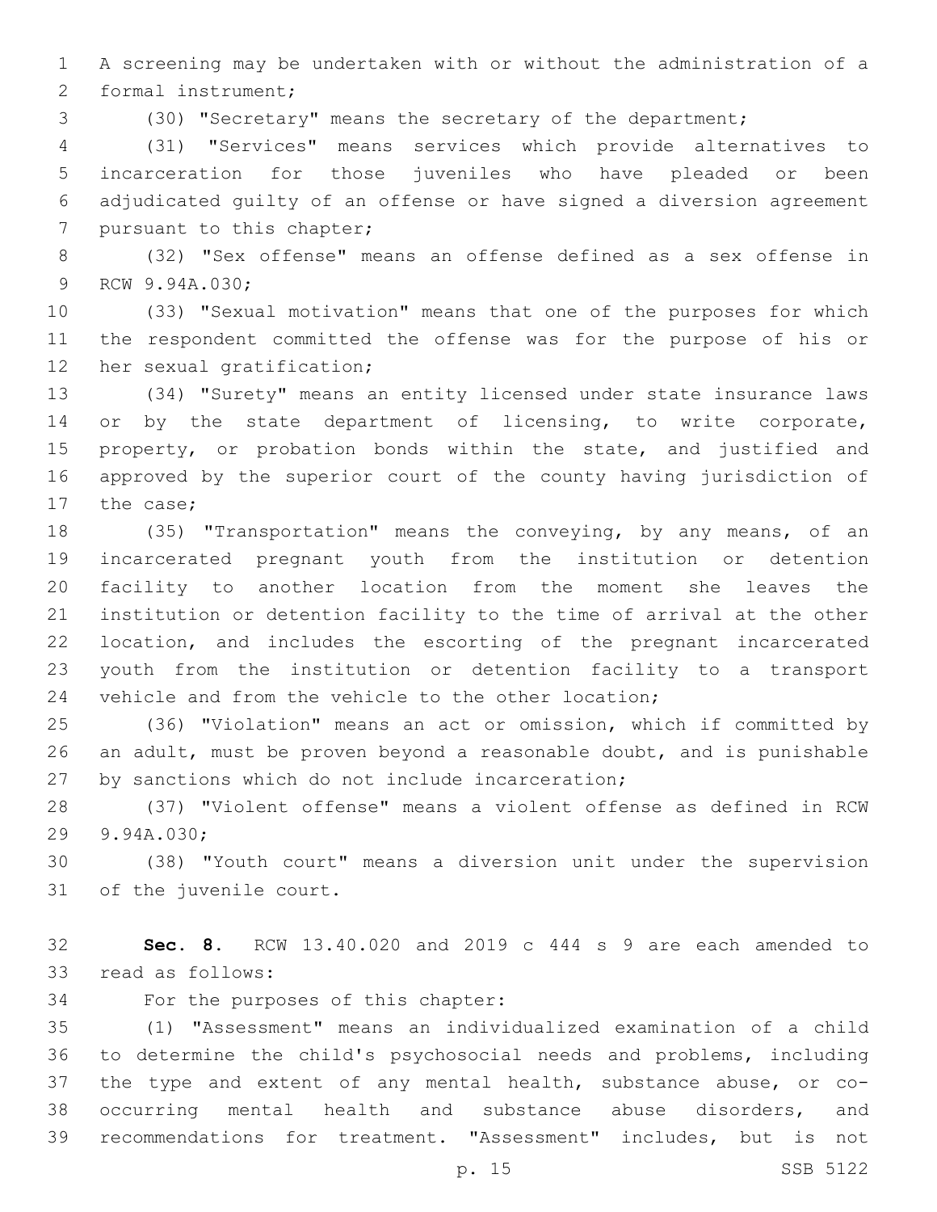A screening may be undertaken with or without the administration of a formal instrument;

(30) "Secretary" means the secretary of the department;

(31) "Services" means services which provide alternatives to incarceration for those juveniles who have pleaded or been adjudicated guilty of an offense or have signed a diversion agreement pursuant to this chapter;

(32) "Sex offense" means an offense defined as a sex offense in RCW 9.94A.030;

(33) "Sexual motivation" means that one of the purposes for which the respondent committed the offense was for the purpose of his or her sexual gratification;

(34) "Surety" means an entity licensed under state insurance laws or by the state department of licensing, to write corporate, property, or probation bonds within the state, and justified and approved by the superior court of the county having jurisdiction of the case;

(35) "Transportation" means the conveying, by any means, of an incarcerated pregnant youth from the institution or detention facility to another location from the moment she leaves the institution or detention facility to the time of arrival at the other location, and includes the escorting of the pregnant incarcerated youth from the institution or detention facility to a transport vehicle and from the vehicle to the other location;

(36) "Violation" means an act or omission, which if committed by an adult, must be proven beyond a reasonable doubt, and is punishable by sanctions which do not include incarceration;

(37) "Violent offense" means a violent offense as defined in RCW 9.94A.030;

(38) "Youth court" means a diversion unit under the supervision of the juvenile court.

**Sec. 8.** RCW 13.40.020 and 2019 c 444 s 9 are each amended to read as follows:

For the purposes of this chapter:

(1) "Assessment" means an individualized examination of a child to determine the child's psychosocial needs and problems, including the type and extent of any mental health, substance abuse, or co-occurring mental health and substance abuse disorders, and recommendations for treatment. "Assessment" includes, but is not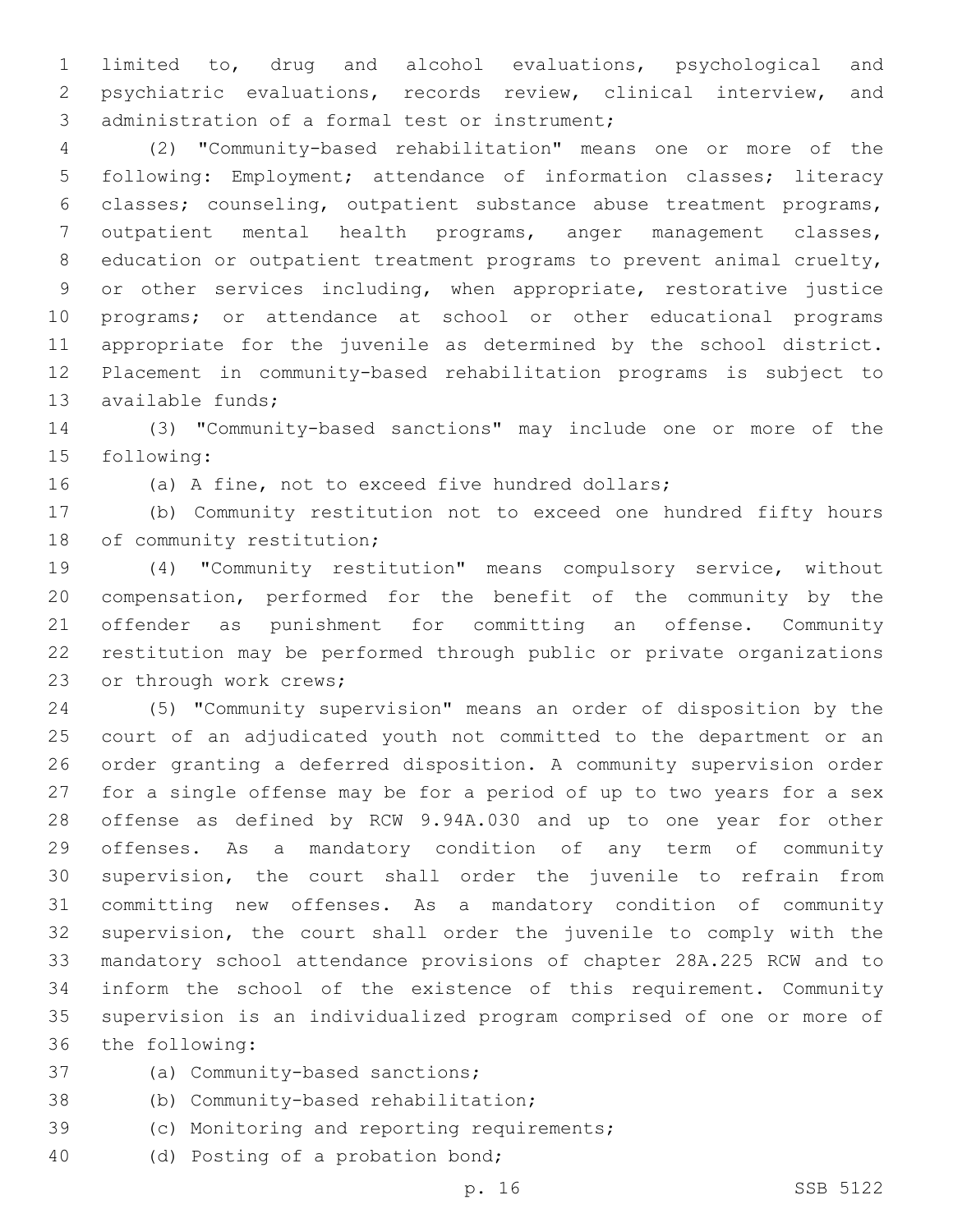limited to, drug and alcohol evaluations, psychological and psychiatric evaluations, records review, clinical interview, and administration of a formal test or instrument;

(2) "Community-based rehabilitation" means one or more of the following: Employment; attendance of information classes; literacy classes; counseling, outpatient substance abuse treatment programs, outpatient mental health programs, anger management classes, education or outpatient treatment programs to prevent animal cruelty, or other services including, when appropriate, restorative justice programs; or attendance at school or other educational programs appropriate for the juvenile as determined by the school district. Placement in community-based rehabilitation programs is subject to available funds;

(3) "Community-based sanctions" may include one or more of the following:

(a) A fine, not to exceed five hundred dollars;

(b) Community restitution not to exceed one hundred fifty hours of community restitution;

(4) "Community restitution" means compulsory service, without compensation, performed for the benefit of the community by the offender as punishment for committing an offense. Community restitution may be performed through public or private organizations or through work crews;

(5) "Community supervision" means an order of disposition by the court of an adjudicated youth not committed to the department or an order granting a deferred disposition. A community supervision order for a single offense may be for a period of up to two years for a sex offense as defined by RCW 9.94A.030 and up to one year for other offenses. As a mandatory condition of any term of community supervision, the court shall order the juvenile to refrain from committing new offenses. As a mandatory condition of community supervision, the court shall order the juvenile to comply with the mandatory school attendance provisions of chapter 28A.225 RCW and to inform the school of the existence of this requirement. Community supervision is an individualized program comprised of one or more of the following:

(a) Community-based sanctions;

(b) Community-based rehabilitation;

(c) Monitoring and reporting requirements;

(d) Posting of a probation bond;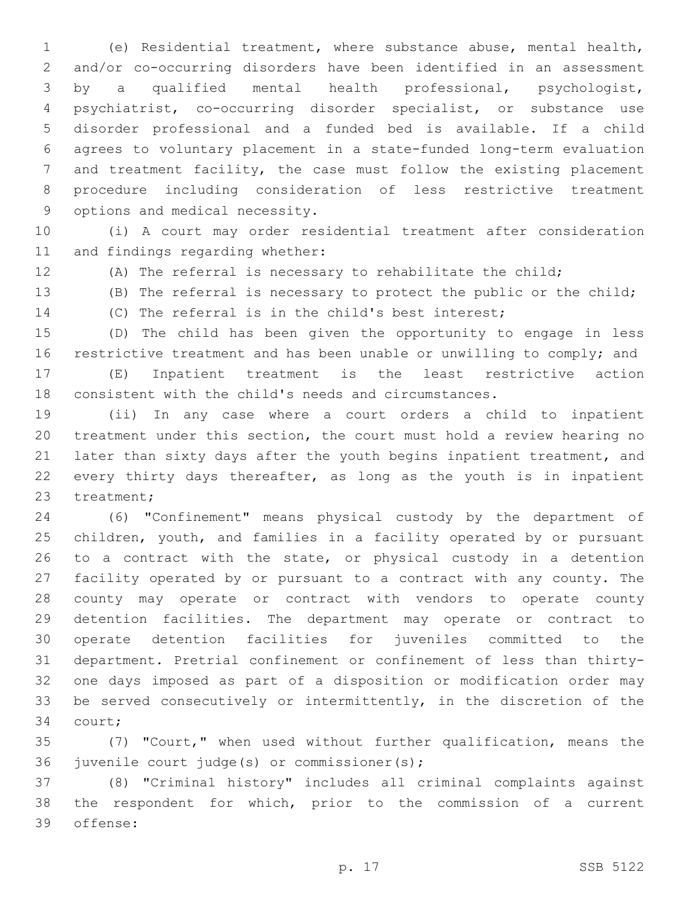(e) Residential treatment, where substance abuse, mental health, and/or co-occurring disorders have been identified in an assessment by a qualified mental health professional, psychologist, psychiatrist, co-occurring disorder specialist, or substance use disorder professional and a funded bed is available. If a child agrees to voluntary placement in a state-funded long-term evaluation and treatment facility, the case must follow the existing placement procedure including consideration of less restrictive treatment options and medical necessity.

(i) A court may order residential treatment after consideration and findings regarding whether:

(A) The referral is necessary to rehabilitate the child;

(B) The referral is necessary to protect the public or the child;

(C) The referral is in the child's best interest;

(D) The child has been given the opportunity to engage in less restrictive treatment and has been unable or unwilling to comply; and

(E) Inpatient treatment is the least restrictive action consistent with the child's needs and circumstances.

(ii) In any case where a court orders a child to inpatient treatment under this section, the court must hold a review hearing no later than sixty days after the youth begins inpatient treatment, and every thirty days thereafter, as long as the youth is in inpatient treatment;

(6) "Confinement" means physical custody by the department of children, youth, and families in a facility operated by or pursuant to a contract with the state, or physical custody in a detention facility operated by or pursuant to a contract with any county. The county may operate or contract with vendors to operate county detention facilities. The department may operate or contract to operate detention facilities for juveniles committed to the department. Pretrial confinement or confinement of less than thirty-one days imposed as part of a disposition or modification order may be served consecutively or intermittently, in the discretion of the court;

(7) "Court," when used without further qualification, means the juvenile court judge(s) or commissioner(s);

(8) "Criminal history" includes all criminal complaints against the respondent for which, prior to the commission of a current offense: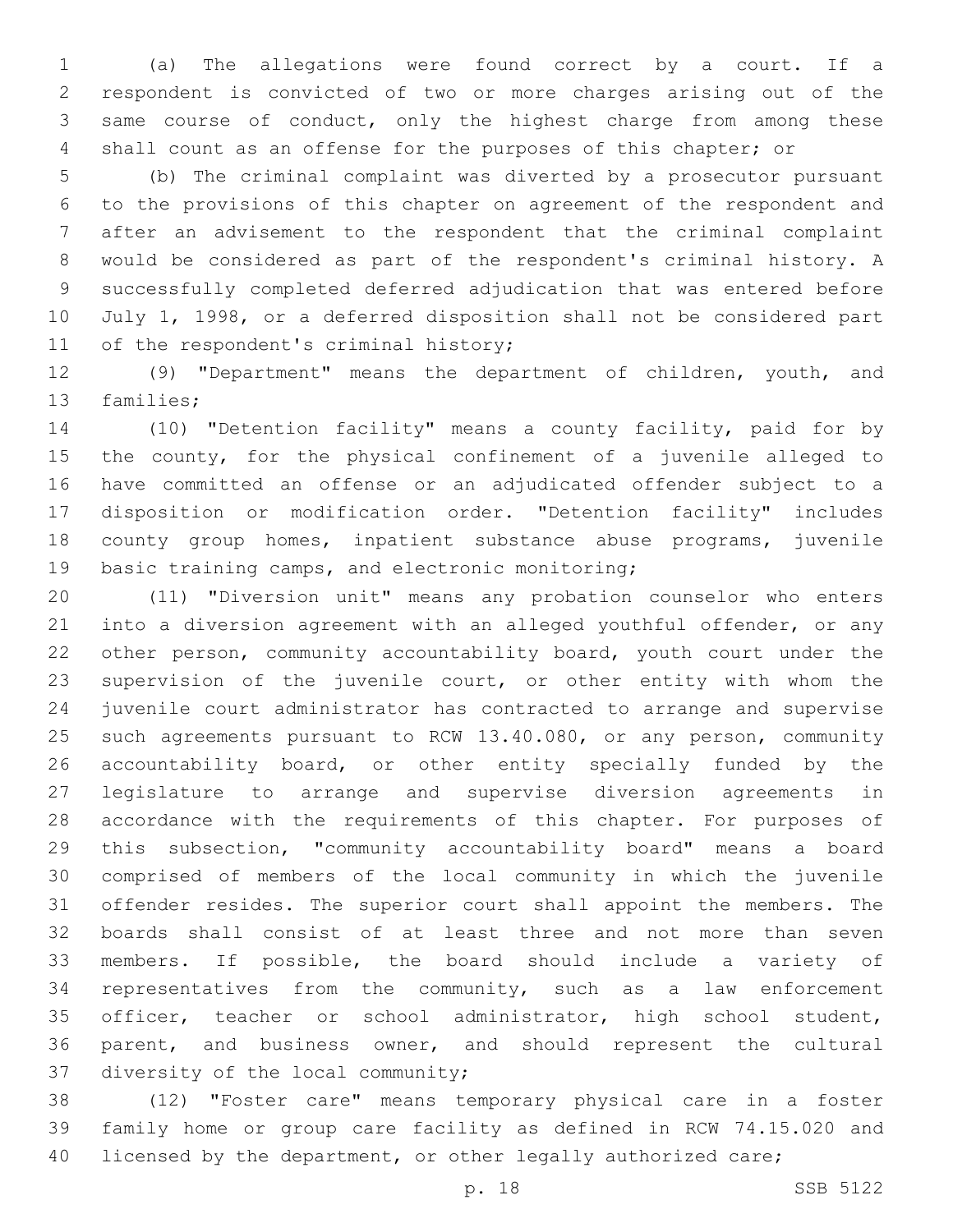(a) The allegations were found correct by a court. If a respondent is convicted of two or more charges arising out of the same course of conduct, only the highest charge from among these shall count as an offense for the purposes of this chapter; or

(b) The criminal complaint was diverted by a prosecutor pursuant to the provisions of this chapter on agreement of the respondent and after an advisement to the respondent that the criminal complaint would be considered as part of the respondent's criminal history. A successfully completed deferred adjudication that was entered before July 1, 1998, or a deferred disposition shall not be considered part of the respondent's criminal history;

(9) "Department" means the department of children, youth, and families;

(10) "Detention facility" means a county facility, paid for by the county, for the physical confinement of a juvenile alleged to have committed an offense or an adjudicated offender subject to a disposition or modification order. "Detention facility" includes county group homes, inpatient substance abuse programs, juvenile basic training camps, and electronic monitoring;

(11) "Diversion unit" means any probation counselor who enters into a diversion agreement with an alleged youthful offender, or any other person, community accountability board, youth court under the supervision of the juvenile court, or other entity with whom the juvenile court administrator has contracted to arrange and supervise such agreements pursuant to RCW 13.40.080, or any person, community accountability board, or other entity specially funded by the legislature to arrange and supervise diversion agreements in accordance with the requirements of this chapter. For purposes of this subsection, "community accountability board" means a board comprised of members of the local community in which the juvenile offender resides. The superior court shall appoint the members. The boards shall consist of at least three and not more than seven members. If possible, the board should include a variety of representatives from the community, such as a law enforcement officer, teacher or school administrator, high school student, parent, and business owner, and should represent the cultural diversity of the local community;

(12) "Foster care" means temporary physical care in a foster family home or group care facility as defined in RCW 74.15.020 and licensed by the department, or other legally authorized care;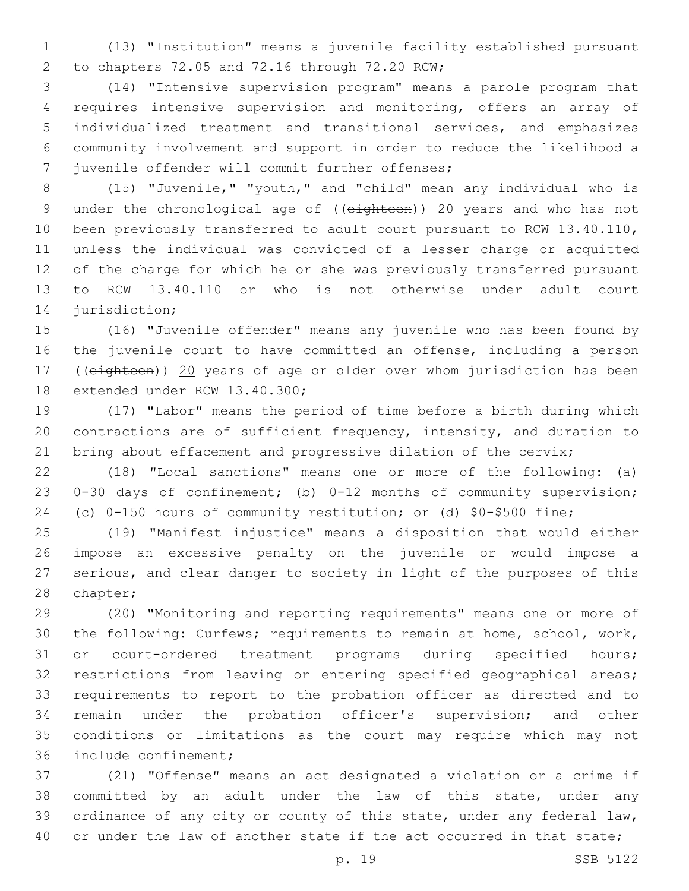(13) "Institution" means a juvenile facility established pursuant to chapters 72.05 and 72.16 through 72.20 RCW;

(14) "Intensive supervision program" means a parole program that requires intensive supervision and monitoring, offers an array of individualized treatment and transitional services, and emphasizes community involvement and support in order to reduce the likelihood a juvenile offender will commit further offenses;

(15) "Juvenile," "youth," and "child" mean any individual who is under the chronological age of ((~~eighteen~~)) 20 years and who has not been previously transferred to adult court pursuant to RCW 13.40.110, unless the individual was convicted of a lesser charge or acquitted of the charge for which he or she was previously transferred pursuant to RCW 13.40.110 or who is not otherwise under adult court jurisdiction;

(16) "Juvenile offender" means any juvenile who has been found by the juvenile court to have committed an offense, including a person ((~~eighteen~~)) 20 years of age or older over whom jurisdiction has been extended under RCW 13.40.300;

(17) "Labor" means the period of time before a birth during which contractions are of sufficient frequency, intensity, and duration to bring about effacement and progressive dilation of the cervix;

(18) "Local sanctions" means one or more of the following: (a) 0-30 days of confinement; (b) 0-12 months of community supervision; (c) 0-150 hours of community restitution; or (d) $0-$500 fine;

(19) "Manifest injustice" means a disposition that would either impose an excessive penalty on the juvenile or would impose a serious, and clear danger to society in light of the purposes of this chapter;

(20) "Monitoring and reporting requirements" means one or more of the following: Curfews; requirements to remain at home, school, work, or court-ordered treatment programs during specified hours; restrictions from leaving or entering specified geographical areas; requirements to report to the probation officer as directed and to remain under the probation officer's supervision; and other conditions or limitations as the court may require which may not include confinement;

(21) "Offense" means an act designated a violation or a crime if committed by an adult under the law of this state, under any ordinance of any city or county of this state, under any federal law, or under the law of another state if the act occurred in that state;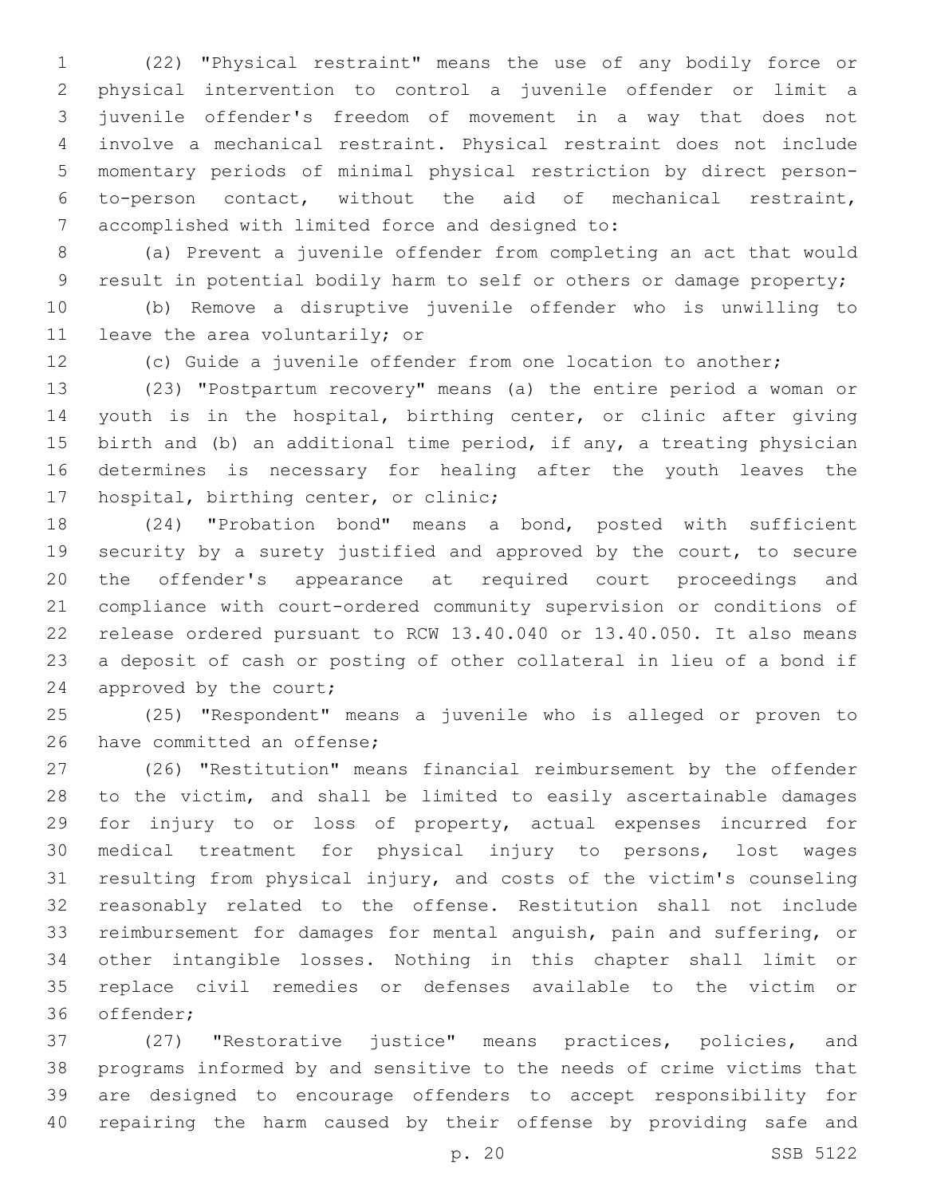(22) "Physical restraint" means the use of any bodily force or physical intervention to control a juvenile offender or limit a juvenile offender's freedom of movement in a way that does not involve a mechanical restraint. Physical restraint does not include momentary periods of minimal physical restriction by direct person-to-person contact, without the aid of mechanical restraint, accomplished with limited force and designed to:

(a) Prevent a juvenile offender from completing an act that would result in potential bodily harm to self or others or damage property;

(b) Remove a disruptive juvenile offender who is unwilling to leave the area voluntarily; or

(c) Guide a juvenile offender from one location to another;

(23) "Postpartum recovery" means (a) the entire period a woman or youth is in the hospital, birthing center, or clinic after giving birth and (b) an additional time period, if any, a treating physician determines is necessary for healing after the youth leaves the hospital, birthing center, or clinic;

(24) "Probation bond" means a bond, posted with sufficient security by a surety justified and approved by the court, to secure the offender's appearance at required court proceedings and compliance with court-ordered community supervision or conditions of release ordered pursuant to RCW 13.40.040 or 13.40.050. It also means a deposit of cash or posting of other collateral in lieu of a bond if approved by the court;

(25) "Respondent" means a juvenile who is alleged or proven to have committed an offense;

(26) "Restitution" means financial reimbursement by the offender to the victim, and shall be limited to easily ascertainable damages for injury to or loss of property, actual expenses incurred for medical treatment for physical injury to persons, lost wages resulting from physical injury, and costs of the victim's counseling reasonably related to the offense. Restitution shall not include reimbursement for damages for mental anguish, pain and suffering, or other intangible losses. Nothing in this chapter shall limit or replace civil remedies or defenses available to the victim or offender;

(27) "Restorative justice" means practices, policies, and programs informed by and sensitive to the needs of crime victims that are designed to encourage offenders to accept responsibility for repairing the harm caused by their offense by providing safe and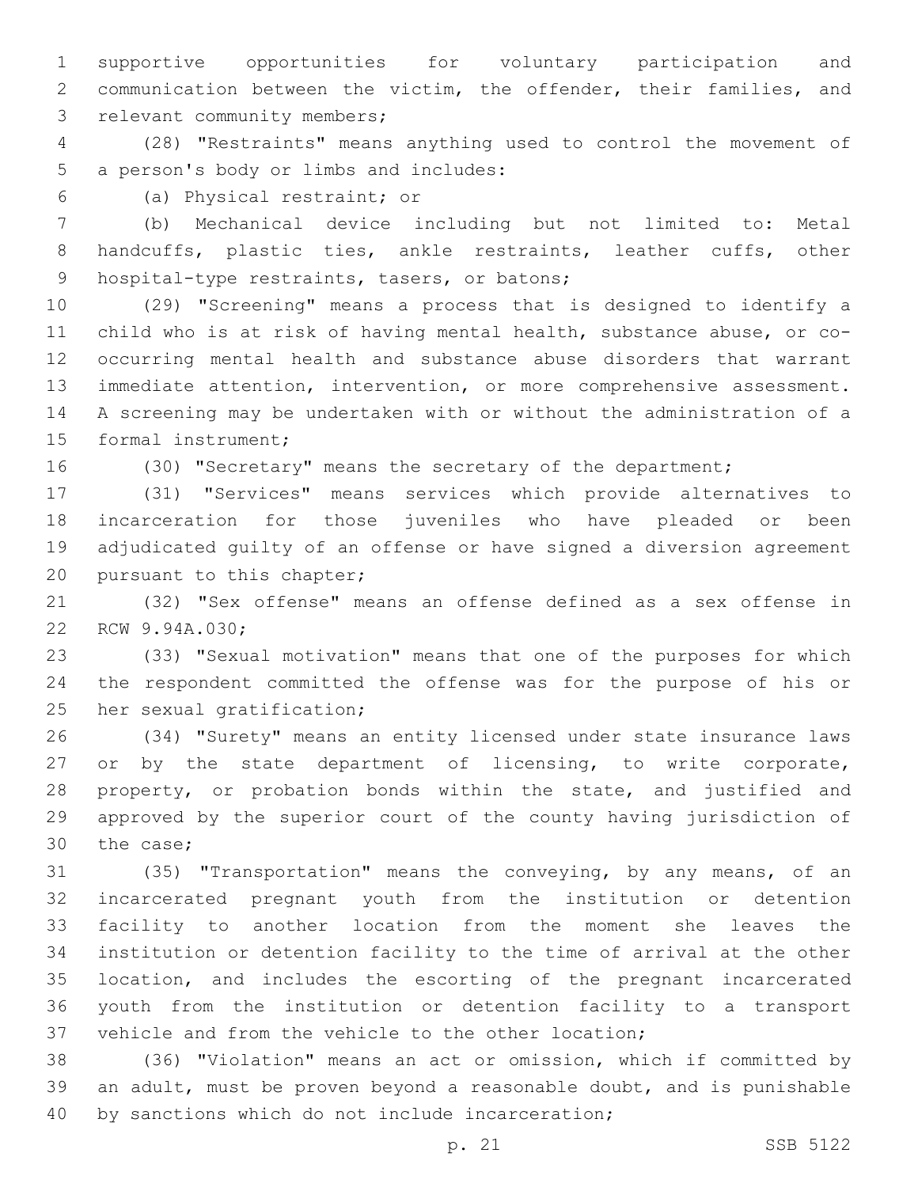supportive opportunities for voluntary participation and communication between the victim, the offender, their families, and relevant community members;

(28) "Restraints" means anything used to control the movement of a person's body or limbs and includes:

(a) Physical restraint; or

(b) Mechanical device including but not limited to: Metal handcuffs, plastic ties, ankle restraints, leather cuffs, other hospital-type restraints, tasers, or batons;

(29) "Screening" means a process that is designed to identify a child who is at risk of having mental health, substance abuse, or co-occurring mental health and substance abuse disorders that warrant immediate attention, intervention, or more comprehensive assessment. A screening may be undertaken with or without the administration of a formal instrument;

(30) "Secretary" means the secretary of the department;

(31) "Services" means services which provide alternatives to incarceration for those juveniles who have pleaded or been adjudicated guilty of an offense or have signed a diversion agreement pursuant to this chapter;

(32) "Sex offense" means an offense defined as a sex offense in RCW 9.94A.030;

(33) "Sexual motivation" means that one of the purposes for which the respondent committed the offense was for the purpose of his or her sexual gratification;

(34) "Surety" means an entity licensed under state insurance laws or by the state department of licensing, to write corporate, property, or probation bonds within the state, and justified and approved by the superior court of the county having jurisdiction of the case;

(35) "Transportation" means the conveying, by any means, of an incarcerated pregnant youth from the institution or detention facility to another location from the moment she leaves the institution or detention facility to the time of arrival at the other location, and includes the escorting of the pregnant incarcerated youth from the institution or detention facility to a transport vehicle and from the vehicle to the other location;

(36) "Violation" means an act or omission, which if committed by an adult, must be proven beyond a reasonable doubt, and is punishable by sanctions which do not include incarceration;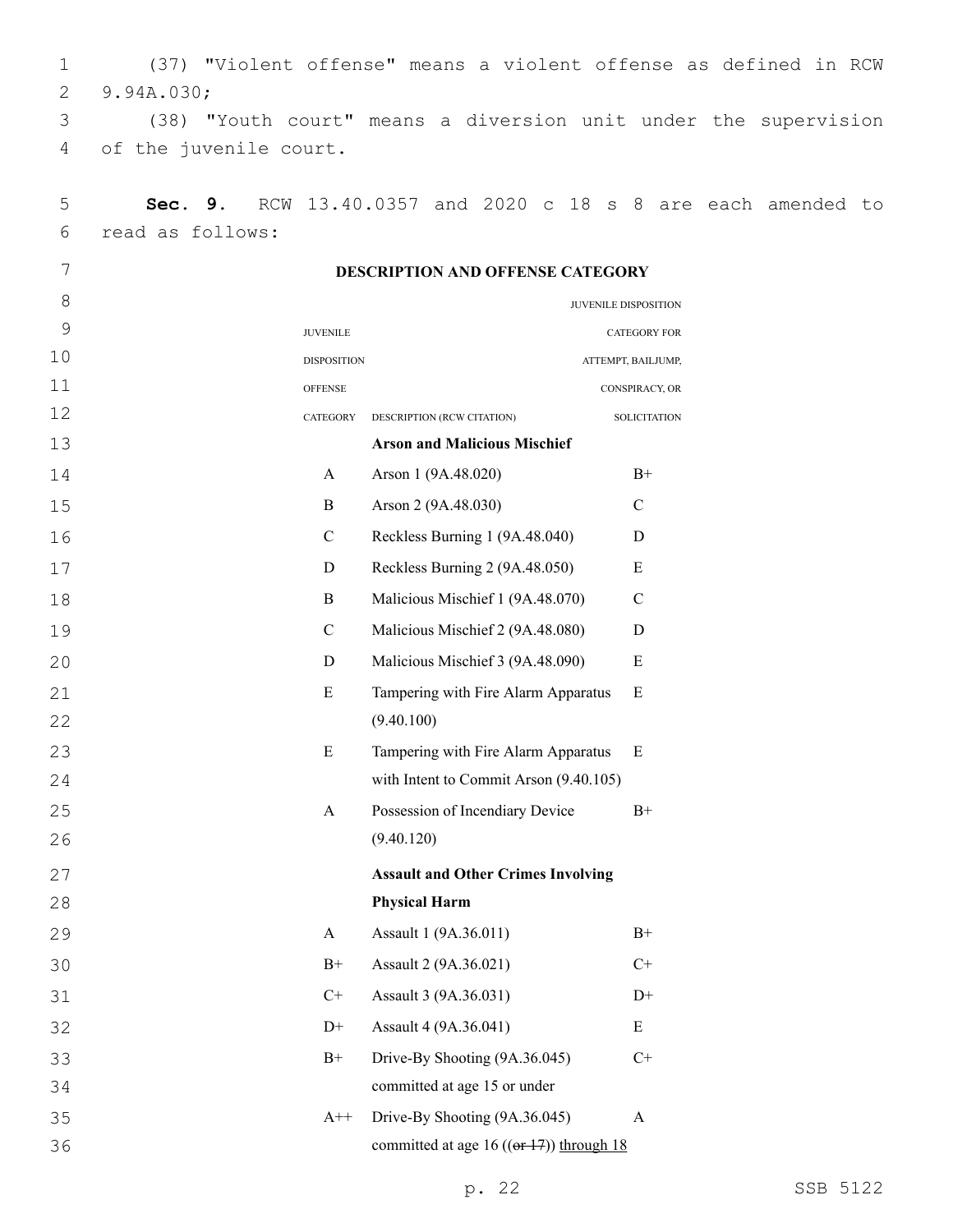(37) "Violent offense" means a violent offense as defined in RCW 9.94A.030;

(38) "Youth court" means a diversion unit under the supervision of the juvenile court.

**Sec. 9.** RCW 13.40.0357 and 2020 c 18 s 8 are each amended to read as follows:

**DESCRIPTION AND OFFENSE CATEGORY**

| JUVENILE DISPOSITION OFFENSE CATEGORY | DESCRIPTION (RCW CITATION) | JUVENILE DISPOSITION CATEGORY FOR ATTEMPT, BAILJUMP, CONSPIRACY, OR SOLICITATION |
|---|---|---|
| | **Arson and Malicious Mischief** | |
| A | Arson 1 (9A.48.020) | B+ |
| B | Arson 2 (9A.48.030) | C |
| C | Reckless Burning 1 (9A.48.040) | D |
| D | Reckless Burning 2 (9A.48.050) | E |
| B | Malicious Mischief 1 (9A.48.070) | C |
| C | Malicious Mischief 2 (9A.48.080) | D |
| D | Malicious Mischief 3 (9A.48.090) | E |
| E | Tampering with Fire Alarm Apparatus (9.40.100) | E |
| E | Tampering with Fire Alarm Apparatus with Intent to Commit Arson (9.40.105) | E |
| A | Possession of Incendiary Device (9.40.120) | B+ |
| | **Assault and Other Crimes Involving Physical Harm** | |
| A | Assault 1 (9A.36.011) | B+ |
| B+ | Assault 2 (9A.36.021) | C+ |
| C+ | Assault 3 (9A.36.031) | D+ |
| D+ | Assault 4 (9A.36.041) | E |
| B+ | Drive-By Shooting (9A.36.045) committed at age 15 or under | C+ |
| A++ | Drive-By Shooting (9A.36.045) committed at age 16 ((~~or 17~~)) through 18 | A |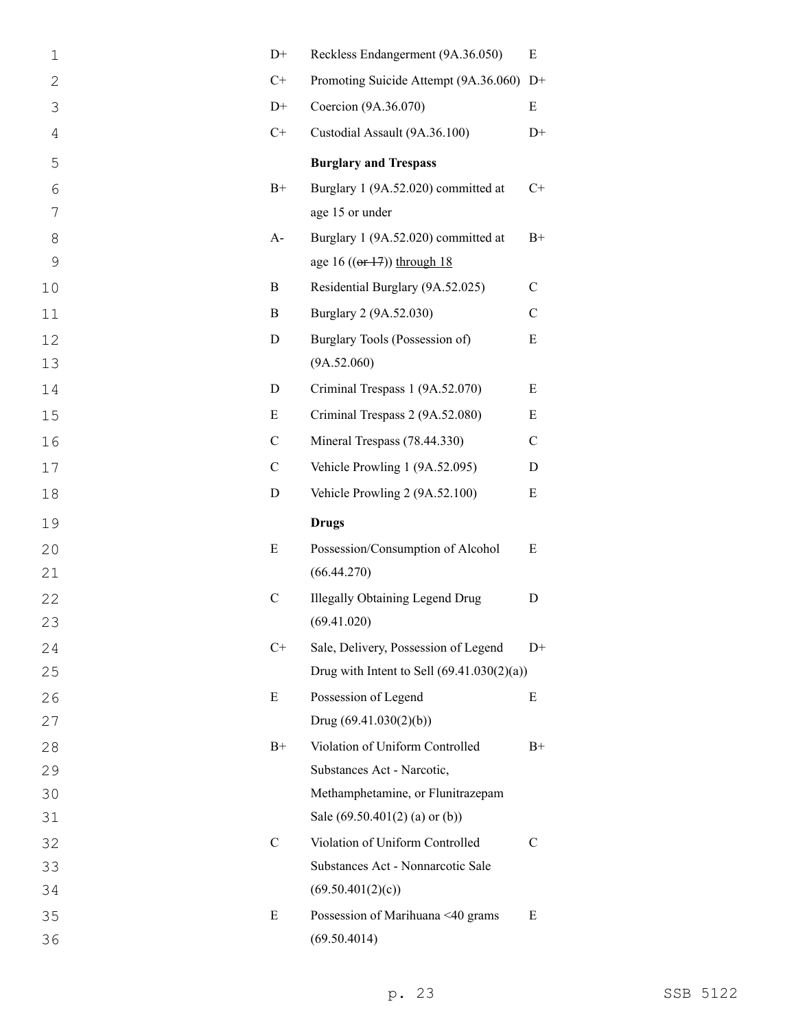| | | |
|---|---|---|
| D+ | Reckless Endangerment (9A.36.050) | E |
| C+ | Promoting Suicide Attempt (9A.36.060) | D+ |
| D+ | Coercion (9A.36.070) | E |
| C+ | Custodial Assault (9A.36.100) | D+ |
| | **Burglary and Trespass** | |
| B+ | Burglary 1 (9A.52.020) committed at age 15 or under | C+ |
| A- | Burglary 1 (9A.52.020) committed at age 16 ((~~or 17~~)) <u>through 18</u> | B+ |
| B | Residential Burglary (9A.52.025) | C |
| B | Burglary 2 (9A.52.030) | C |
| D | Burglary Tools (Possession of) (9A.52.060) | E |
| D | Criminal Trespass 1 (9A.52.070) | E |
| E | Criminal Trespass 2 (9A.52.080) | E |
| C | Mineral Trespass (78.44.330) | C |
| C | Vehicle Prowling 1 (9A.52.095) | D |
| D | Vehicle Prowling 2 (9A.52.100) | E |
| | **Drugs** | |
| E | Possession/Consumption of Alcohol (66.44.270) | E |
| C | Illegally Obtaining Legend Drug (69.41.020) | D |
| C+ | Sale, Delivery, Possession of Legend Drug with Intent to Sell (69.41.030(2)(a)) | D+ |
| E | Possession of Legend Drug (69.41.030(2)(b)) | E |
| B+ | Violation of Uniform Controlled Substances Act - Narcotic, Methamphetamine, or Flunitrazepam Sale (69.50.401(2) (a) or (b)) | B+ |
| C | Violation of Uniform Controlled Substances Act - Nonnarcotic Sale (69.50.401(2)(c)) | C |
| E | Possession of Marihuana <40 grams (69.50.4014) | E |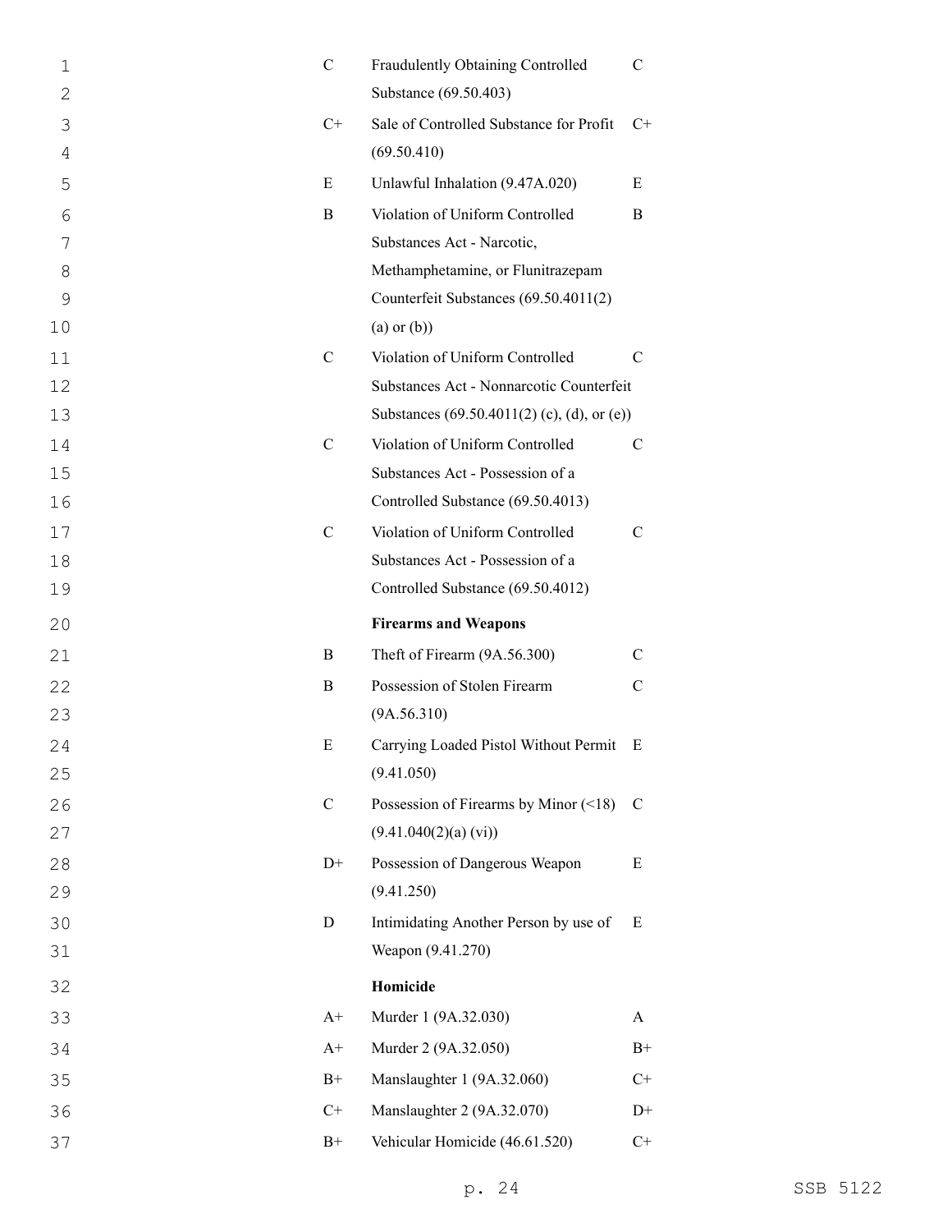| | | |
|---|---|---|
| C | Fraudulently Obtaining Controlled Substance (69.50.403) | C |
| C+ | Sale of Controlled Substance for Profit (69.50.410) | C+ |
| E | Unlawful Inhalation (9.47A.020) | E |
| B | Violation of Uniform Controlled Substances Act - Narcotic, Methamphetamine, or Flunitrazepam Counterfeit Substances (69.50.4011(2) (a) or (b)) | B |
| C | Violation of Uniform Controlled Substances Act - Nonnarcotic Counterfeit Substances (69.50.4011(2) (c), (d), or (e)) | C |
| C | Violation of Uniform Controlled Substances Act - Possession of a Controlled Substance (69.50.4013) | C |
| C | Violation of Uniform Controlled Substances Act - Possession of a Controlled Substance (69.50.4012) | C |
| | **Firearms and Weapons** | |
| B | Theft of Firearm (9A.56.300) | C |
| B | Possession of Stolen Firearm (9A.56.310) | C |
| E | Carrying Loaded Pistol Without Permit (9.41.050) | E |
| C | Possession of Firearms by Minor (<18) (9.41.040(2)(a) (vi)) | C |
| D+ | Possession of Dangerous Weapon (9.41.250) | E |
| D | Intimidating Another Person by use of Weapon (9.41.270) | E |
| | **Homicide** | |
| A+ | Murder 1 (9A.32.030) | A |
| A+ | Murder 2 (9A.32.050) | B+ |
| B+ | Manslaughter 1 (9A.32.060) | C+ |
| C+ | Manslaughter 2 (9A.32.070) | D+ |
| B+ | Vehicular Homicide (46.61.520) | C+ |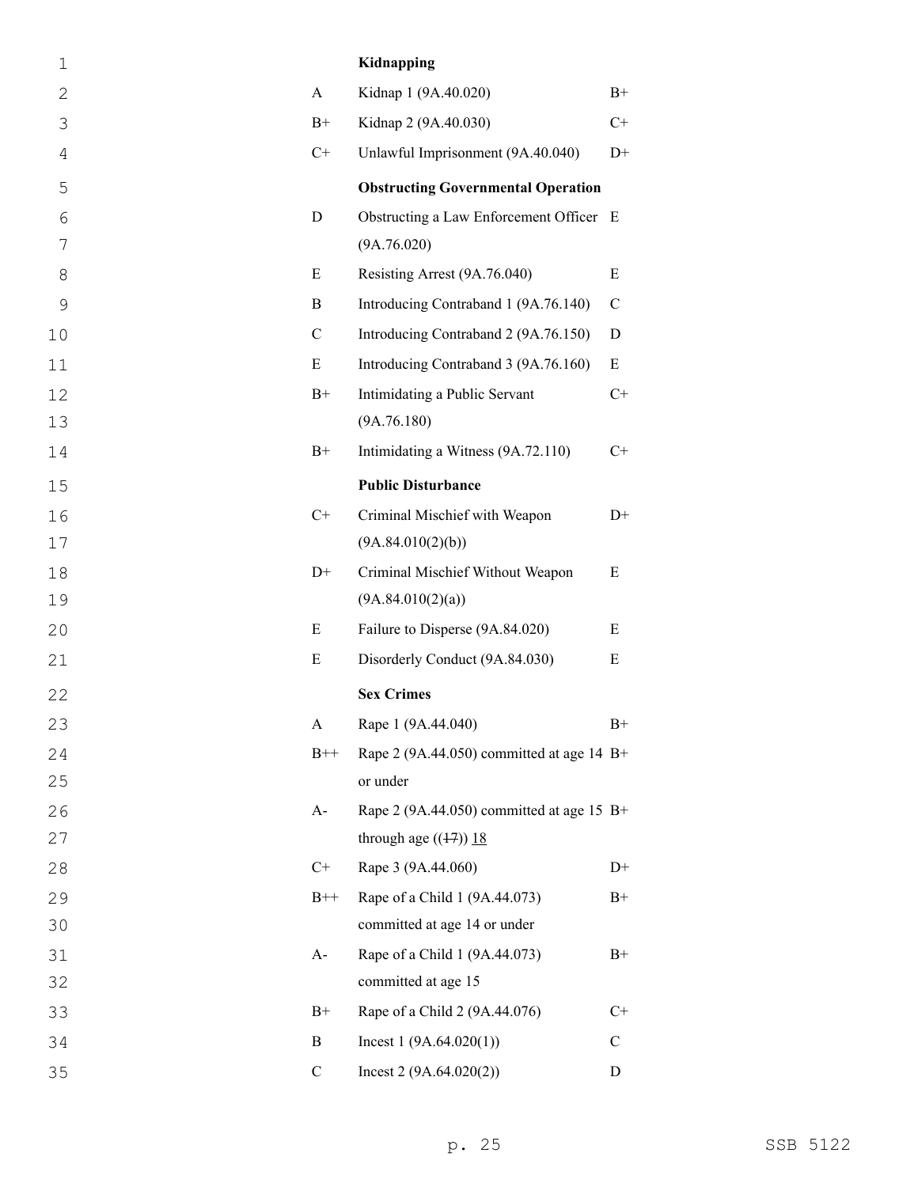| | | |
|---|---|---|
| | **Kidnapping** | |
| A | Kidnap 1 (9A.40.020) | B+ |
| B+ | Kidnap 2 (9A.40.030) | C+ |
| C+ | Unlawful Imprisonment (9A.40.040) | D+ |
| | **Obstructing Governmental Operation** | |
| D | Obstructing a Law Enforcement Officer (9A.76.020) | E |
| E | Resisting Arrest (9A.76.040) | E |
| B | Introducing Contraband 1 (9A.76.140) | C |
| C | Introducing Contraband 2 (9A.76.150) | D |
| E | Introducing Contraband 3 (9A.76.160) | E |
| B+ | Intimidating a Public Servant (9A.76.180) | C+ |
| B+ | Intimidating a Witness (9A.72.110) | C+ |
| | **Public Disturbance** | |
| C+ | Criminal Mischief with Weapon (9A.84.010(2)(b)) | D+ |
| D+ | Criminal Mischief Without Weapon (9A.84.010(2)(a)) | E |
| E | Failure to Disperse (9A.84.020) | E |
| E | Disorderly Conduct (9A.84.030) | E |
| | **Sex Crimes** | |
| A | Rape 1 (9A.44.040) | B+ |
| B++ | Rape 2 (9A.44.050) committed at age 14 or under | B+ |
| A- | Rape 2 (9A.44.050) committed at age 15 through age ((~~17~~)) <u>18</u> | B+ |
| C+ | Rape 3 (9A.44.060) | D+ |
| B++ | Rape of a Child 1 (9A.44.073) committed at age 14 or under | B+ |
| A- | Rape of a Child 1 (9A.44.073) committed at age 15 | B+ |
| B+ | Rape of a Child 2 (9A.44.076) | C+ |
| B | Incest 1 (9A.64.020(1)) | C |
| C | Incest 2 (9A.64.020(2)) | D |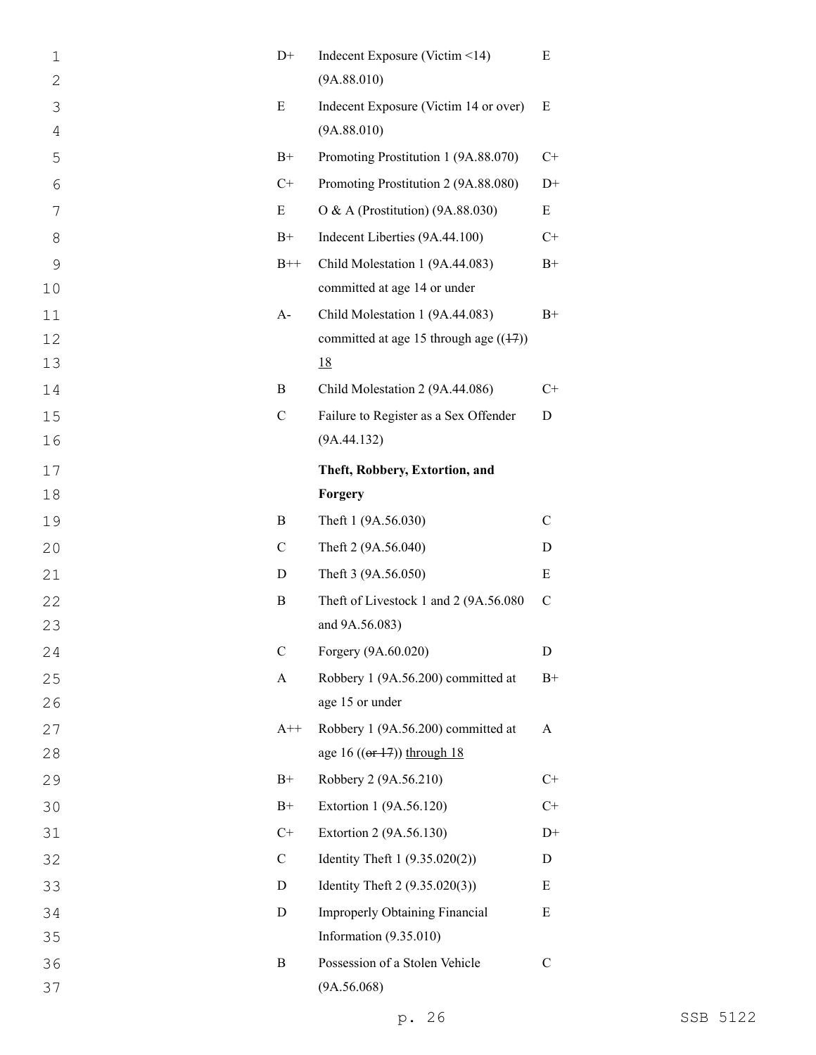| | | |
|---|---|---|
| D+ | Indecent Exposure (Victim <14) (9A.88.010) | E |
| E | Indecent Exposure (Victim 14 or over) (9A.88.010) | E |
| B+ | Promoting Prostitution 1 (9A.88.070) | C+ |
| C+ | Promoting Prostitution 2 (9A.88.080) | D+ |
| E | O & A (Prostitution) (9A.88.030) | E |
| B+ | Indecent Liberties (9A.44.100) | C+ |
| B++ | Child Molestation 1 (9A.44.083) committed at age 14 or under | B+ |
| A- | Child Molestation 1 (9A.44.083) committed at age 15 through age ((~~17~~)) <u>18</u> | B+ |
| B | Child Molestation 2 (9A.44.086) | C+ |
| C | Failure to Register as a Sex Offender (9A.44.132) | D |
| | **Theft, Robbery, Extortion, and Forgery** | |
| B | Theft 1 (9A.56.030) | C |
| C | Theft 2 (9A.56.040) | D |
| D | Theft 3 (9A.56.050) | E |
| B | Theft of Livestock 1 and 2 (9A.56.080 and 9A.56.083) | C |
| C | Forgery (9A.60.020) | D |
| A | Robbery 1 (9A.56.200) committed at age 15 or under | B+ |
| A++ | Robbery 1 (9A.56.200) committed at age 16 ((~~or 17~~)) <u>through 18</u> | A |
| B+ | Robbery 2 (9A.56.210) | C+ |
| B+ | Extortion 1 (9A.56.120) | C+ |
| C+ | Extortion 2 (9A.56.130) | D+ |
| C | Identity Theft 1 (9.35.020(2)) | D |
| D | Identity Theft 2 (9.35.020(3)) | E |
| D | Improperly Obtaining Financial Information (9.35.010) | E |
| B | Possession of a Stolen Vehicle (9A.56.068) | C |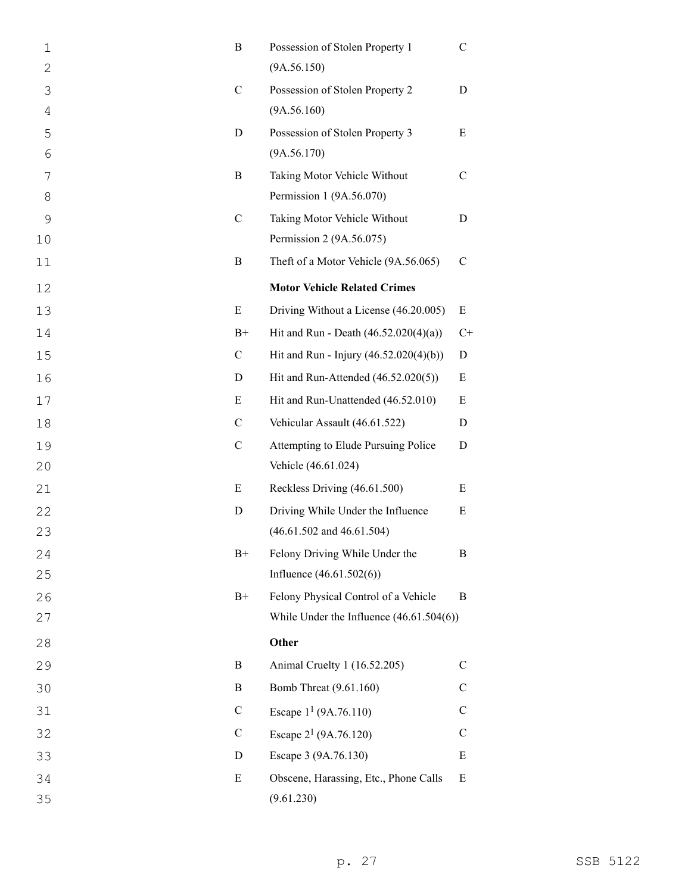| | | |
|---|---|---|
| B | Possession of Stolen Property 1 (9A.56.150) | C |
| C | Possession of Stolen Property 2 (9A.56.160) | D |
| D | Possession of Stolen Property 3 (9A.56.170) | E |
| B | Taking Motor Vehicle Without Permission 1 (9A.56.070) | C |
| C | Taking Motor Vehicle Without Permission 2 (9A.56.075) | D |
| B | Theft of a Motor Vehicle (9A.56.065) | C |
| | **Motor Vehicle Related Crimes** | |
| E | Driving Without a License (46.20.005) | E |
| B+ | Hit and Run - Death (46.52.020(4)(a)) | C+ |
| C | Hit and Run - Injury (46.52.020(4)(b)) | D |
| D | Hit and Run-Attended (46.52.020(5)) | E |
| E | Hit and Run-Unattended (46.52.010) | E |
| C | Vehicular Assault (46.61.522) | D |
| C | Attempting to Elude Pursuing Police Vehicle (46.61.024) | D |
| E | Reckless Driving (46.61.500) | E |
| D | Driving While Under the Influence (46.61.502 and 46.61.504) | E |
| B+ | Felony Driving While Under the Influence (46.61.502(6)) | B |
| B+ | Felony Physical Control of a Vehicle While Under the Influence (46.61.504(6)) | B |
| | **Other** | |
| B | Animal Cruelty 1 (16.52.205) | C |
| B | Bomb Threat (9.61.160) | C |
| C | Escape 1[1] (9A.76.110) | C |
| C | Escape 2[1] (9A.76.120) | C |
| D | Escape 3 (9A.76.130) | E |
| E | Obscene, Harassing, Etc., Phone Calls (9.61.230) | E |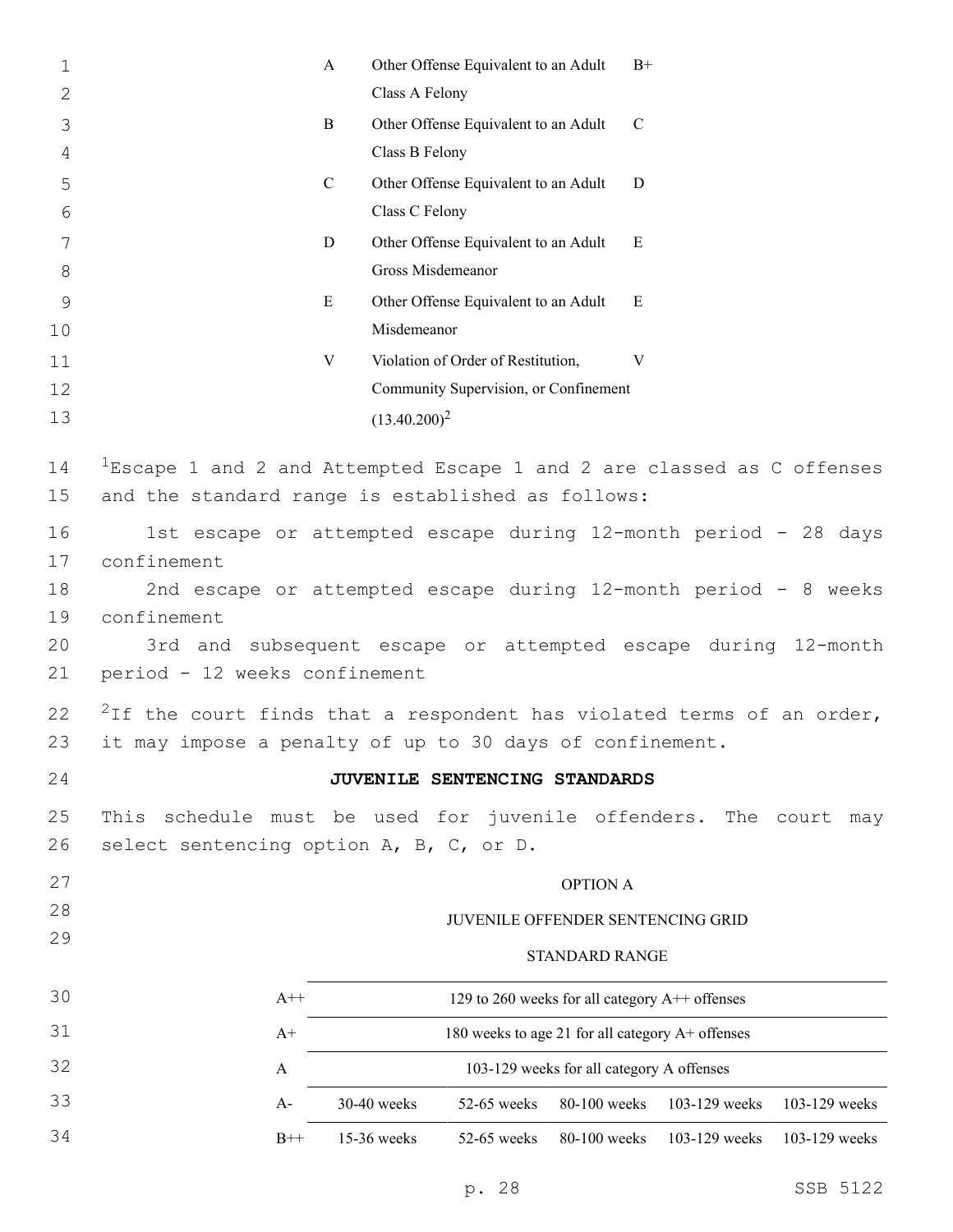| | | |
|---|---|---|
| A | Other Offense Equivalent to an Adult Class A Felony | B+ |
| B | Other Offense Equivalent to an Adult Class B Felony | C |
| C | Other Offense Equivalent to an Adult Class C Felony | D |
| D | Other Offense Equivalent to an Adult Gross Misdemeanor | E |
| E | Other Offense Equivalent to an Adult Misdemeanor | E |
| V | Violation of Order of Restitution, Community Supervision, or Confinement (13.40.200)[2] | V |

[1]Escape 1 and 2 and Attempted Escape 1 and 2 are classed as C offenses and the standard range is established as follows:

1st escape or attempted escape during 12-month period - 28 days confinement

2nd escape or attempted escape during 12-month period - 8 weeks confinement

3rd and subsequent escape or attempted escape during 12-month period - 12 weeks confinement

[2]If the court finds that a respondent has violated terms of an order, it may impose a penalty of up to 30 days of confinement.

**JUVENILE SENTENCING STANDARDS**

This schedule must be used for juvenile offenders. The court may select sentencing option A, B, C, or D.

OPTION A

JUVENILE OFFENDER SENTENCING GRID

STANDARD RANGE

| | | | | | |
|---|---|---|---|---|---|
| A++ | 129 to 260 weeks for all category A++ offenses | | | | |
| A+ | 180 weeks to age 21 for all category A+ offenses | | | | |
| A | 103-129 weeks for all category A offenses | | | | |
| A- | 30-40 weeks | 52-65 weeks | 80-100 weeks | 103-129 weeks | 103-129 weeks |
| B++ | 15-36 weeks | 52-65 weeks | 80-100 weeks | 103-129 weeks | 103-129 weeks |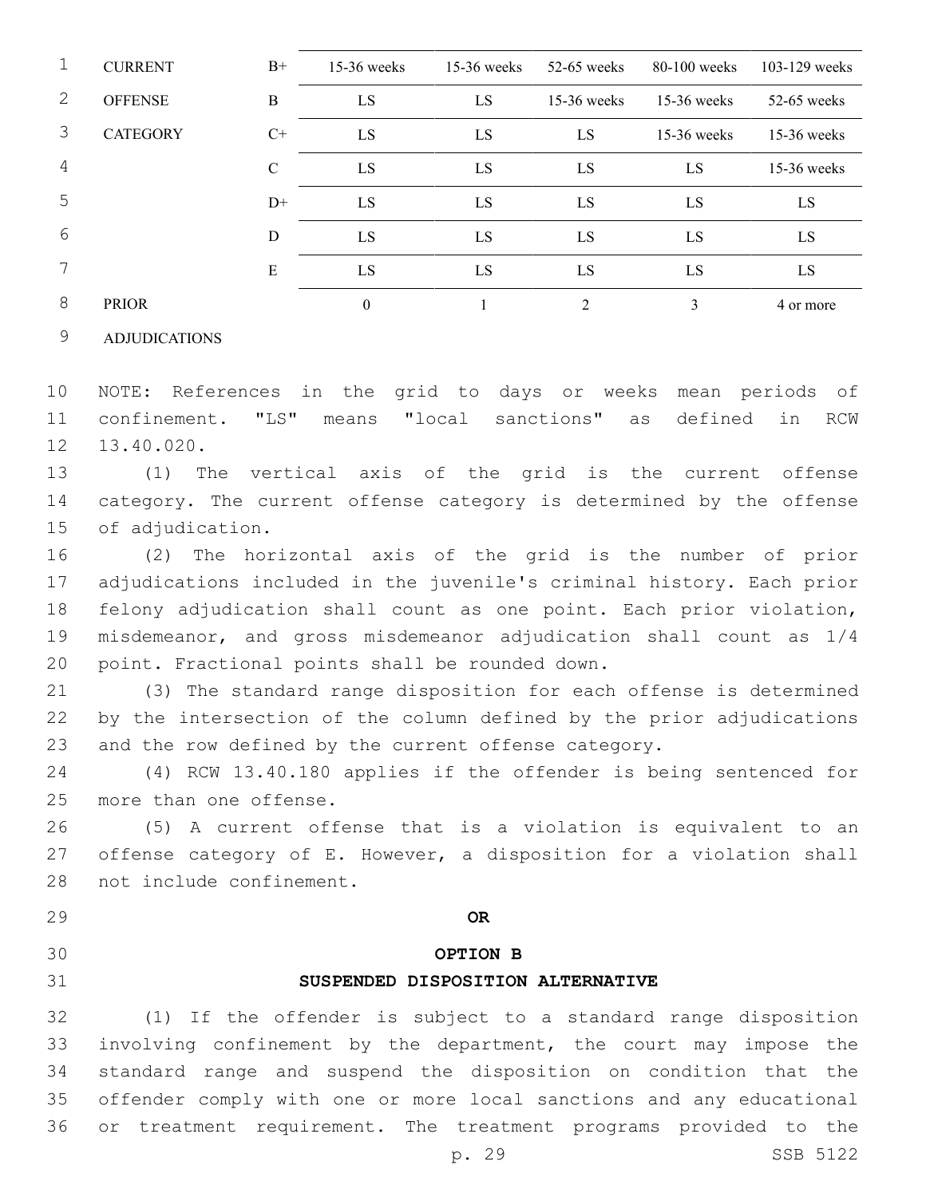| | | | | | | |
|---|---|---|---|---|---|---|
| CURRENT | B+ | 15-36 weeks | 15-36 weeks | 52-65 weeks | 80-100 weeks | 103-129 weeks |
| OFFENSE | B | LS | LS | 15-36 weeks | 15-36 weeks | 52-65 weeks |
| CATEGORY | C+ | LS | LS | LS | 15-36 weeks | 15-36 weeks |
| | C | LS | LS | LS | LS | 15-36 weeks |
| | D+ | LS | LS | LS | LS | LS |
| | D | LS | LS | LS | LS | LS |
| | E | LS | LS | LS | LS | LS |
| PRIOR ADJUDICATIONS | | 0 | 1 | 2 | 3 | 4 or more |

NOTE: References in the grid to days or weeks mean periods of confinement. "LS" means "local sanctions" as defined in RCW 13.40.020.

(1) The vertical axis of the grid is the current offense category. The current offense category is determined by the offense of adjudication.

(2) The horizontal axis of the grid is the number of prior adjudications included in the juvenile's criminal history. Each prior felony adjudication shall count as one point. Each prior violation, misdemeanor, and gross misdemeanor adjudication shall count as 1/4 point. Fractional points shall be rounded down.

(3) The standard range disposition for each offense is determined by the intersection of the column defined by the prior adjudications and the row defined by the current offense category.

(4) RCW 13.40.180 applies if the offender is being sentenced for more than one offense.

(5) A current offense that is a violation is equivalent to an offense category of E. However, a disposition for a violation shall not include confinement.

**OR**

**OPTION B**

**SUSPENDED DISPOSITION ALTERNATIVE**

(1) If the offender is subject to a standard range disposition involving confinement by the department, the court may impose the standard range and suspend the disposition on condition that the offender comply with one or more local sanctions and any educational or treatment requirement. The treatment programs provided to the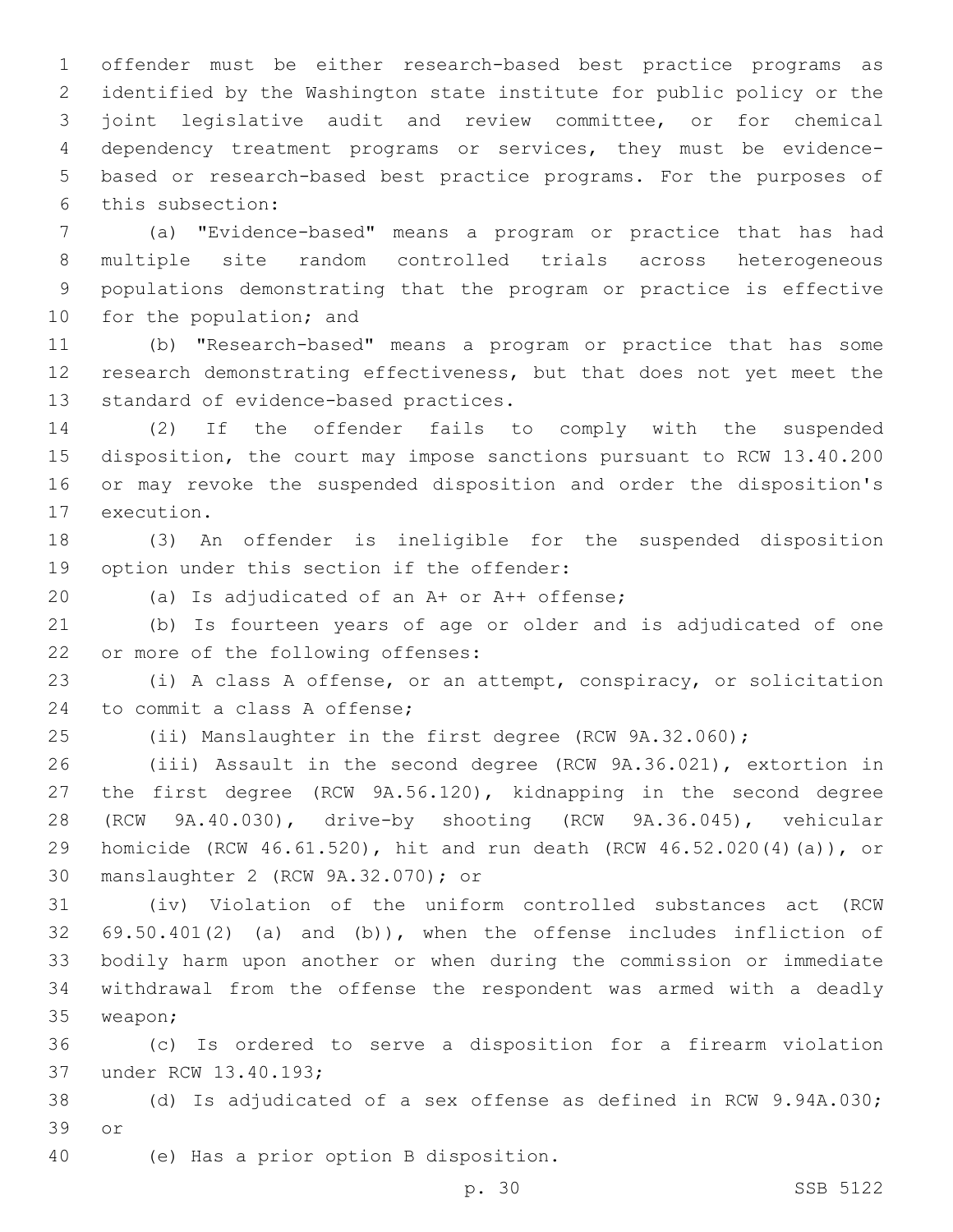offender must be either research-based best practice programs as identified by the Washington state institute for public policy or the joint legislative audit and review committee, or for chemical dependency treatment programs or services, they must be evidence-based or research-based best practice programs. For the purposes of this subsection:

(a) "Evidence-based" means a program or practice that has had multiple site random controlled trials across heterogeneous populations demonstrating that the program or practice is effective for the population; and

(b) "Research-based" means a program or practice that has some research demonstrating effectiveness, but that does not yet meet the standard of evidence-based practices.

(2) If the offender fails to comply with the suspended disposition, the court may impose sanctions pursuant to RCW 13.40.200 or may revoke the suspended disposition and order the disposition's execution.

(3) An offender is ineligible for the suspended disposition option under this section if the offender:

(a) Is adjudicated of an A+ or A++ offense;

(b) Is fourteen years of age or older and is adjudicated of one or more of the following offenses:

(i) A class A offense, or an attempt, conspiracy, or solicitation to commit a class A offense;

(ii) Manslaughter in the first degree (RCW 9A.32.060);

(iii) Assault in the second degree (RCW 9A.36.021), extortion in the first degree (RCW 9A.56.120), kidnapping in the second degree (RCW 9A.40.030), drive-by shooting (RCW 9A.36.045), vehicular homicide (RCW 46.61.520), hit and run death (RCW 46.52.020(4)(a)), or manslaughter 2 (RCW 9A.32.070); or

(iv) Violation of the uniform controlled substances act (RCW 69.50.401(2) (a) and (b)), when the offense includes infliction of bodily harm upon another or when during the commission or immediate withdrawal from the offense the respondent was armed with a deadly weapon;

(c) Is ordered to serve a disposition for a firearm violation under RCW 13.40.193;

(d) Is adjudicated of a sex offense as defined in RCW 9.94A.030; or

(e) Has a prior option B disposition.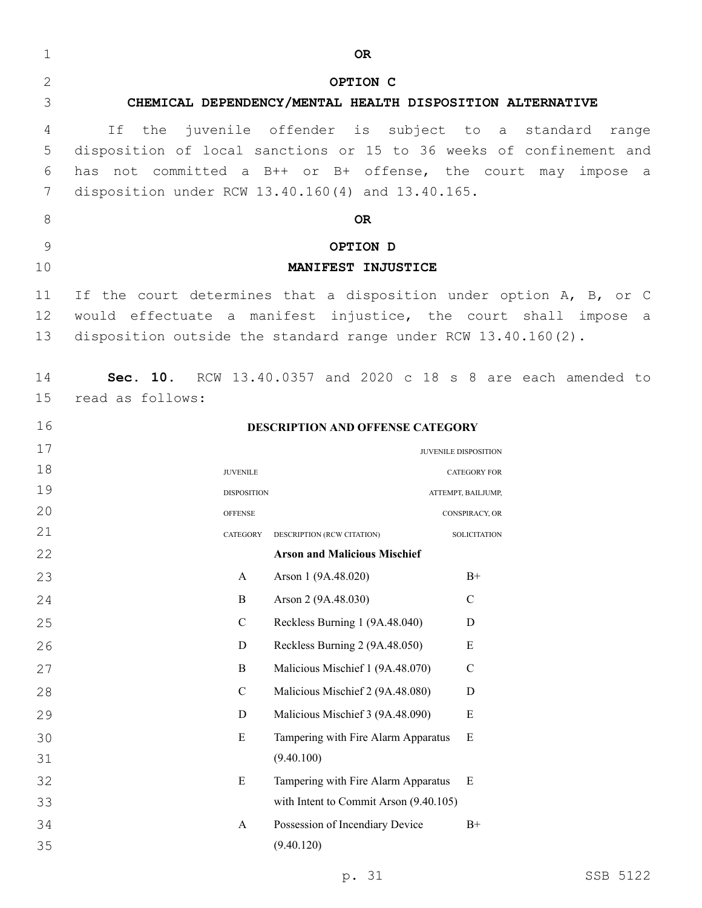**OR**

**OPTION C**

**CHEMICAL DEPENDENCY/MENTAL HEALTH DISPOSITION ALTERNATIVE**

If the juvenile offender is subject to a standard range disposition of local sanctions or 15 to 36 weeks of confinement and has not committed a B++ or B+ offense, the court may impose a disposition under RCW 13.40.160(4) and 13.40.165.

**OR**

**OPTION D**

**MANIFEST INJUSTICE**

If the court determines that a disposition under option A, B, or C would effectuate a manifest injustice, the court shall impose a disposition outside the standard range under RCW 13.40.160(2).

**Sec. 10.** RCW 13.40.0357 and 2020 c 18 s 8 are each amended to read as follows:

**DESCRIPTION AND OFFENSE CATEGORY**

| JUVENILE DISPOSITION OFFENSE CATEGORY | DESCRIPTION (RCW CITATION) | JUVENILE DISPOSITION CATEGORY FOR ATTEMPT, BAILJUMP, CONSPIRACY, OR SOLICITATION |
|---|---|---|
| | **Arson and Malicious Mischief** | |
| A | Arson 1 (9A.48.020) | B+ |
| B | Arson 2 (9A.48.030) | C |
| C | Reckless Burning 1 (9A.48.040) | D |
| D | Reckless Burning 2 (9A.48.050) | E |
| B | Malicious Mischief 1 (9A.48.070) | C |
| C | Malicious Mischief 2 (9A.48.080) | D |
| D | Malicious Mischief 3 (9A.48.090) | E |
| E | Tampering with Fire Alarm Apparatus (9.40.100) | E |
| E | Tampering with Fire Alarm Apparatus with Intent to Commit Arson (9.40.105) | E |
| A | Possession of Incendiary Device (9.40.120) | B+ |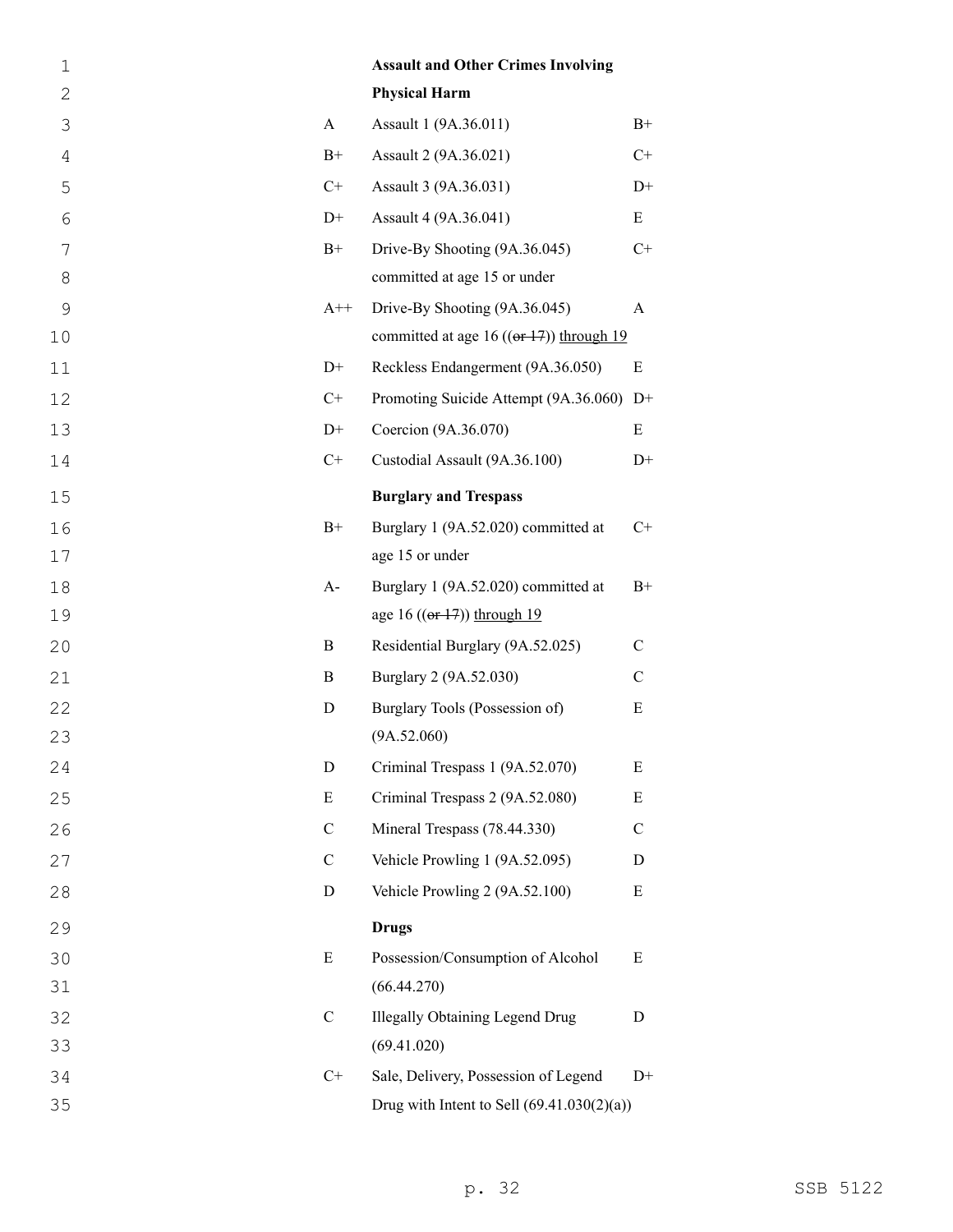| | | |
|---|---|---|
| | **Assault and Other Crimes Involving Physical Harm** | |
| A | Assault 1 (9A.36.011) | B+ |
| B+ | Assault 2 (9A.36.021) | C+ |
| C+ | Assault 3 (9A.36.031) | D+ |
| D+ | Assault 4 (9A.36.041) | E |
| B+ | Drive-By Shooting (9A.36.045) committed at age 15 or under | C+ |
| A++ | Drive-By Shooting (9A.36.045) committed at age 16 ((~~or 17~~)) <u>through 19</u> | A |
| D+ | Reckless Endangerment (9A.36.050) | E |
| C+ | Promoting Suicide Attempt (9A.36.060) | D+ |
| D+ | Coercion (9A.36.070) | E |
| C+ | Custodial Assault (9A.36.100) | D+ |
| | **Burglary and Trespass** | |
| B+ | Burglary 1 (9A.52.020) committed at age 15 or under | C+ |
| A- | Burglary 1 (9A.52.020) committed at age 16 ((~~or 17~~)) <u>through 19</u> | B+ |
| B | Residential Burglary (9A.52.025) | C |
| B | Burglary 2 (9A.52.030) | C |
| D | Burglary Tools (Possession of) (9A.52.060) | E |
| D | Criminal Trespass 1 (9A.52.070) | E |
| E | Criminal Trespass 2 (9A.52.080) | E |
| C | Mineral Trespass (78.44.330) | C |
| C | Vehicle Prowling 1 (9A.52.095) | D |
| D | Vehicle Prowling 2 (9A.52.100) | E |
| | **Drugs** | |
| E | Possession/Consumption of Alcohol (66.44.270) | E |
| C | Illegally Obtaining Legend Drug (69.41.020) | D |
| C+ | Sale, Delivery, Possession of Legend Drug with Intent to Sell (69.41.030(2)(a)) | D+ |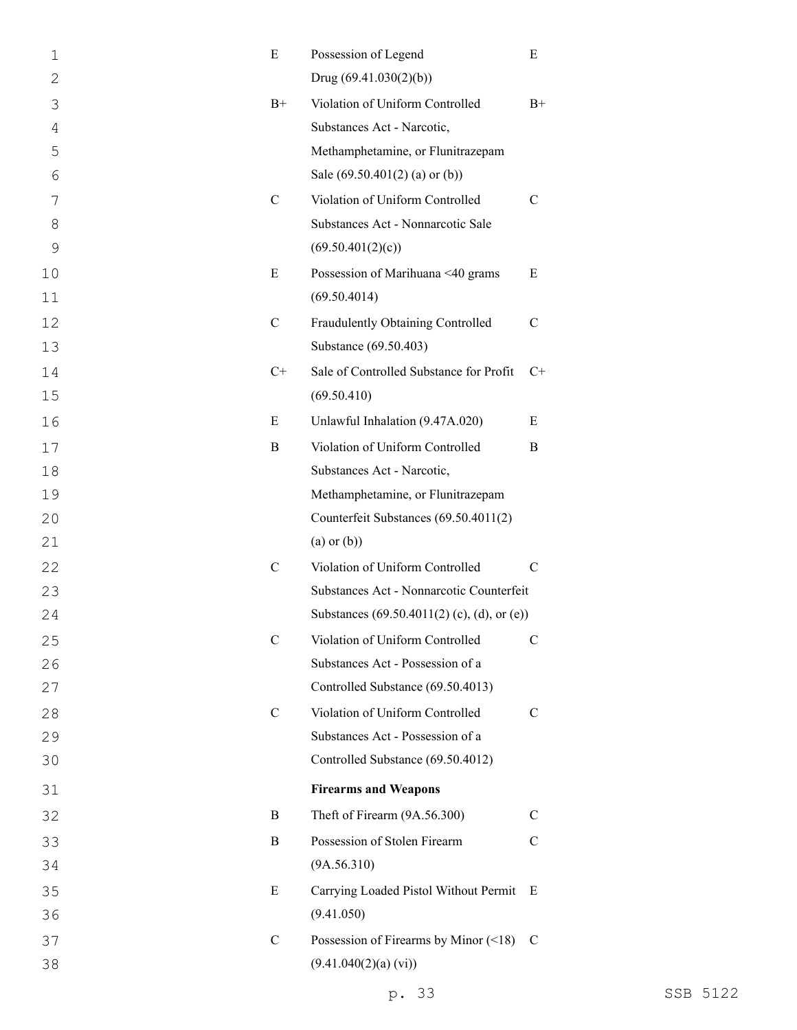| | | |
|---|---|---|
| E | Possession of Legend Drug (69.41.030(2)(b)) | E |
| B+ | Violation of Uniform Controlled Substances Act - Narcotic, Methamphetamine, or Flunitrazepam Sale (69.50.401(2) (a) or (b)) | B+ |
| C | Violation of Uniform Controlled Substances Act - Nonnarcotic Sale (69.50.401(2)(c)) | C |
| E | Possession of Marihuana <40 grams (69.50.4014) | E |
| C | Fraudulently Obtaining Controlled Substance (69.50.403) | C |
| C+ | Sale of Controlled Substance for Profit (69.50.410) | C+ |
| E | Unlawful Inhalation (9.47A.020) | E |
| B | Violation of Uniform Controlled Substances Act - Narcotic, Methamphetamine, or Flunitrazepam Counterfeit Substances (69.50.4011(2) (a) or (b)) | B |
| C | Violation of Uniform Controlled Substances Act - Nonnarcotic Counterfeit Substances (69.50.4011(2) (c), (d), or (e)) | C |
| C | Violation of Uniform Controlled Substances Act - Possession of a Controlled Substance (69.50.4013) | C |
| C | Violation of Uniform Controlled Substances Act - Possession of a Controlled Substance (69.50.4012) | C |
| | **Firearms and Weapons** | |
| B | Theft of Firearm (9A.56.300) | C |
| B | Possession of Stolen Firearm (9A.56.310) | C |
| E | Carrying Loaded Pistol Without Permit (9.41.050) | E |
| C | Possession of Firearms by Minor (<18) (9.41.040(2)(a) (vi)) | C |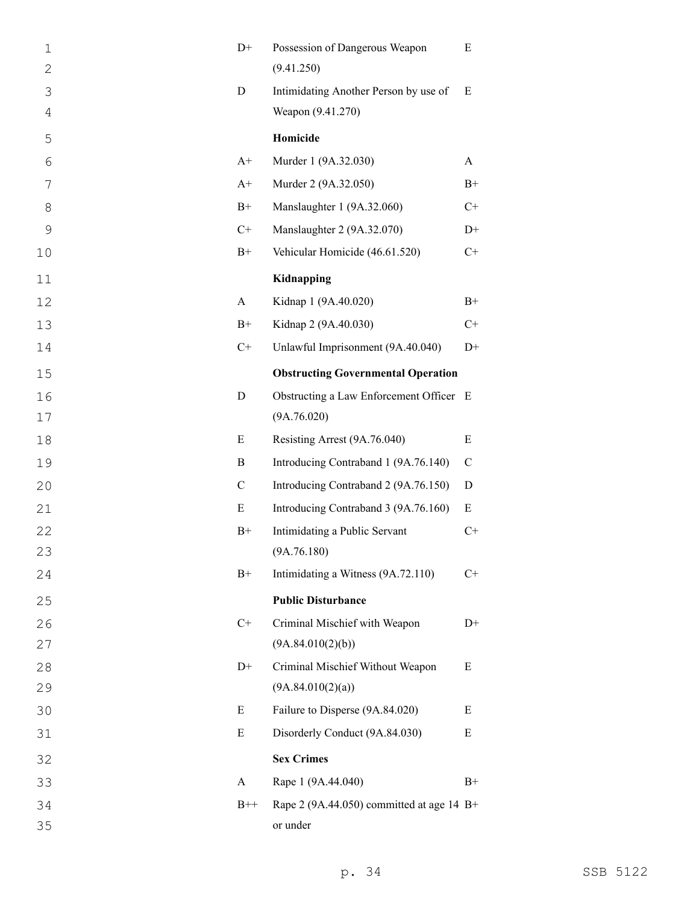| | | |
|---|---|---|
| D+ | Possession of Dangerous Weapon (9.41.250) | E |
| D | Intimidating Another Person by use of Weapon (9.41.270) | E |
| | **Homicide** | |
| A+ | Murder 1 (9A.32.030) | A |
| A+ | Murder 2 (9A.32.050) | B+ |
| B+ | Manslaughter 1 (9A.32.060) | C+ |
| C+ | Manslaughter 2 (9A.32.070) | D+ |
| B+ | Vehicular Homicide (46.61.520) | C+ |
| | **Kidnapping** | |
| A | Kidnap 1 (9A.40.020) | B+ |
| B+ | Kidnap 2 (9A.40.030) | C+ |
| C+ | Unlawful Imprisonment (9A.40.040) | D+ |
| | **Obstructing Governmental Operation** | |
| D | Obstructing a Law Enforcement Officer (9A.76.020) | E |
| E | Resisting Arrest (9A.76.040) | E |
| B | Introducing Contraband 1 (9A.76.140) | C |
| C | Introducing Contraband 2 (9A.76.150) | D |
| E | Introducing Contraband 3 (9A.76.160) | E |
| B+ | Intimidating a Public Servant (9A.76.180) | C+ |
| B+ | Intimidating a Witness (9A.72.110) | C+ |
| | **Public Disturbance** | |
| C+ | Criminal Mischief with Weapon (9A.84.010(2)(b)) | D+ |
| D+ | Criminal Mischief Without Weapon (9A.84.010(2)(a)) | E |
| E | Failure to Disperse (9A.84.020) | E |
| E | Disorderly Conduct (9A.84.030) | E |
| | **Sex Crimes** | |
| A | Rape 1 (9A.44.040) | B+ |
| B++ | Rape 2 (9A.44.050) committed at age 14 or under | B+ |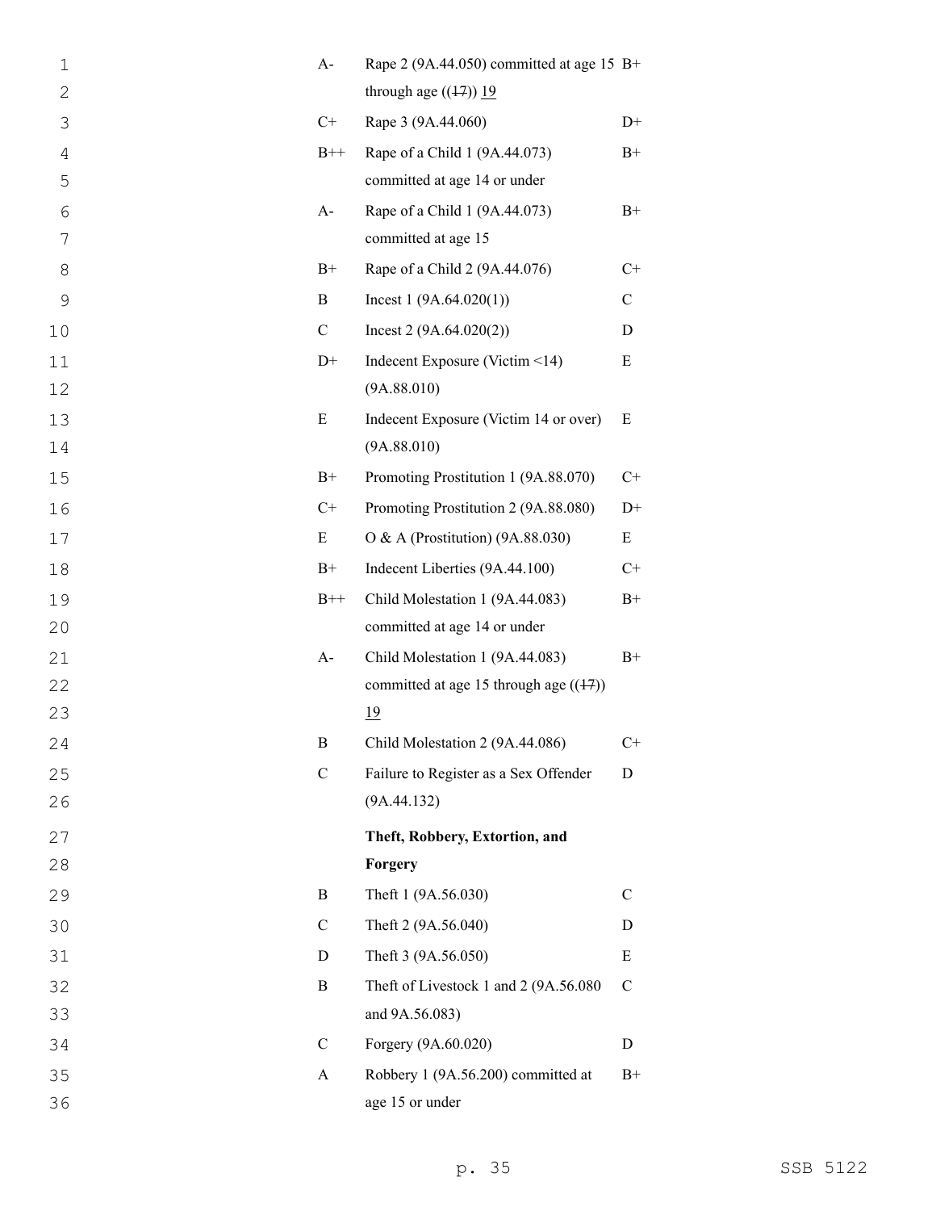| | | |
|---|---|---|
| A- | Rape 2 (9A.44.050) committed at age 15 through age ((~~17~~)) 19 | B+ |
| C+ | Rape 3 (9A.44.060) | D+ |
| B++ | Rape of a Child 1 (9A.44.073) committed at age 14 or under | B+ |
| A- | Rape of a Child 1 (9A.44.073) committed at age 15 | B+ |
| B+ | Rape of a Child 2 (9A.44.076) | C+ |
| B | Incest 1 (9A.64.020(1)) | C |
| C | Incest 2 (9A.64.020(2)) | D |
| D+ | Indecent Exposure (Victim <14) (9A.88.010) | E |
| E | Indecent Exposure (Victim 14 or over) (9A.88.010) | E |
| B+ | Promoting Prostitution 1 (9A.88.070) | C+ |
| C+ | Promoting Prostitution 2 (9A.88.080) | D+ |
| E | O & A (Prostitution) (9A.88.030) | E |
| B+ | Indecent Liberties (9A.44.100) | C+ |
| B++ | Child Molestation 1 (9A.44.083) committed at age 14 or under | B+ |
| A- | Child Molestation 1 (9A.44.083) committed at age 15 through age ((~~17~~)) 19 | B+ |
| B | Child Molestation 2 (9A.44.086) | C+ |
| C | Failure to Register as a Sex Offender (9A.44.132) | D |
| | **Theft, Robbery, Extortion, and Forgery** | |
| B | Theft 1 (9A.56.030) | C |
| C | Theft 2 (9A.56.040) | D |
| D | Theft 3 (9A.56.050) | E |
| B | Theft of Livestock 1 and 2 (9A.56.080 and 9A.56.083) | C |
| C | Forgery (9A.60.020) | D |
| A | Robbery 1 (9A.56.200) committed at age 15 or under | B+ |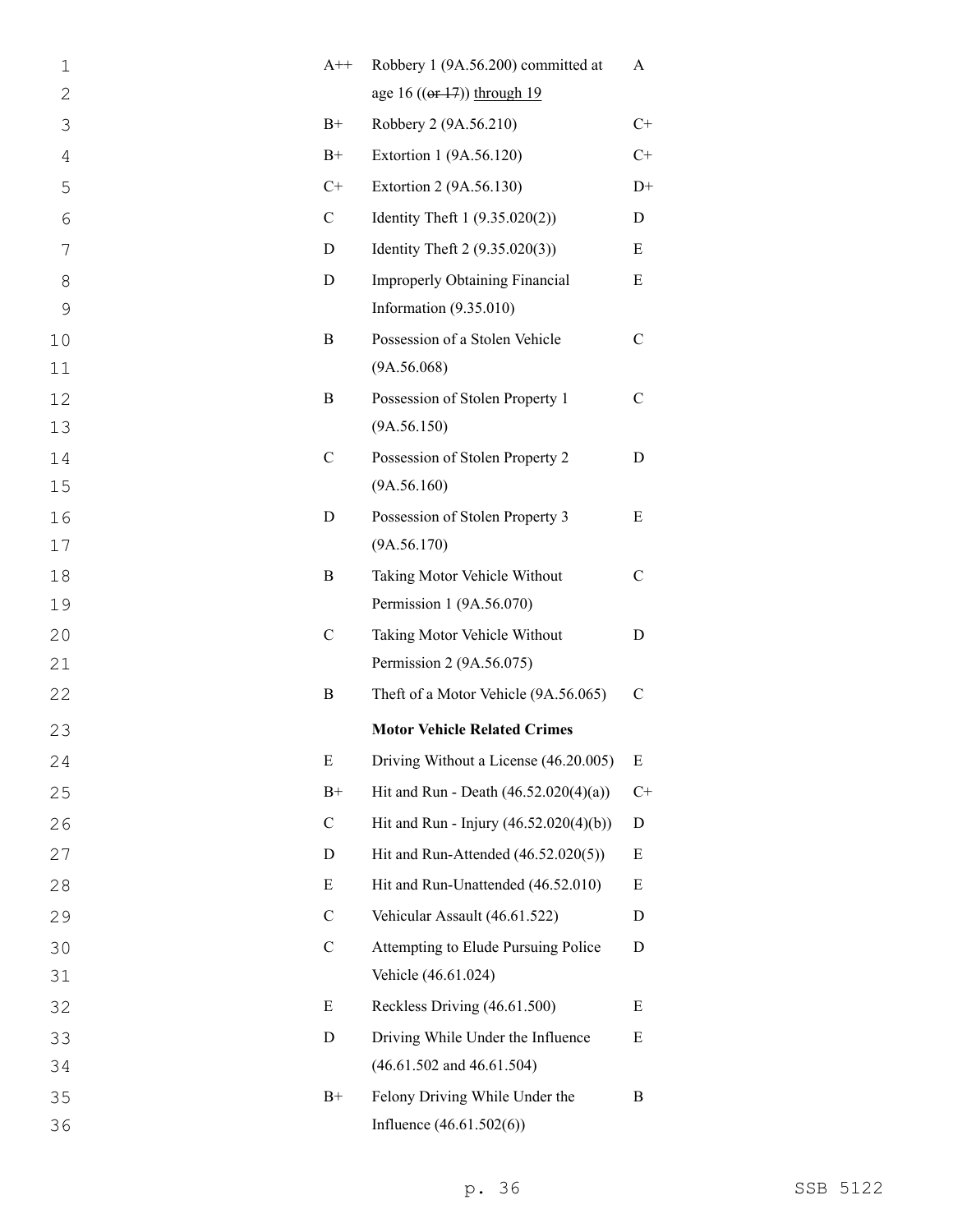| | | |
|---|---|---|
| A++ | Robbery 1 (9A.56.200) committed at age 16 ((~~or 17~~)) <u>through 19</u> | A |
| B+ | Robbery 2 (9A.56.210) | C+ |
| B+ | Extortion 1 (9A.56.120) | C+ |
| C+ | Extortion 2 (9A.56.130) | D+ |
| C | Identity Theft 1 (9.35.020(2)) | D |
| D | Identity Theft 2 (9.35.020(3)) | E |
| D | Improperly Obtaining Financial Information (9.35.010) | E |
| B | Possession of a Stolen Vehicle (9A.56.068) | C |
| B | Possession of Stolen Property 1 (9A.56.150) | C |
| C | Possession of Stolen Property 2 (9A.56.160) | D |
| D | Possession of Stolen Property 3 (9A.56.170) | E |
| B | Taking Motor Vehicle Without Permission 1 (9A.56.070) | C |
| C | Taking Motor Vehicle Without Permission 2 (9A.56.075) | D |
| B | Theft of a Motor Vehicle (9A.56.065) | C |
| | **Motor Vehicle Related Crimes** | |
| E | Driving Without a License (46.20.005) | E |
| B+ | Hit and Run - Death (46.52.020(4)(a)) | C+ |
| C | Hit and Run - Injury (46.52.020(4)(b)) | D |
| D | Hit and Run-Attended (46.52.020(5)) | E |
| E | Hit and Run-Unattended (46.52.010) | E |
| C | Vehicular Assault (46.61.522) | D |
| C | Attempting to Elude Pursuing Police Vehicle (46.61.024) | D |
| E | Reckless Driving (46.61.500) | E |
| D | Driving While Under the Influence (46.61.502 and 46.61.504) | E |
| B+ | Felony Driving While Under the Influence (46.61.502(6)) | B |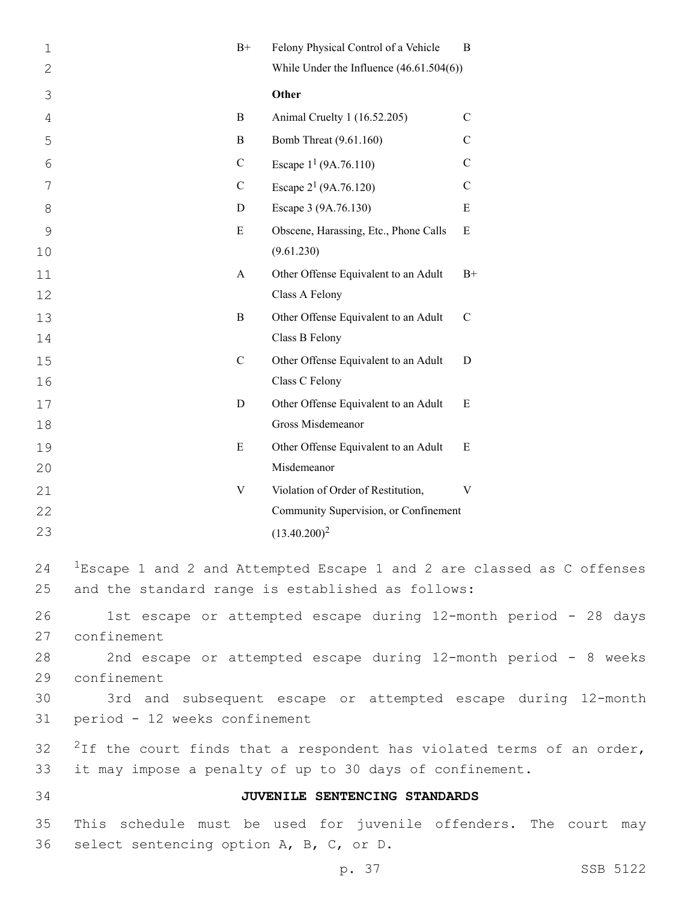| | | |
|---|---|---|
| B+ | Felony Physical Control of a Vehicle While Under the Influence (46.61.504(6)) | B |
| | **Other** | |
| B | Animal Cruelty 1 (16.52.205) | C |
| B | Bomb Threat (9.61.160) | C |
| C | Escape 1[1] (9A.76.110) | C |
| C | Escape 2[1] (9A.76.120) | C |
| D | Escape 3 (9A.76.130) | E |
| E | Obscene, Harassing, Etc., Phone Calls (9.61.230) | E |
| A | Other Offense Equivalent to an Adult Class A Felony | B+ |
| B | Other Offense Equivalent to an Adult Class B Felony | C |
| C | Other Offense Equivalent to an Adult Class C Felony | D |
| D | Other Offense Equivalent to an Adult Gross Misdemeanor | E |
| E | Other Offense Equivalent to an Adult Misdemeanor | E |
| V | Violation of Order of Restitution, Community Supervision, or Confinement (13.40.200)[2] | V |

[1]Escape 1 and 2 and Attempted Escape 1 and 2 are classed as C offenses and the standard range is established as follows:

1st escape or attempted escape during 12-month period - 28 days confinement

2nd escape or attempted escape during 12-month period - 8 weeks confinement

3rd and subsequent escape or attempted escape during 12-month period - 12 weeks confinement

[2]If the court finds that a respondent has violated terms of an order, it may impose a penalty of up to 30 days of confinement.

**JUVENILE SENTENCING STANDARDS**

This schedule must be used for juvenile offenders. The court may select sentencing option A, B, C, or D.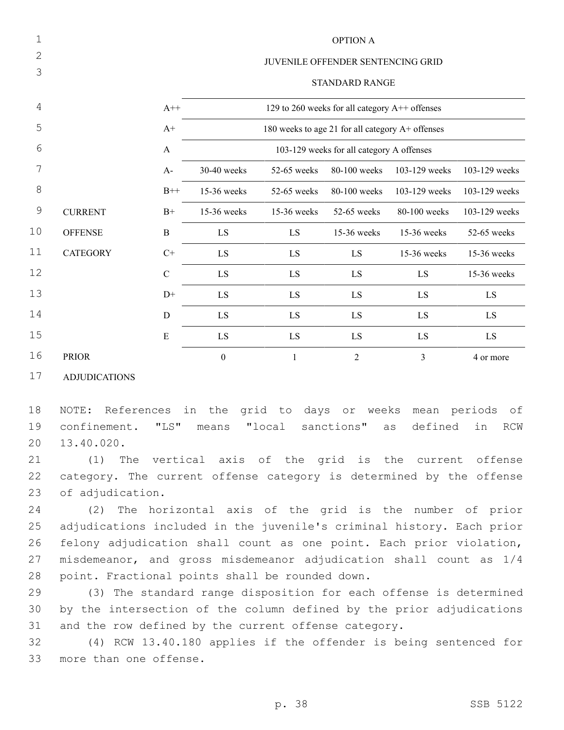OPTION A

JUVENILE OFFENDER SENTENCING GRID

STANDARD RANGE

| | | | | | | |
|---|---|---|---|---|---|---|
| | A++ | 129 to 260 weeks for all category A++ offenses | | | | |
| | A+ | 180 weeks to age 21 for all category A+ offenses | | | | |
| | A | 103-129 weeks for all category A offenses | | | | |
| | A- | 30-40 weeks | 52-65 weeks | 80-100 weeks | 103-129 weeks | 103-129 weeks |
| | B++ | 15-36 weeks | 52-65 weeks | 80-100 weeks | 103-129 weeks | 103-129 weeks |
| CURRENT | B+ | 15-36 weeks | 15-36 weeks | 52-65 weeks | 80-100 weeks | 103-129 weeks |
| OFFENSE | B | LS | LS | 15-36 weeks | 15-36 weeks | 52-65 weeks |
| CATEGORY | C+ | LS | LS | LS | 15-36 weeks | 15-36 weeks |
| | C | LS | LS | LS | LS | 15-36 weeks |
| | D+ | LS | LS | LS | LS | LS |
| | D | LS | LS | LS | LS | LS |
| | E | LS | LS | LS | LS | LS |
| PRIOR ADJUDICATIONS | | 0 | 1 | 2 | 3 | 4 or more |

NOTE: References in the grid to days or weeks mean periods of confinement. "LS" means "local sanctions" as defined in RCW 13.40.020.

(1) The vertical axis of the grid is the current offense category. The current offense category is determined by the offense of adjudication.

(2) The horizontal axis of the grid is the number of prior adjudications included in the juvenile's criminal history. Each prior felony adjudication shall count as one point. Each prior violation, misdemeanor, and gross misdemeanor adjudication shall count as 1/4 point. Fractional points shall be rounded down.

(3) The standard range disposition for each offense is determined by the intersection of the column defined by the prior adjudications and the row defined by the current offense category.

(4) RCW 13.40.180 applies if the offender is being sentenced for more than one offense.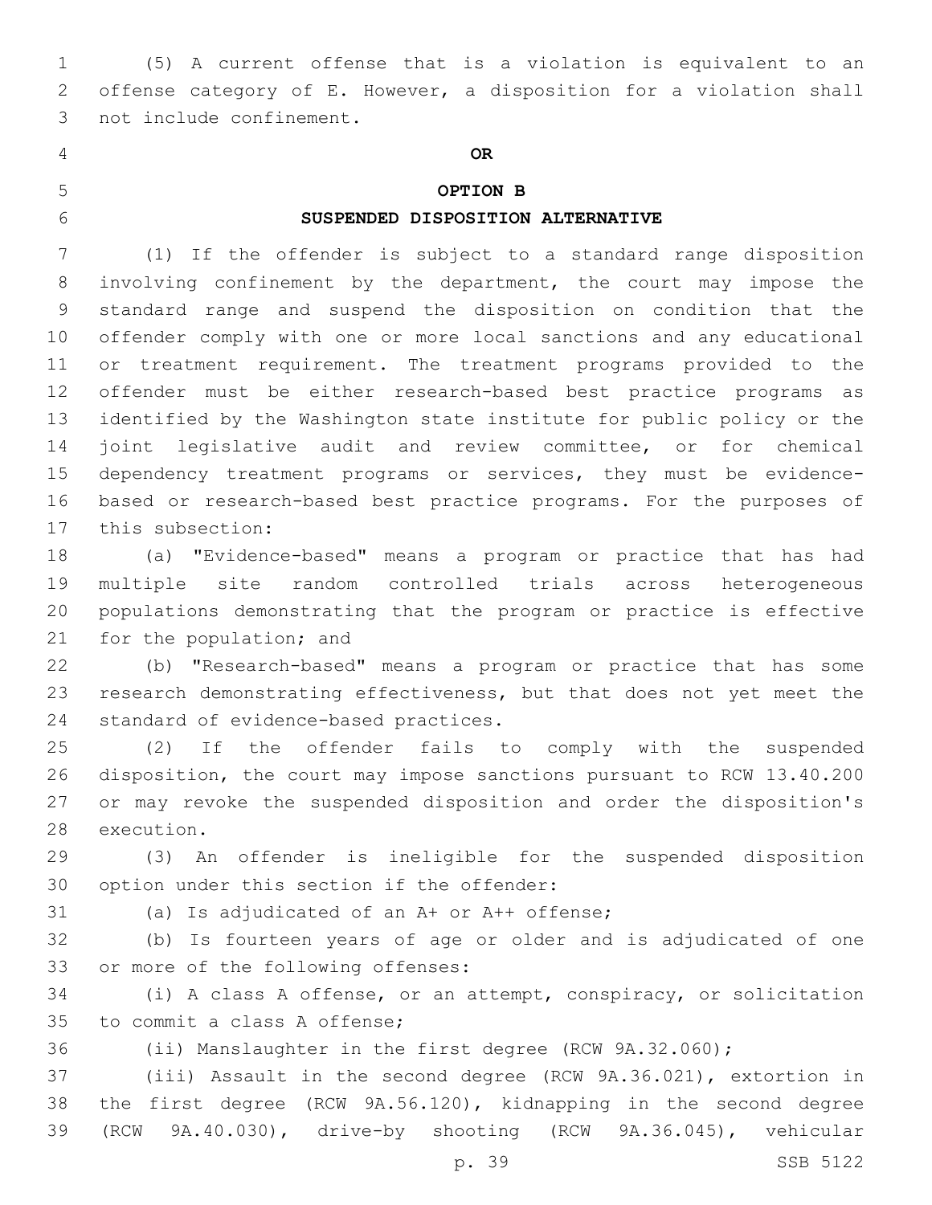(5) A current offense that is a violation is equivalent to an offense category of E. However, a disposition for a violation shall not include confinement.

**OR**

**OPTION B**

**SUSPENDED DISPOSITION ALTERNATIVE**

(1) If the offender is subject to a standard range disposition involving confinement by the department, the court may impose the standard range and suspend the disposition on condition that the offender comply with one or more local sanctions and any educational or treatment requirement. The treatment programs provided to the offender must be either research-based best practice programs as identified by the Washington state institute for public policy or the joint legislative audit and review committee, or for chemical dependency treatment programs or services, they must be evidence-based or research-based best practice programs. For the purposes of this subsection:

(a) "Evidence-based" means a program or practice that has had multiple site random controlled trials across heterogeneous populations demonstrating that the program or practice is effective for the population; and

(b) "Research-based" means a program or practice that has some research demonstrating effectiveness, but that does not yet meet the standard of evidence-based practices.

(2) If the offender fails to comply with the suspended disposition, the court may impose sanctions pursuant to RCW 13.40.200 or may revoke the suspended disposition and order the disposition's execution.

(3) An offender is ineligible for the suspended disposition option under this section if the offender:

(a) Is adjudicated of an A+ or A++ offense;

(b) Is fourteen years of age or older and is adjudicated of one or more of the following offenses:

(i) A class A offense, or an attempt, conspiracy, or solicitation to commit a class A offense;

(ii) Manslaughter in the first degree (RCW 9A.32.060);

(iii) Assault in the second degree (RCW 9A.36.021), extortion in the first degree (RCW 9A.56.120), kidnapping in the second degree (RCW 9A.40.030), drive-by shooting (RCW 9A.36.045), vehicular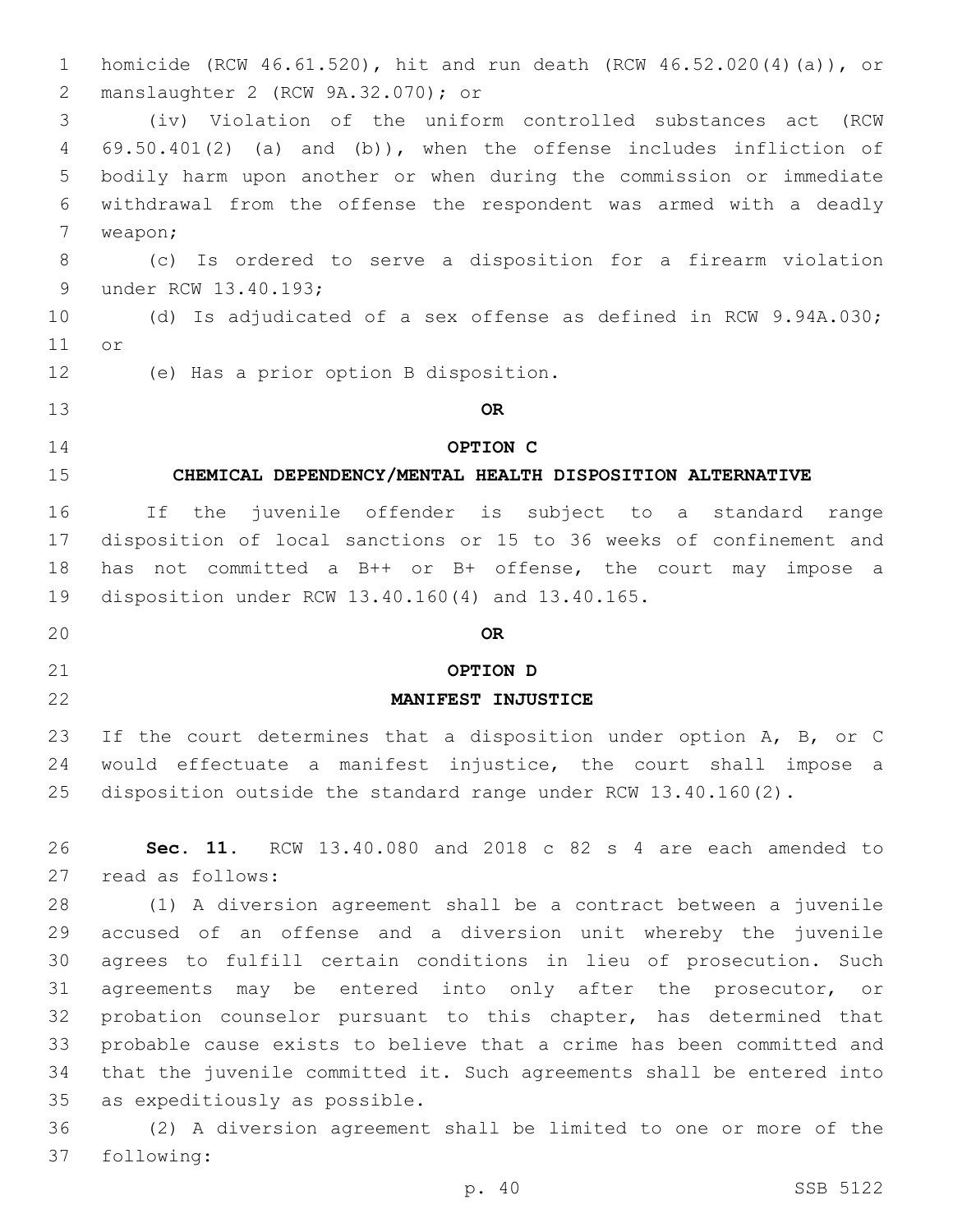homicide (RCW 46.61.520), hit and run death (RCW 46.52.020(4)(a)), or manslaughter 2 (RCW 9A.32.070); or

(iv) Violation of the uniform controlled substances act (RCW 69.50.401(2) (a) and (b)), when the offense includes infliction of bodily harm upon another or when during the commission or immediate withdrawal from the offense the respondent was armed with a deadly weapon;

(c) Is ordered to serve a disposition for a firearm violation under RCW 13.40.193;

(d) Is adjudicated of a sex offense as defined in RCW 9.94A.030; or

(e) Has a prior option B disposition.

**OR**

**OPTION C**

**CHEMICAL DEPENDENCY/MENTAL HEALTH DISPOSITION ALTERNATIVE**

If the juvenile offender is subject to a standard range disposition of local sanctions or 15 to 36 weeks of confinement and has not committed a B++ or B+ offense, the court may impose a disposition under RCW 13.40.160(4) and 13.40.165.

**OR**

**OPTION D**

**MANIFEST INJUSTICE**

If the court determines that a disposition under option A, B, or C would effectuate a manifest injustice, the court shall impose a disposition outside the standard range under RCW 13.40.160(2).

**Sec. 11.** RCW 13.40.080 and 2018 c 82 s 4 are each amended to read as follows:

(1) A diversion agreement shall be a contract between a juvenile accused of an offense and a diversion unit whereby the juvenile agrees to fulfill certain conditions in lieu of prosecution. Such agreements may be entered into only after the prosecutor, or probation counselor pursuant to this chapter, has determined that probable cause exists to believe that a crime has been committed and that the juvenile committed it. Such agreements shall be entered into as expeditiously as possible.

(2) A diversion agreement shall be limited to one or more of the following: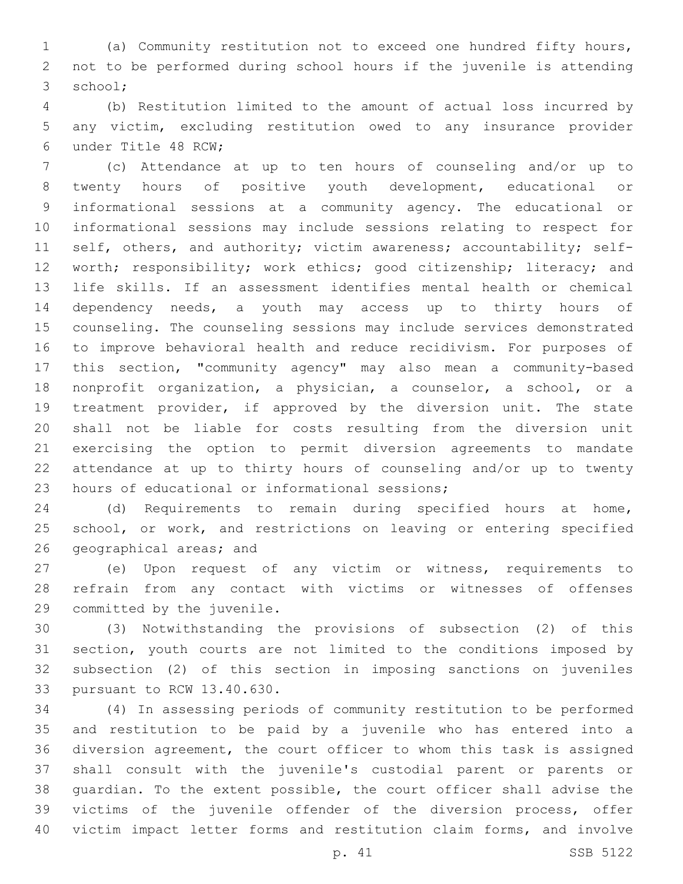(a) Community restitution not to exceed one hundred fifty hours, not to be performed during school hours if the juvenile is attending school;

(b) Restitution limited to the amount of actual loss incurred by any victim, excluding restitution owed to any insurance provider under Title 48 RCW;

(c) Attendance at up to ten hours of counseling and/or up to twenty hours of positive youth development, educational or informational sessions at a community agency. The educational or informational sessions may include sessions relating to respect for self, others, and authority; victim awareness; accountability; self-worth; responsibility; work ethics; good citizenship; literacy; and life skills. If an assessment identifies mental health or chemical dependency needs, a youth may access up to thirty hours of counseling. The counseling sessions may include services demonstrated to improve behavioral health and reduce recidivism. For purposes of this section, "community agency" may also mean a community-based nonprofit organization, a physician, a counselor, a school, or a treatment provider, if approved by the diversion unit. The state shall not be liable for costs resulting from the diversion unit exercising the option to permit diversion agreements to mandate attendance at up to thirty hours of counseling and/or up to twenty hours of educational or informational sessions;

(d) Requirements to remain during specified hours at home, school, or work, and restrictions on leaving or entering specified geographical areas; and

(e) Upon request of any victim or witness, requirements to refrain from any contact with victims or witnesses of offenses committed by the juvenile.

(3) Notwithstanding the provisions of subsection (2) of this section, youth courts are not limited to the conditions imposed by subsection (2) of this section in imposing sanctions on juveniles pursuant to RCW 13.40.630.

(4) In assessing periods of community restitution to be performed and restitution to be paid by a juvenile who has entered into a diversion agreement, the court officer to whom this task is assigned shall consult with the juvenile's custodial parent or parents or guardian. To the extent possible, the court officer shall advise the victims of the juvenile offender of the diversion process, offer victim impact letter forms and restitution claim forms, and involve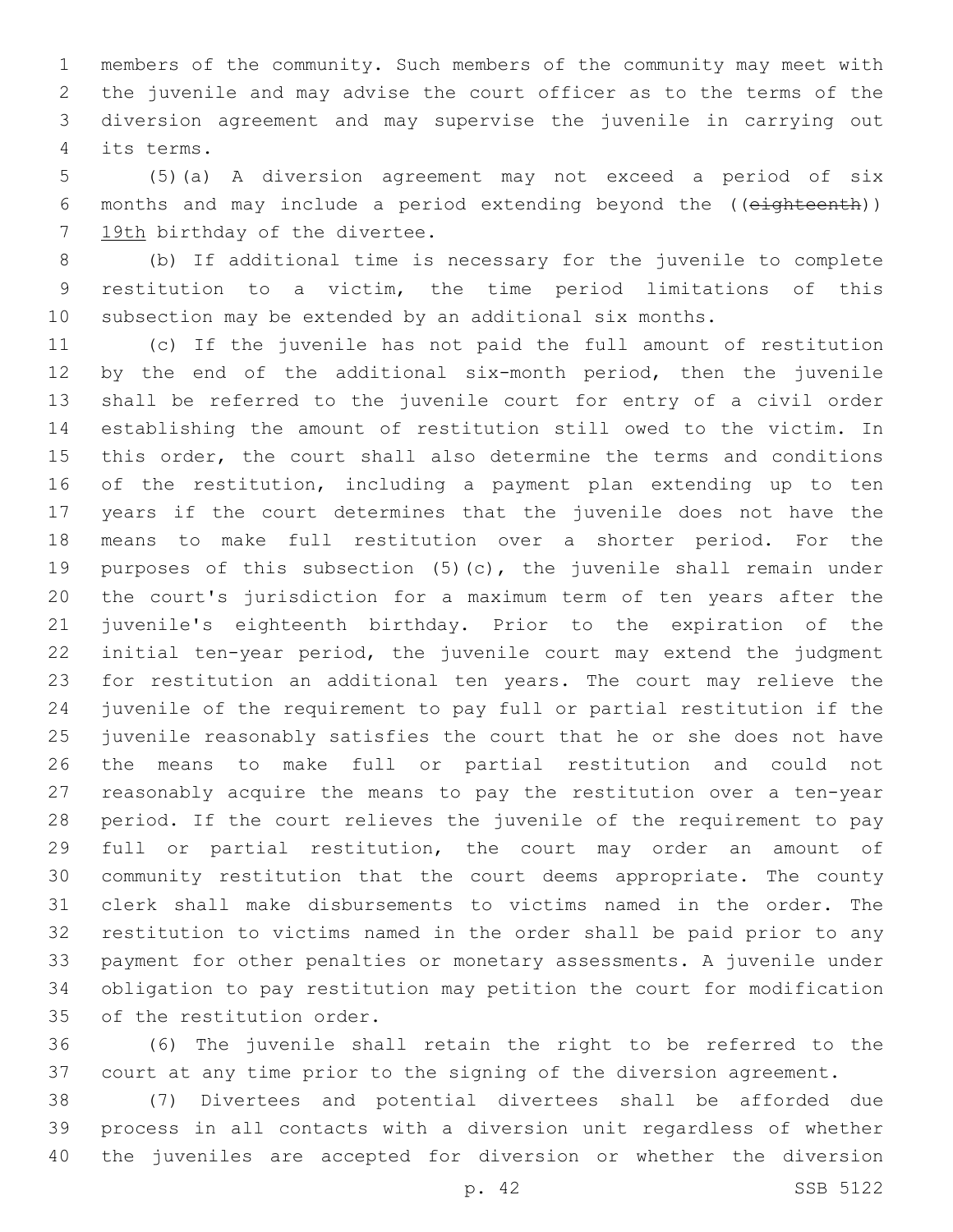members of the community. Such members of the community may meet with the juvenile and may advise the court officer as to the terms of the diversion agreement and may supervise the juvenile in carrying out its terms.

(5)(a) A diversion agreement may not exceed a period of six months and may include a period extending beyond the ((~~eighteenth~~)) <u>19th</u> birthday of the divertee.

(b) If additional time is necessary for the juvenile to complete restitution to a victim, the time period limitations of this subsection may be extended by an additional six months.

(c) If the juvenile has not paid the full amount of restitution by the end of the additional six-month period, then the juvenile shall be referred to the juvenile court for entry of a civil order establishing the amount of restitution still owed to the victim. In this order, the court shall also determine the terms and conditions of the restitution, including a payment plan extending up to ten years if the court determines that the juvenile does not have the means to make full restitution over a shorter period. For the purposes of this subsection (5)(c), the juvenile shall remain under the court's jurisdiction for a maximum term of ten years after the juvenile's eighteenth birthday. Prior to the expiration of the initial ten-year period, the juvenile court may extend the judgment for restitution an additional ten years. The court may relieve the juvenile of the requirement to pay full or partial restitution if the juvenile reasonably satisfies the court that he or she does not have the means to make full or partial restitution and could not reasonably acquire the means to pay the restitution over a ten-year period. If the court relieves the juvenile of the requirement to pay full or partial restitution, the court may order an amount of community restitution that the court deems appropriate. The county clerk shall make disbursements to victims named in the order. The restitution to victims named in the order shall be paid prior to any payment for other penalties or monetary assessments. A juvenile under obligation to pay restitution may petition the court for modification of the restitution order.

(6) The juvenile shall retain the right to be referred to the court at any time prior to the signing of the diversion agreement.

(7) Divertees and potential divertees shall be afforded due process in all contacts with a diversion unit regardless of whether the juveniles are accepted for diversion or whether the diversion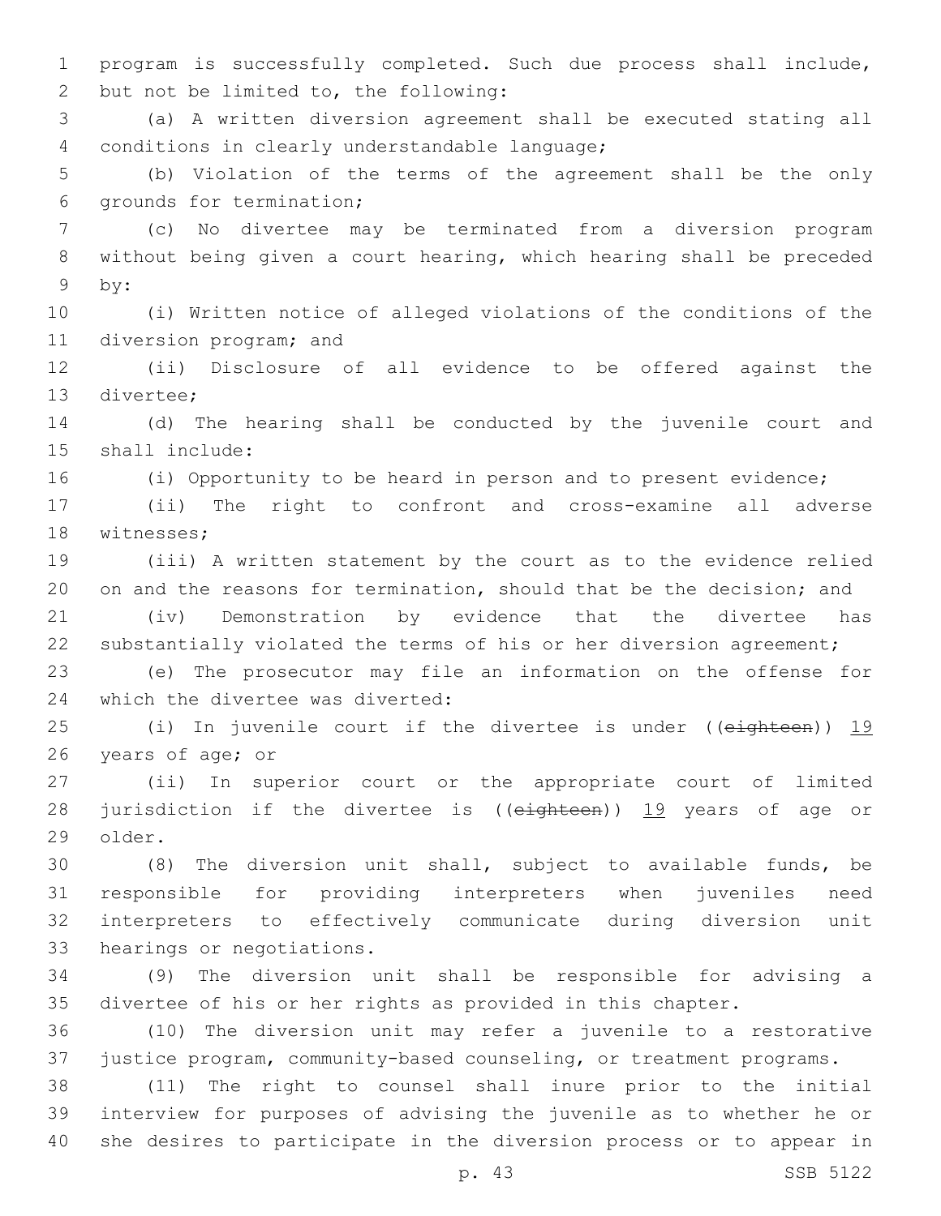program is successfully completed. Such due process shall include, but not be limited to, the following:

(a) A written diversion agreement shall be executed stating all conditions in clearly understandable language;

(b) Violation of the terms of the agreement shall be the only grounds for termination;

(c) No divertee may be terminated from a diversion program without being given a court hearing, which hearing shall be preceded by:

(i) Written notice of alleged violations of the conditions of the diversion program; and

(ii) Disclosure of all evidence to be offered against the divertee;

(d) The hearing shall be conducted by the juvenile court and shall include:

(i) Opportunity to be heard in person and to present evidence;

(ii) The right to confront and cross-examine all adverse witnesses;

(iii) A written statement by the court as to the evidence relied on and the reasons for termination, should that be the decision; and

(iv) Demonstration by evidence that the divertee has substantially violated the terms of his or her diversion agreement;

(e) The prosecutor may file an information on the offense for which the divertee was diverted:

(i) In juvenile court if the divertee is under ((~~eighteen~~)) <u>19</u> years of age; or

(ii) In superior court or the appropriate court of limited jurisdiction if the divertee is ((~~eighteen~~)) <u>19</u> years of age or older.

(8) The diversion unit shall, subject to available funds, be responsible for providing interpreters when juveniles need interpreters to effectively communicate during diversion unit hearings or negotiations.

(9) The diversion unit shall be responsible for advising a divertee of his or her rights as provided in this chapter.

(10) The diversion unit may refer a juvenile to a restorative justice program, community-based counseling, or treatment programs.

(11) The right to counsel shall inure prior to the initial interview for purposes of advising the juvenile as to whether he or she desires to participate in the diversion process or to appear in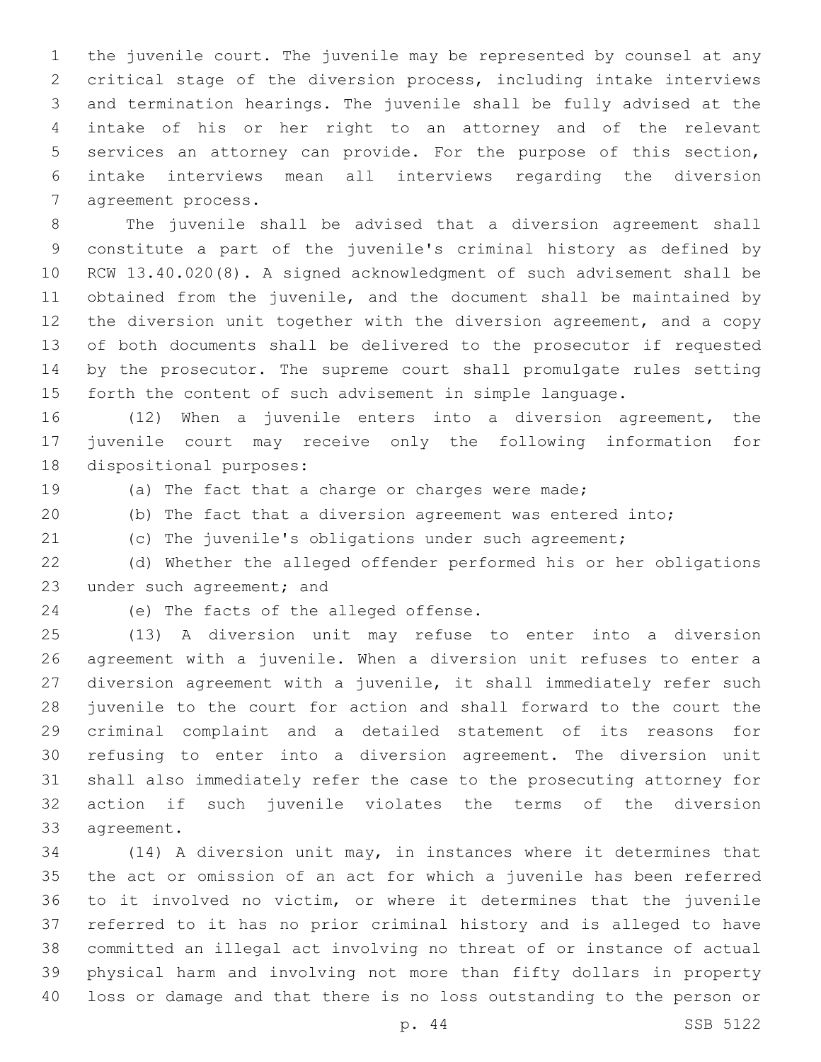the juvenile court. The juvenile may be represented by counsel at any critical stage of the diversion process, including intake interviews and termination hearings. The juvenile shall be fully advised at the intake of his or her right to an attorney and of the relevant services an attorney can provide. For the purpose of this section, intake interviews mean all interviews regarding the diversion agreement process.

The juvenile shall be advised that a diversion agreement shall constitute a part of the juvenile's criminal history as defined by RCW 13.40.020(8). A signed acknowledgment of such advisement shall be obtained from the juvenile, and the document shall be maintained by the diversion unit together with the diversion agreement, and a copy of both documents shall be delivered to the prosecutor if requested by the prosecutor. The supreme court shall promulgate rules setting forth the content of such advisement in simple language.

(12) When a juvenile enters into a diversion agreement, the juvenile court may receive only the following information for dispositional purposes:

(a) The fact that a charge or charges were made;

(b) The fact that a diversion agreement was entered into;

(c) The juvenile's obligations under such agreement;

(d) Whether the alleged offender performed his or her obligations under such agreement; and

(e) The facts of the alleged offense.

(13) A diversion unit may refuse to enter into a diversion agreement with a juvenile. When a diversion unit refuses to enter a diversion agreement with a juvenile, it shall immediately refer such juvenile to the court for action and shall forward to the court the criminal complaint and a detailed statement of its reasons for refusing to enter into a diversion agreement. The diversion unit shall also immediately refer the case to the prosecuting attorney for action if such juvenile violates the terms of the diversion agreement.

(14) A diversion unit may, in instances where it determines that the act or omission of an act for which a juvenile has been referred to it involved no victim, or where it determines that the juvenile referred to it has no prior criminal history and is alleged to have committed an illegal act involving no threat of or instance of actual physical harm and involving not more than fifty dollars in property loss or damage and that there is no loss outstanding to the person or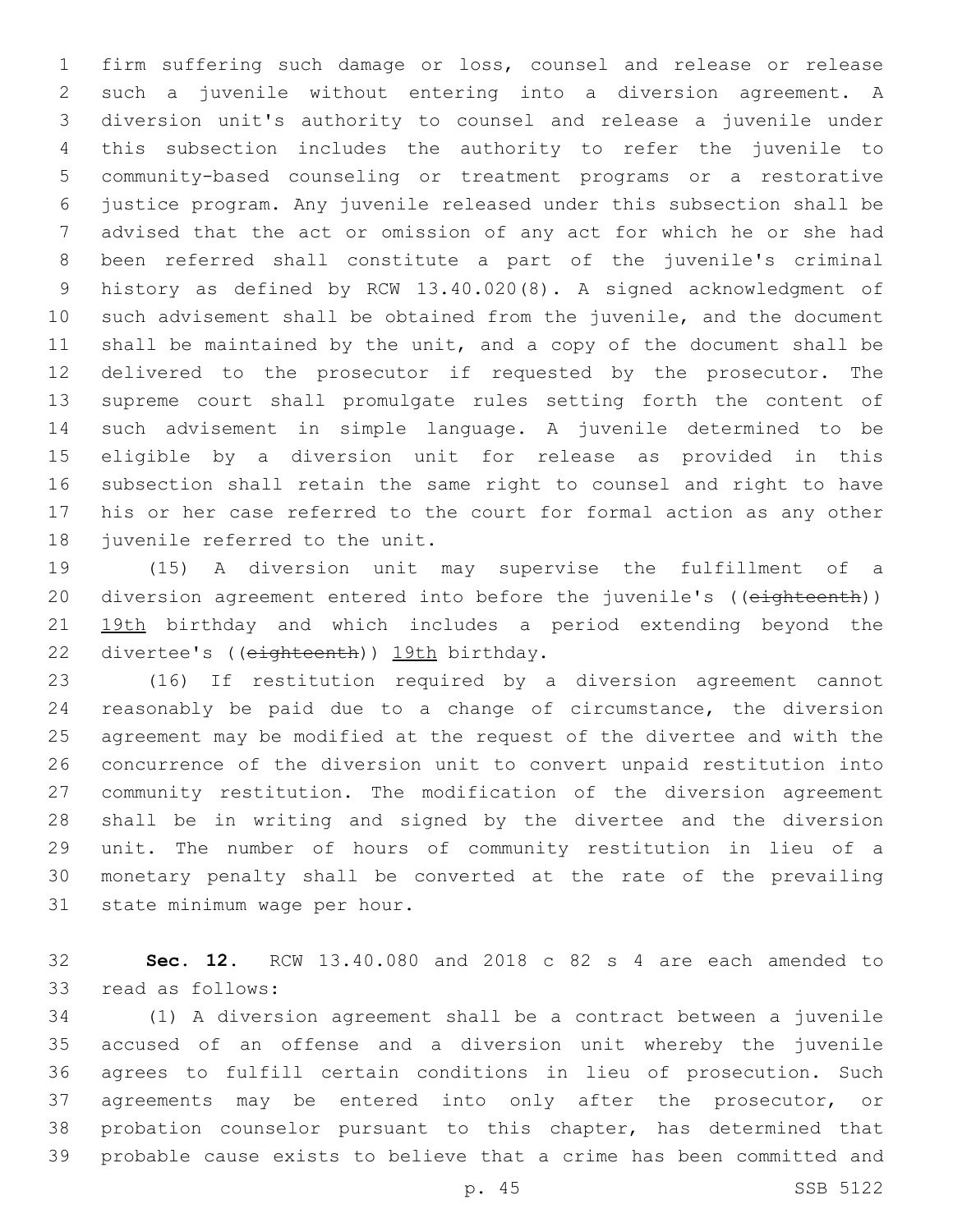firm suffering such damage or loss, counsel and release or release such a juvenile without entering into a diversion agreement. A diversion unit's authority to counsel and release a juvenile under this subsection includes the authority to refer the juvenile to community-based counseling or treatment programs or a restorative justice program. Any juvenile released under this subsection shall be advised that the act or omission of any act for which he or she had been referred shall constitute a part of the juvenile's criminal history as defined by RCW 13.40.020(8). A signed acknowledgment of such advisement shall be obtained from the juvenile, and the document shall be maintained by the unit, and a copy of the document shall be delivered to the prosecutor if requested by the prosecutor. The supreme court shall promulgate rules setting forth the content of such advisement in simple language. A juvenile determined to be eligible by a diversion unit for release as provided in this subsection shall retain the same right to counsel and right to have his or her case referred to the court for formal action as any other juvenile referred to the unit.

(15) A diversion unit may supervise the fulfillment of a diversion agreement entered into before the juvenile's ((~~eighteenth~~)) <u>19th</u> birthday and which includes a period extending beyond the divertee's ((~~eighteenth~~)) <u>19th</u> birthday.

(16) If restitution required by a diversion agreement cannot reasonably be paid due to a change of circumstance, the diversion agreement may be modified at the request of the divertee and with the concurrence of the diversion unit to convert unpaid restitution into community restitution. The modification of the diversion agreement shall be in writing and signed by the divertee and the diversion unit. The number of hours of community restitution in lieu of a monetary penalty shall be converted at the rate of the prevailing state minimum wage per hour.

**Sec. 12.** RCW 13.40.080 and 2018 c 82 s 4 are each amended to read as follows:

(1) A diversion agreement shall be a contract between a juvenile accused of an offense and a diversion unit whereby the juvenile agrees to fulfill certain conditions in lieu of prosecution. Such agreements may be entered into only after the prosecutor, or probation counselor pursuant to this chapter, has determined that probable cause exists to believe that a crime has been committed and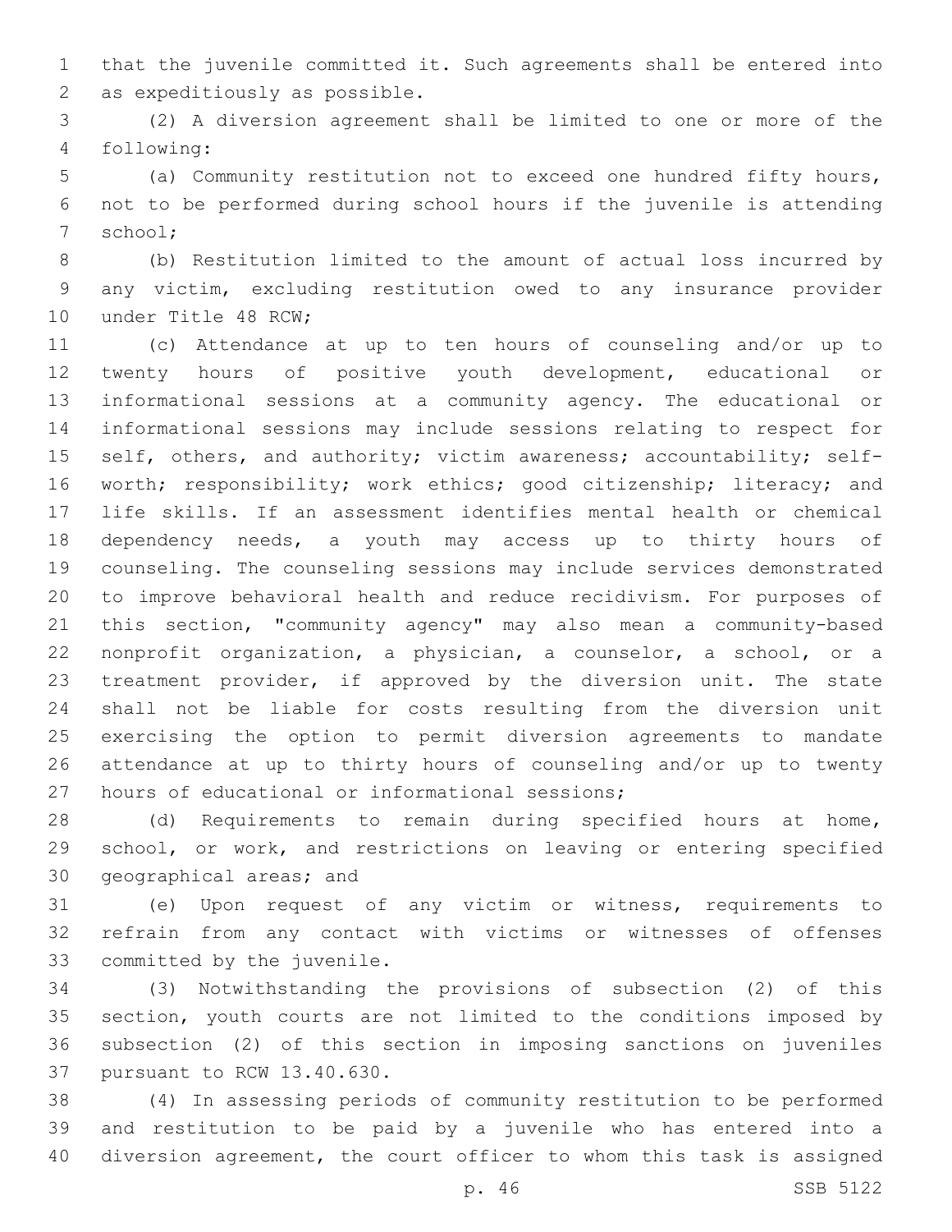that the juvenile committed it. Such agreements shall be entered into as expeditiously as possible.

(2) A diversion agreement shall be limited to one or more of the following:

(a) Community restitution not to exceed one hundred fifty hours, not to be performed during school hours if the juvenile is attending school;

(b) Restitution limited to the amount of actual loss incurred by any victim, excluding restitution owed to any insurance provider under Title 48 RCW;

(c) Attendance at up to ten hours of counseling and/or up to twenty hours of positive youth development, educational or informational sessions at a community agency. The educational or informational sessions may include sessions relating to respect for self, others, and authority; victim awareness; accountability; self-worth; responsibility; work ethics; good citizenship; literacy; and life skills. If an assessment identifies mental health or chemical dependency needs, a youth may access up to thirty hours of counseling. The counseling sessions may include services demonstrated to improve behavioral health and reduce recidivism. For purposes of this section, "community agency" may also mean a community-based nonprofit organization, a physician, a counselor, a school, or a treatment provider, if approved by the diversion unit. The state shall not be liable for costs resulting from the diversion unit exercising the option to permit diversion agreements to mandate attendance at up to thirty hours of counseling and/or up to twenty hours of educational or informational sessions;

(d) Requirements to remain during specified hours at home, school, or work, and restrictions on leaving or entering specified geographical areas; and

(e) Upon request of any victim or witness, requirements to refrain from any contact with victims or witnesses of offenses committed by the juvenile.

(3) Notwithstanding the provisions of subsection (2) of this section, youth courts are not limited to the conditions imposed by subsection (2) of this section in imposing sanctions on juveniles pursuant to RCW 13.40.630.

(4) In assessing periods of community restitution to be performed and restitution to be paid by a juvenile who has entered into a diversion agreement, the court officer to whom this task is assigned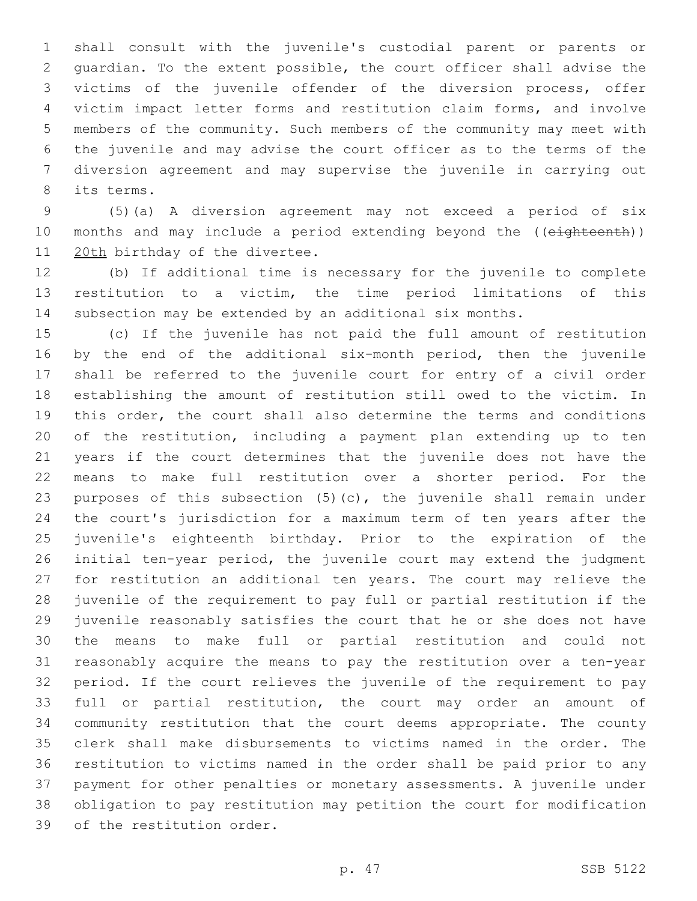shall consult with the juvenile's custodial parent or parents or guardian. To the extent possible, the court officer shall advise the victims of the juvenile offender of the diversion process, offer victim impact letter forms and restitution claim forms, and involve members of the community. Such members of the community may meet with the juvenile and may advise the court officer as to the terms of the diversion agreement and may supervise the juvenile in carrying out its terms.

(5)(a) A diversion agreement may not exceed a period of six months and may include a period extending beyond the ((~~eighteenth~~)) <u>20th</u> birthday of the divertee.

(b) If additional time is necessary for the juvenile to complete restitution to a victim, the time period limitations of this subsection may be extended by an additional six months.

(c) If the juvenile has not paid the full amount of restitution by the end of the additional six-month period, then the juvenile shall be referred to the juvenile court for entry of a civil order establishing the amount of restitution still owed to the victim. In this order, the court shall also determine the terms and conditions of the restitution, including a payment plan extending up to ten years if the court determines that the juvenile does not have the means to make full restitution over a shorter period. For the purposes of this subsection (5)(c), the juvenile shall remain under the court's jurisdiction for a maximum term of ten years after the juvenile's eighteenth birthday. Prior to the expiration of the initial ten-year period, the juvenile court may extend the judgment for restitution an additional ten years. The court may relieve the juvenile of the requirement to pay full or partial restitution if the juvenile reasonably satisfies the court that he or she does not have the means to make full or partial restitution and could not reasonably acquire the means to pay the restitution over a ten-year period. If the court relieves the juvenile of the requirement to pay full or partial restitution, the court may order an amount of community restitution that the court deems appropriate. The county clerk shall make disbursements to victims named in the order. The restitution to victims named in the order shall be paid prior to any payment for other penalties or monetary assessments. A juvenile under obligation to pay restitution may petition the court for modification of the restitution order.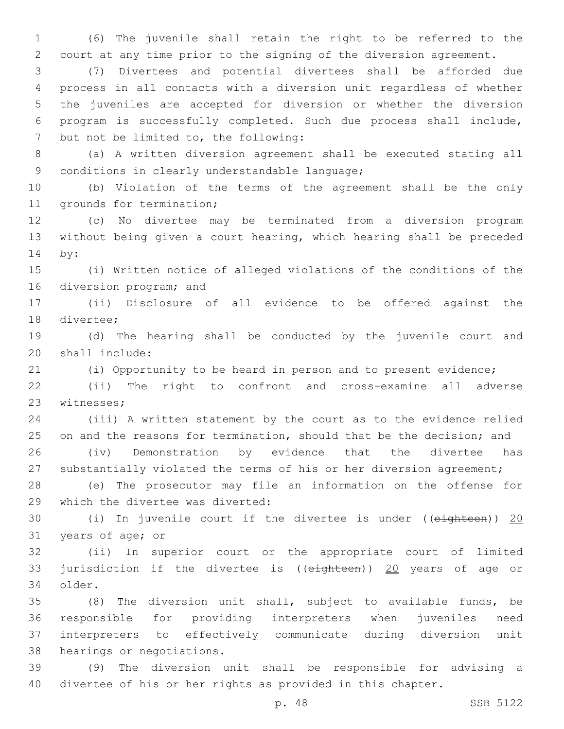(6) The juvenile shall retain the right to be referred to the court at any time prior to the signing of the diversion agreement.

(7) Divertees and potential divertees shall be afforded due process in all contacts with a diversion unit regardless of whether the juveniles are accepted for diversion or whether the diversion program is successfully completed. Such due process shall include, but not be limited to, the following:

(a) A written diversion agreement shall be executed stating all conditions in clearly understandable language;

(b) Violation of the terms of the agreement shall be the only grounds for termination;

(c) No divertee may be terminated from a diversion program without being given a court hearing, which hearing shall be preceded by:

(i) Written notice of alleged violations of the conditions of the diversion program; and

(ii) Disclosure of all evidence to be offered against the divertee;

(d) The hearing shall be conducted by the juvenile court and shall include:

(i) Opportunity to be heard in person and to present evidence;

(ii) The right to confront and cross-examine all adverse witnesses;

(iii) A written statement by the court as to the evidence relied on and the reasons for termination, should that be the decision; and

(iv) Demonstration by evidence that the divertee has substantially violated the terms of his or her diversion agreement;

(e) The prosecutor may file an information on the offense for which the divertee was diverted:

(i) In juvenile court if the divertee is under ((~~eighteen~~)) <u>20</u> years of age; or

(ii) In superior court or the appropriate court of limited jurisdiction if the divertee is ((~~eighteen~~)) <u>20</u> years of age or older.

(8) The diversion unit shall, subject to available funds, be responsible for providing interpreters when juveniles need interpreters to effectively communicate during diversion unit hearings or negotiations.

(9) The diversion unit shall be responsible for advising a divertee of his or her rights as provided in this chapter.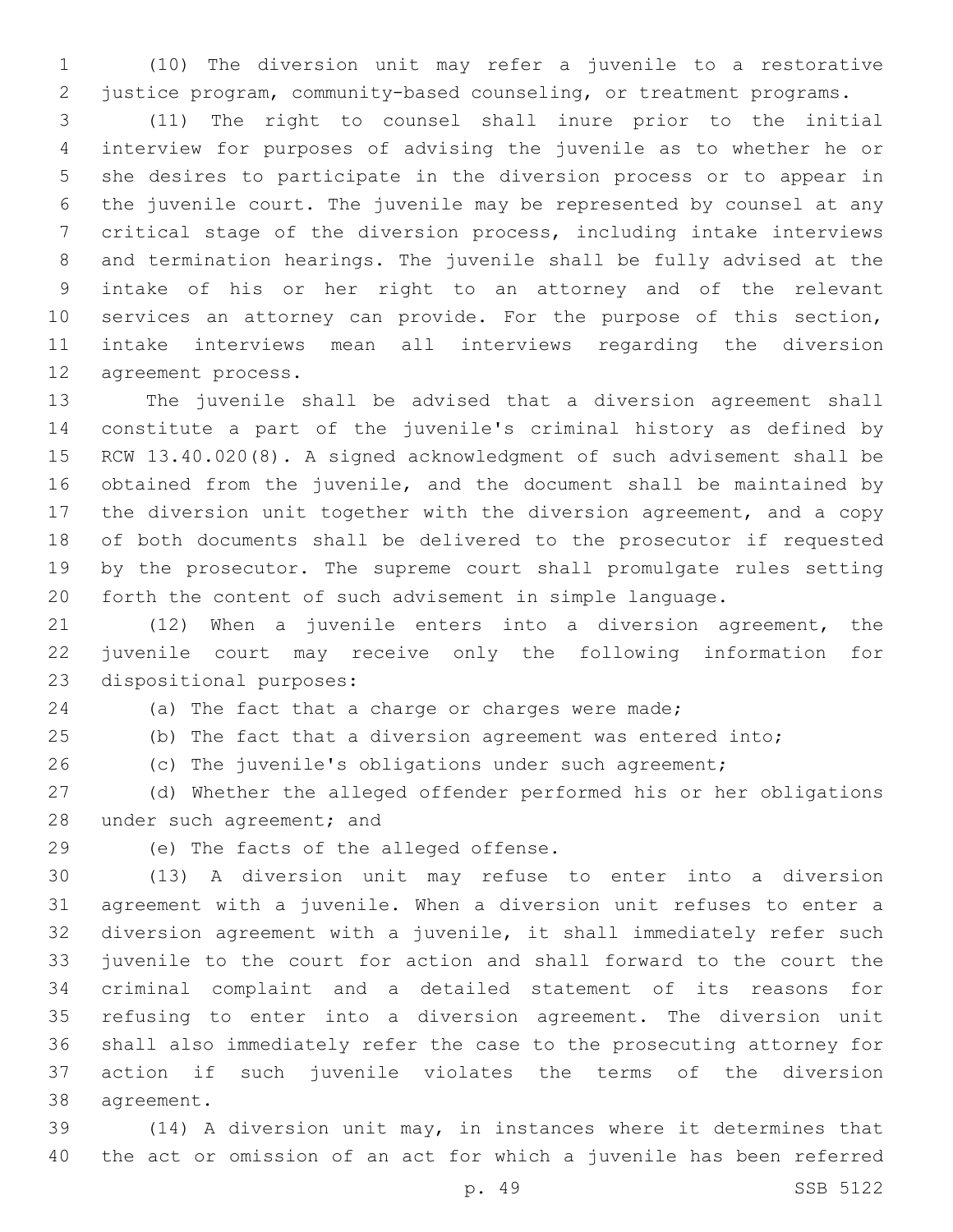(10) The diversion unit may refer a juvenile to a restorative justice program, community-based counseling, or treatment programs.

(11) The right to counsel shall inure prior to the initial interview for purposes of advising the juvenile as to whether he or she desires to participate in the diversion process or to appear in the juvenile court. The juvenile may be represented by counsel at any critical stage of the diversion process, including intake interviews and termination hearings. The juvenile shall be fully advised at the intake of his or her right to an attorney and of the relevant services an attorney can provide. For the purpose of this section, intake interviews mean all interviews regarding the diversion agreement process.

The juvenile shall be advised that a diversion agreement shall constitute a part of the juvenile's criminal history as defined by RCW 13.40.020(8). A signed acknowledgment of such advisement shall be obtained from the juvenile, and the document shall be maintained by the diversion unit together with the diversion agreement, and a copy of both documents shall be delivered to the prosecutor if requested by the prosecutor. The supreme court shall promulgate rules setting forth the content of such advisement in simple language.

(12) When a juvenile enters into a diversion agreement, the juvenile court may receive only the following information for dispositional purposes:

(a) The fact that a charge or charges were made;

(b) The fact that a diversion agreement was entered into;

(c) The juvenile's obligations under such agreement;

(d) Whether the alleged offender performed his or her obligations under such agreement; and

(e) The facts of the alleged offense.

(13) A diversion unit may refuse to enter into a diversion agreement with a juvenile. When a diversion unit refuses to enter a diversion agreement with a juvenile, it shall immediately refer such juvenile to the court for action and shall forward to the court the criminal complaint and a detailed statement of its reasons for refusing to enter into a diversion agreement. The diversion unit shall also immediately refer the case to the prosecuting attorney for action if such juvenile violates the terms of the diversion agreement.

(14) A diversion unit may, in instances where it determines that the act or omission of an act for which a juvenile has been referred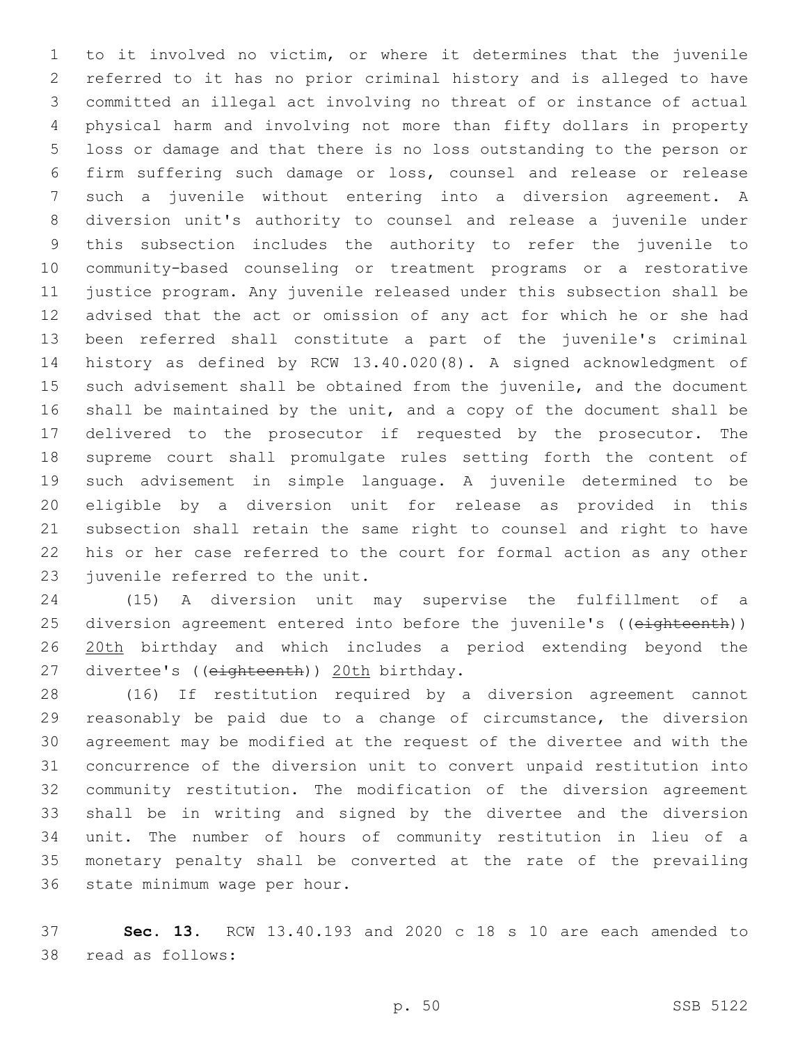to it involved no victim, or where it determines that the juvenile referred to it has no prior criminal history and is alleged to have committed an illegal act involving no threat of or instance of actual physical harm and involving not more than fifty dollars in property loss or damage and that there is no loss outstanding to the person or firm suffering such damage or loss, counsel and release or release such a juvenile without entering into a diversion agreement. A diversion unit's authority to counsel and release a juvenile under this subsection includes the authority to refer the juvenile to community-based counseling or treatment programs or a restorative justice program. Any juvenile released under this subsection shall be advised that the act or omission of any act for which he or she had been referred shall constitute a part of the juvenile's criminal history as defined by RCW 13.40.020(8). A signed acknowledgment of such advisement shall be obtained from the juvenile, and the document shall be maintained by the unit, and a copy of the document shall be delivered to the prosecutor if requested by the prosecutor. The supreme court shall promulgate rules setting forth the content of such advisement in simple language. A juvenile determined to be eligible by a diversion unit for release as provided in this subsection shall retain the same right to counsel and right to have his or her case referred to the court for formal action as any other juvenile referred to the unit.

(15) A diversion unit may supervise the fulfillment of a diversion agreement entered into before the juvenile's ((~~eighteenth~~)) 20th birthday and which includes a period extending beyond the divertee's ((~~eighteenth~~)) 20th birthday.

(16) If restitution required by a diversion agreement cannot reasonably be paid due to a change of circumstance, the diversion agreement may be modified at the request of the divertee and with the concurrence of the diversion unit to convert unpaid restitution into community restitution. The modification of the diversion agreement shall be in writing and signed by the divertee and the diversion unit. The number of hours of community restitution in lieu of a monetary penalty shall be converted at the rate of the prevailing state minimum wage per hour.

**Sec. 13.** RCW 13.40.193 and 2020 c 18 s 10 are each amended to read as follows: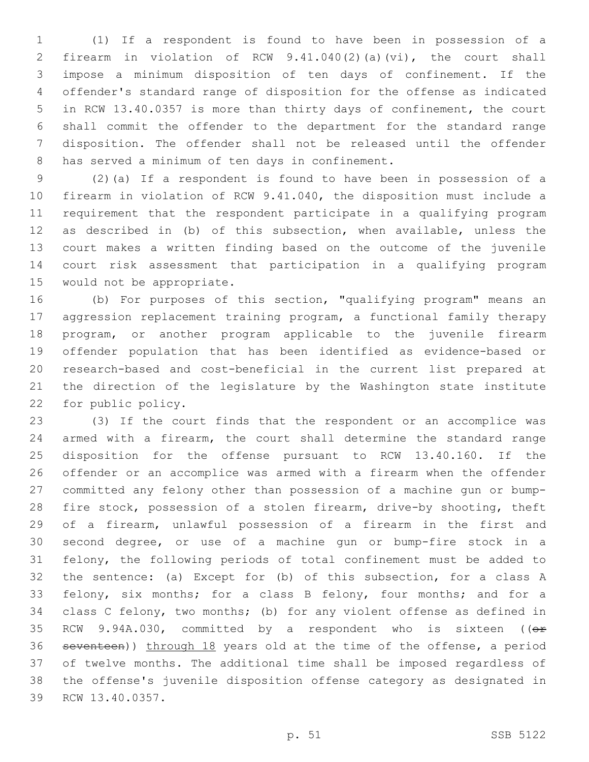(1) If a respondent is found to have been in possession of a firearm in violation of RCW 9.41.040(2)(a)(vi), the court shall impose a minimum disposition of ten days of confinement. If the offender's standard range of disposition for the offense as indicated in RCW 13.40.0357 is more than thirty days of confinement, the court shall commit the offender to the department for the standard range disposition. The offender shall not be released until the offender has served a minimum of ten days in confinement.

(2)(a) If a respondent is found to have been in possession of a firearm in violation of RCW 9.41.040, the disposition must include a requirement that the respondent participate in a qualifying program as described in (b) of this subsection, when available, unless the court makes a written finding based on the outcome of the juvenile court risk assessment that participation in a qualifying program would not be appropriate.

(b) For purposes of this section, "qualifying program" means an aggression replacement training program, a functional family therapy program, or another program applicable to the juvenile firearm offender population that has been identified as evidence-based or research-based and cost-beneficial in the current list prepared at the direction of the legislature by the Washington state institute for public policy.

(3) If the court finds that the respondent or an accomplice was armed with a firearm, the court shall determine the standard range disposition for the offense pursuant to RCW 13.40.160. If the offender or an accomplice was armed with a firearm when the offender committed any felony other than possession of a machine gun or bump-fire stock, possession of a stolen firearm, drive-by shooting, theft of a firearm, unlawful possession of a firearm in the first and second degree, or use of a machine gun or bump-fire stock in a felony, the following periods of total confinement must be added to the sentence: (a) Except for (b) of this subsection, for a class A felony, six months; for a class B felony, four months; and for a class C felony, two months; (b) for any violent offense as defined in RCW 9.94A.030, committed by a respondent who is sixteen ((~~or seventeen~~)) through 18 years old at the time of the offense, a period of twelve months. The additional time shall be imposed regardless of the offense's juvenile disposition offense category as designated in RCW 13.40.0357.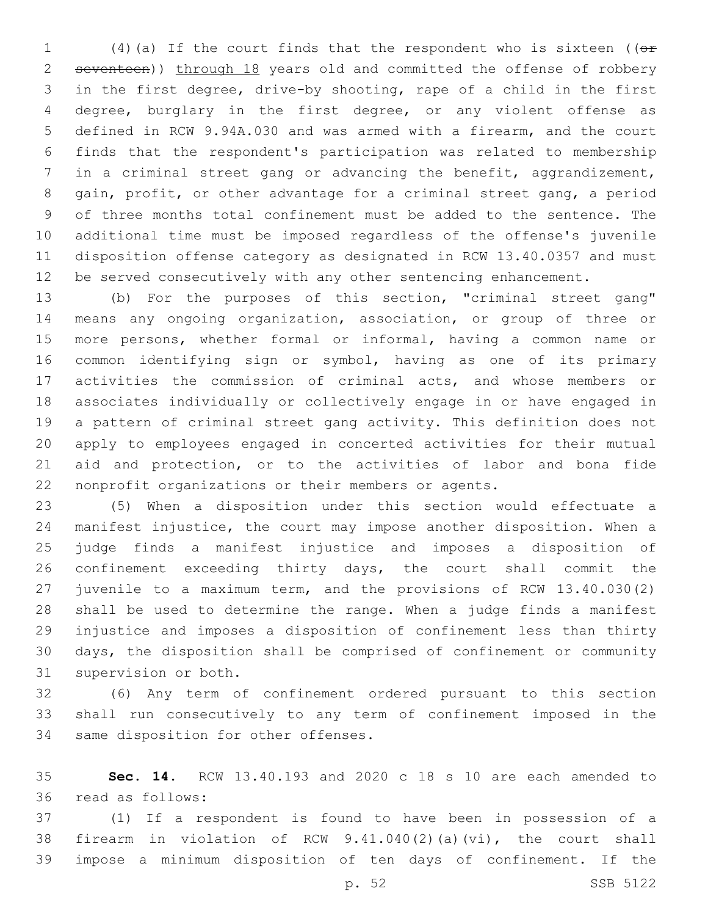(4)(a) If the court finds that the respondent who is sixteen ((~~or seventeen~~)) through 18 years old and committed the offense of robbery in the first degree, drive-by shooting, rape of a child in the first degree, burglary in the first degree, or any violent offense as defined in RCW 9.94A.030 and was armed with a firearm, and the court finds that the respondent's participation was related to membership in a criminal street gang or advancing the benefit, aggrandizement, gain, profit, or other advantage for a criminal street gang, a period of three months total confinement must be added to the sentence. The additional time must be imposed regardless of the offense's juvenile disposition offense category as designated in RCW 13.40.0357 and must be served consecutively with any other sentencing enhancement.

(b) For the purposes of this section, "criminal street gang" means any ongoing organization, association, or group of three or more persons, whether formal or informal, having a common name or common identifying sign or symbol, having as one of its primary activities the commission of criminal acts, and whose members or associates individually or collectively engage in or have engaged in a pattern of criminal street gang activity. This definition does not apply to employees engaged in concerted activities for their mutual aid and protection, or to the activities of labor and bona fide nonprofit organizations or their members or agents.

(5) When a disposition under this section would effectuate a manifest injustice, the court may impose another disposition. When a judge finds a manifest injustice and imposes a disposition of confinement exceeding thirty days, the court shall commit the juvenile to a maximum term, and the provisions of RCW 13.40.030(2) shall be used to determine the range. When a judge finds a manifest injustice and imposes a disposition of confinement less than thirty days, the disposition shall be comprised of confinement or community supervision or both.

(6) Any term of confinement ordered pursuant to this section shall run consecutively to any term of confinement imposed in the same disposition for other offenses.

**Sec. 14.** RCW 13.40.193 and 2020 c 18 s 10 are each amended to read as follows:

(1) If a respondent is found to have been in possession of a firearm in violation of RCW 9.41.040(2)(a)(vi), the court shall impose a minimum disposition of ten days of confinement. If the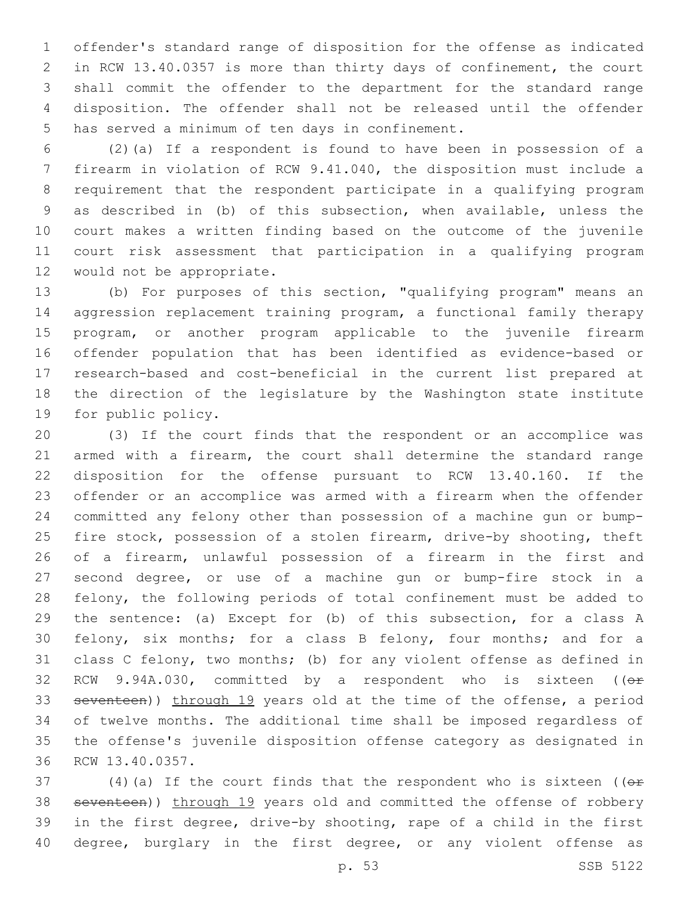offender's standard range of disposition for the offense as indicated in RCW 13.40.0357 is more than thirty days of confinement, the court shall commit the offender to the department for the standard range disposition. The offender shall not be released until the offender has served a minimum of ten days in confinement.

(2)(a) If a respondent is found to have been in possession of a firearm in violation of RCW 9.41.040, the disposition must include a requirement that the respondent participate in a qualifying program as described in (b) of this subsection, when available, unless the court makes a written finding based on the outcome of the juvenile court risk assessment that participation in a qualifying program would not be appropriate.

(b) For purposes of this section, "qualifying program" means an aggression replacement training program, a functional family therapy program, or another program applicable to the juvenile firearm offender population that has been identified as evidence-based or research-based and cost-beneficial in the current list prepared at the direction of the legislature by the Washington state institute for public policy.

(3) If the court finds that the respondent or an accomplice was armed with a firearm, the court shall determine the standard range disposition for the offense pursuant to RCW 13.40.160. If the offender or an accomplice was armed with a firearm when the offender committed any felony other than possession of a machine gun or bump-fire stock, possession of a stolen firearm, drive-by shooting, theft of a firearm, unlawful possession of a firearm in the first and second degree, or use of a machine gun or bump-fire stock in a felony, the following periods of total confinement must be added to the sentence: (a) Except for (b) of this subsection, for a class A felony, six months; for a class B felony, four months; and for a class C felony, two months; (b) for any violent offense as defined in RCW 9.94A.030, committed by a respondent who is sixteen ((~~or seventeen~~)) through 19 years old at the time of the offense, a period of twelve months. The additional time shall be imposed regardless of the offense's juvenile disposition offense category as designated in RCW 13.40.0357.

(4)(a) If the court finds that the respondent who is sixteen ((~~or seventeen~~)) through 19 years old and committed the offense of robbery in the first degree, drive-by shooting, rape of a child in the first degree, burglary in the first degree, or any violent offense as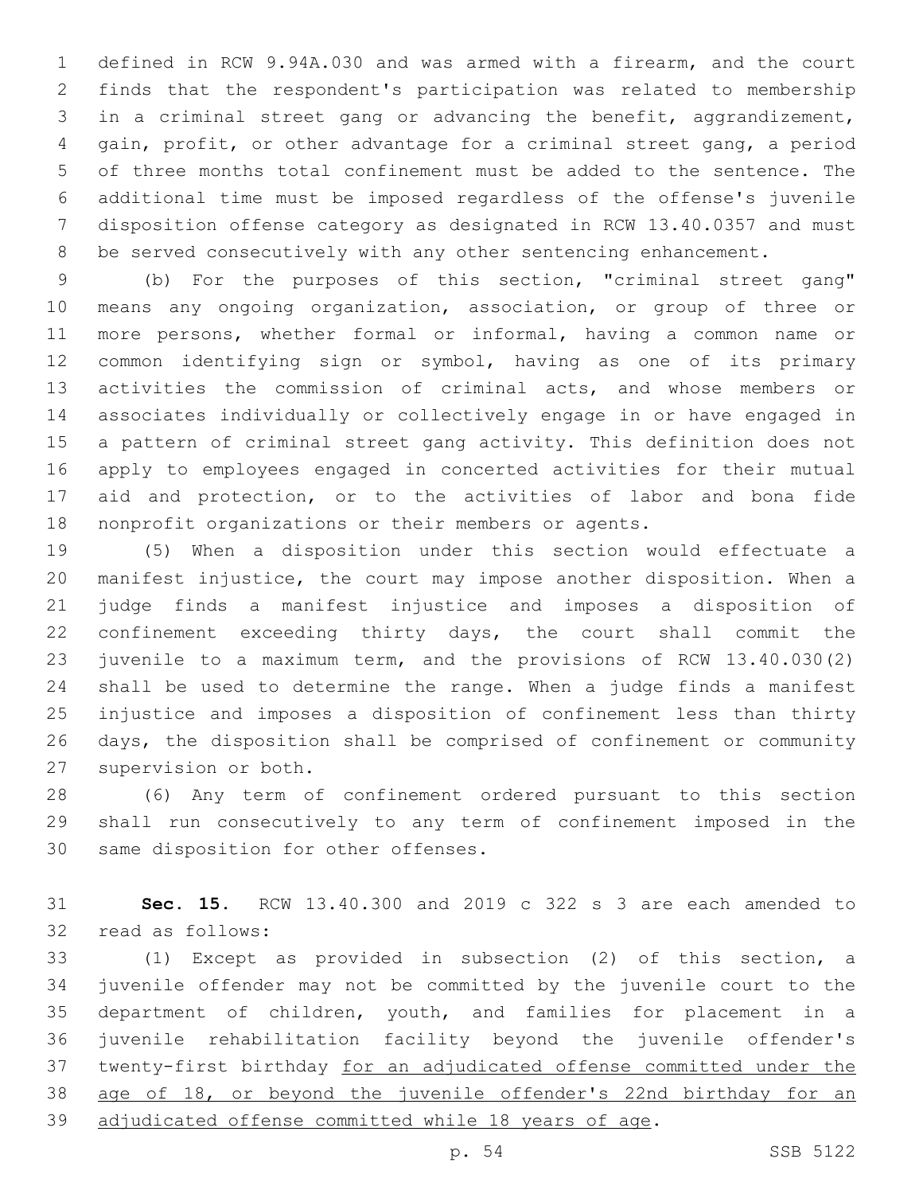defined in RCW 9.94A.030 and was armed with a firearm, and the court finds that the respondent's participation was related to membership in a criminal street gang or advancing the benefit, aggrandizement, gain, profit, or other advantage for a criminal street gang, a period of three months total confinement must be added to the sentence. The additional time must be imposed regardless of the offense's juvenile disposition offense category as designated in RCW 13.40.0357 and must be served consecutively with any other sentencing enhancement.

(b) For the purposes of this section, "criminal street gang" means any ongoing organization, association, or group of three or more persons, whether formal or informal, having a common name or common identifying sign or symbol, having as one of its primary activities the commission of criminal acts, and whose members or associates individually or collectively engage in or have engaged in a pattern of criminal street gang activity. This definition does not apply to employees engaged in concerted activities for their mutual aid and protection, or to the activities of labor and bona fide nonprofit organizations or their members or agents.

(5) When a disposition under this section would effectuate a manifest injustice, the court may impose another disposition. When a judge finds a manifest injustice and imposes a disposition of confinement exceeding thirty days, the court shall commit the juvenile to a maximum term, and the provisions of RCW 13.40.030(2) shall be used to determine the range. When a judge finds a manifest injustice and imposes a disposition of confinement less than thirty days, the disposition shall be comprised of confinement or community supervision or both.

(6) Any term of confinement ordered pursuant to this section shall run consecutively to any term of confinement imposed in the same disposition for other offenses.

**Sec. 15.** RCW 13.40.300 and 2019 c 322 s 3 are each amended to read as follows:

(1) Except as provided in subsection (2) of this section, a juvenile offender may not be committed by the juvenile court to the department of children, youth, and families for placement in a juvenile rehabilitation facility beyond the juvenile offender's twenty-first birthday <u>for an adjudicated offense committed under the age of 18, or beyond the juvenile offender's 22nd birthday for an adjudicated offense committed while 18 years of age</u>.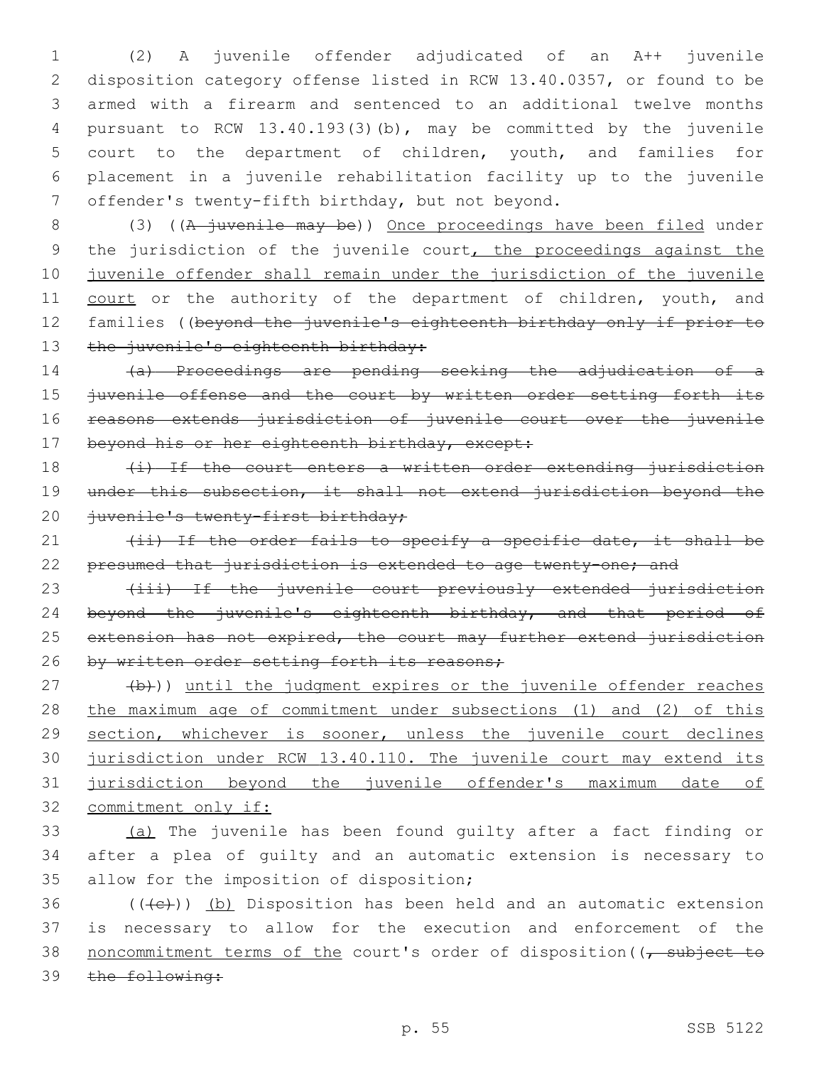(2) A juvenile offender adjudicated of an A++ juvenile disposition category offense listed in RCW 13.40.0357, or found to be armed with a firearm and sentenced to an additional twelve months pursuant to RCW 13.40.193(3)(b), may be committed by the juvenile court to the department of children, youth, and families for placement in a juvenile rehabilitation facility up to the juvenile offender's twenty-fifth birthday, but not beyond.

(3) ((~~A juvenile may be~~)) <u>Once proceedings have been filed</u> under the jurisdiction of the juvenile court<u>, the proceedings against the juvenile offender shall remain under the jurisdiction of the juvenile court</u> or the authority of the department of children, youth, and families ((~~beyond the juvenile's eighteenth birthday only if prior to the juvenile's eighteenth birthday:~~

~~(a) Proceedings are pending seeking the adjudication of a juvenile offense and the court by written order setting forth its reasons extends jurisdiction of juvenile court over the juvenile beyond his or her eighteenth birthday, except:~~

~~(i) If the court enters a written order extending jurisdiction under this subsection, it shall not extend jurisdiction beyond the juvenile's twenty-first birthday;~~

~~(ii) If the order fails to specify a specific date, it shall be presumed that jurisdiction is extended to age twenty-one; and~~

~~(iii) If the juvenile court previously extended jurisdiction beyond the juvenile's eighteenth birthday, and that period of extension has not expired, the court may further extend jurisdiction by written order setting forth its reasons;~~

~~(b)~~)) <u>until the judgment expires or the juvenile offender reaches the maximum age of commitment under subsections (1) and (2) of this section, whichever is sooner, unless the juvenile court declines jurisdiction under RCW 13.40.110. The juvenile court may extend its jurisdiction beyond the juvenile offender's maximum date of commitment only if:</u>

<u>(a)</u> The juvenile has been found guilty after a fact finding or after a plea of guilty and an automatic extension is necessary to allow for the imposition of disposition;

((~~(c)~~)) <u>(b)</u> Disposition has been held and an automatic extension is necessary to allow for the execution and enforcement of the <u>noncommitment terms of the</u> court's order of disposition((~~, subject to the following:~~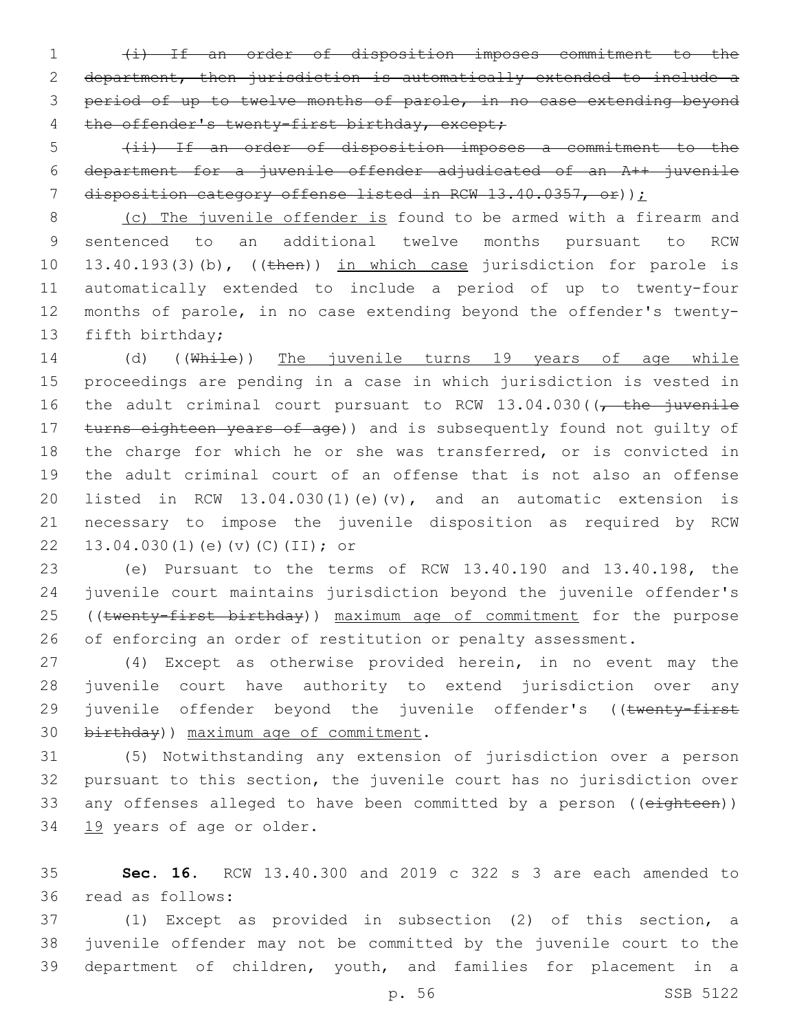~~(i) If an order of disposition imposes commitment to the department, then jurisdiction is automatically extended to include a period of up to twelve months of parole, in no case extending beyond the offender's twenty-first birthday, except;~~

~~(ii) If an order of disposition imposes a commitment to the department for a juvenile offender adjudicated of an A++ juvenile disposition category offense listed in RCW 13.40.0357, or~~));

(c) The juvenile offender is found to be armed with a firearm and sentenced to an additional twelve months pursuant to RCW 13.40.193(3)(b), ((~~then~~)) in which case jurisdiction for parole is automatically extended to include a period of up to twenty-four months of parole, in no case extending beyond the offender's twenty-fifth birthday;

(d) ((~~While~~)) The juvenile turns 19 years of age while proceedings are pending in a case in which jurisdiction is vested in the adult criminal court pursuant to RCW 13.04.030((~~, the juvenile turns eighteen years of age~~)) and is subsequently found not guilty of the charge for which he or she was transferred, or is convicted in the adult criminal court of an offense that is not also an offense listed in RCW 13.04.030(1)(e)(v), and an automatic extension is necessary to impose the juvenile disposition as required by RCW 13.04.030(1)(e)(v)(C)(II); or

(e) Pursuant to the terms of RCW 13.40.190 and 13.40.198, the juvenile court maintains jurisdiction beyond the juvenile offender's ((~~twenty-first birthday~~)) maximum age of commitment for the purpose of enforcing an order of restitution or penalty assessment.

(4) Except as otherwise provided herein, in no event may the juvenile court have authority to extend jurisdiction over any juvenile offender beyond the juvenile offender's ((~~twenty-first birthday~~)) maximum age of commitment.

(5) Notwithstanding any extension of jurisdiction over a person pursuant to this section, the juvenile court has no jurisdiction over any offenses alleged to have been committed by a person ((~~eighteen~~)) 19 years of age or older.

**Sec. 16.** RCW 13.40.300 and 2019 c 322 s 3 are each amended to read as follows:

(1) Except as provided in subsection (2) of this section, a juvenile offender may not be committed by the juvenile court to the department of children, youth, and families for placement in a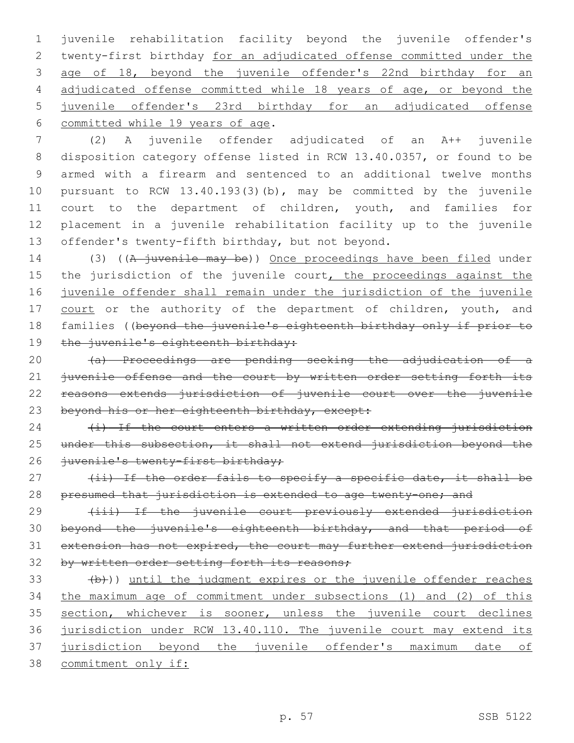juvenile rehabilitation facility beyond the juvenile offender's twenty-first birthday for an adjudicated offense committed under the age of 18, beyond the juvenile offender's 22nd birthday for an adjudicated offense committed while 18 years of age, or beyond the juvenile offender's 23rd birthday for an adjudicated offense committed while 19 years of age.

(2) A juvenile offender adjudicated of an A++ juvenile disposition category offense listed in RCW 13.40.0357, or found to be armed with a firearm and sentenced to an additional twelve months pursuant to RCW 13.40.193(3)(b), may be committed by the juvenile court to the department of children, youth, and families for placement in a juvenile rehabilitation facility up to the juvenile offender's twenty-fifth birthday, but not beyond.

(3) ((A juvenile may be)) Once proceedings have been filed under the jurisdiction of the juvenile court, the proceedings against the juvenile offender shall remain under the jurisdiction of the juvenile court or the authority of the department of children, youth, and families ((beyond the juvenile's eighteenth birthday only if prior to the juvenile's eighteenth birthday:

(a) Proceedings are pending seeking the adjudication of a juvenile offense and the court by written order setting forth its reasons extends jurisdiction of juvenile court over the juvenile beyond his or her eighteenth birthday, except:

(i) If the court enters a written order extending jurisdiction under this subsection, it shall not extend jurisdiction beyond the juvenile's twenty-first birthday;

(ii) If the order fails to specify a specific date, it shall be presumed that jurisdiction is extended to age twenty-one; and

(iii) If the juvenile court previously extended jurisdiction beyond the juvenile's eighteenth birthday, and that period of extension has not expired, the court may further extend jurisdiction by written order setting forth its reasons;

(b))) until the judgment expires or the juvenile offender reaches the maximum age of commitment under subsections (1) and (2) of this section, whichever is sooner, unless the juvenile court declines jurisdiction under RCW 13.40.110. The juvenile court may extend its jurisdiction beyond the juvenile offender's maximum date of commitment only if: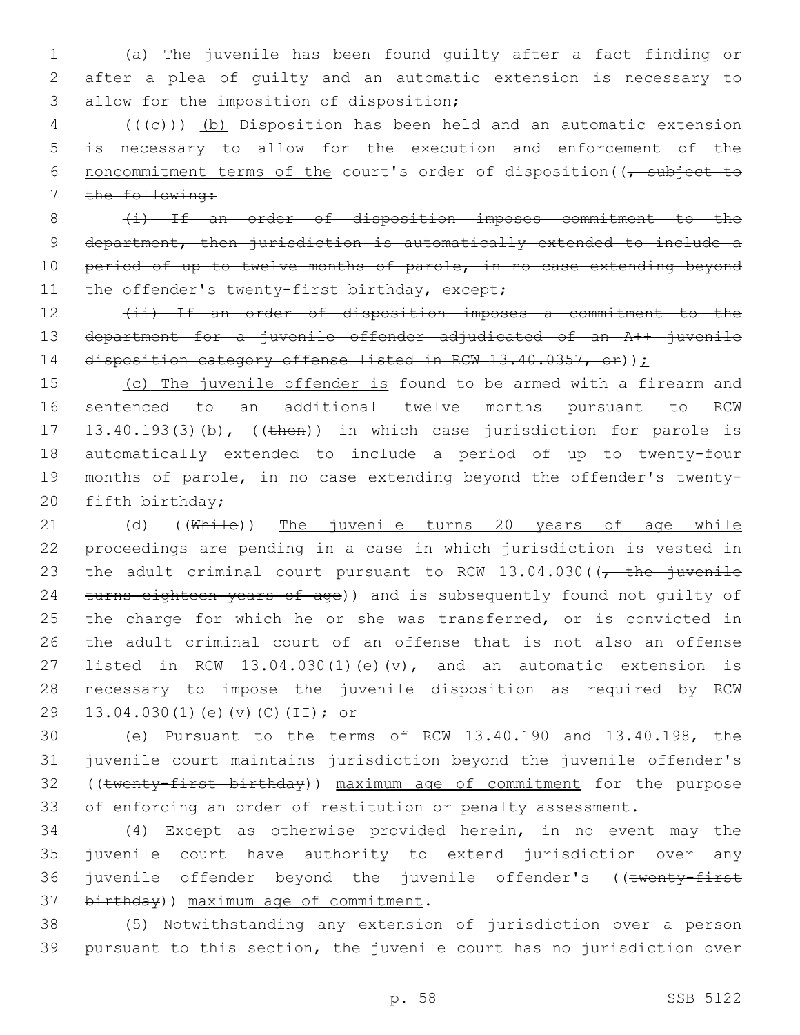(a) The juvenile has been found guilty after a fact finding or after a plea of guilty and an automatic extension is necessary to allow for the imposition of disposition;

(((c))) (b) Disposition has been held and an automatic extension is necessary to allow for the execution and enforcement of the noncommitment terms of the court's order of disposition((, subject to the following:

(i) If an order of disposition imposes commitment to the department, then jurisdiction is automatically extended to include a period of up to twelve months of parole, in no case extending beyond the offender's twenty-first birthday, except;

(ii) If an order of disposition imposes a commitment to the department for a juvenile offender adjudicated of an A++ juvenile disposition category offense listed in RCW 13.40.0357, or));

(c) The juvenile offender is found to be armed with a firearm and sentenced to an additional twelve months pursuant to RCW 13.40.193(3)(b), ((then)) in which case jurisdiction for parole is automatically extended to include a period of up to twenty-four months of parole, in no case extending beyond the offender's twenty-fifth birthday;

(d) ((While)) The juvenile turns 20 years of age while proceedings are pending in a case in which jurisdiction is vested in the adult criminal court pursuant to RCW 13.04.030((, the juvenile turns eighteen years of age)) and is subsequently found not guilty of the charge for which he or she was transferred, or is convicted in the adult criminal court of an offense that is not also an offense listed in RCW 13.04.030(1)(e)(v), and an automatic extension is necessary to impose the juvenile disposition as required by RCW 13.04.030(1)(e)(v)(C)(II); or

(e) Pursuant to the terms of RCW 13.40.190 and 13.40.198, the juvenile court maintains jurisdiction beyond the juvenile offender's ((twenty-first birthday)) maximum age of commitment for the purpose of enforcing an order of restitution or penalty assessment.

(4) Except as otherwise provided herein, in no event may the juvenile court have authority to extend jurisdiction over any juvenile offender beyond the juvenile offender's ((twenty-first birthday)) maximum age of commitment.

(5) Notwithstanding any extension of jurisdiction over a person pursuant to this section, the juvenile court has no jurisdiction over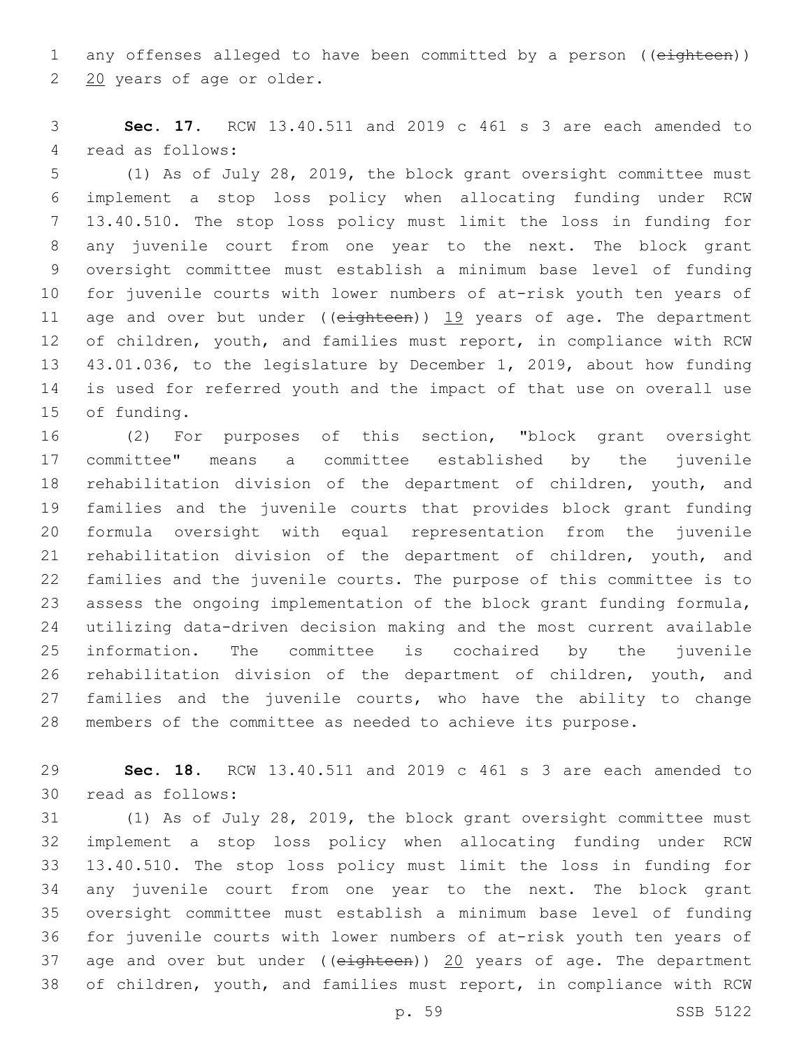any offenses alleged to have been committed by a person ((~~eighteen~~)) 20 years of age or older.

**Sec. 17.** RCW 13.40.511 and 2019 c 461 s 3 are each amended to read as follows:

(1) As of July 28, 2019, the block grant oversight committee must implement a stop loss policy when allocating funding under RCW 13.40.510. The stop loss policy must limit the loss in funding for any juvenile court from one year to the next. The block grant oversight committee must establish a minimum base level of funding for juvenile courts with lower numbers of at-risk youth ten years of age and over but under ((~~eighteen~~)) 19 years of age. The department of children, youth, and families must report, in compliance with RCW 43.01.036, to the legislature by December 1, 2019, about how funding is used for referred youth and the impact of that use on overall use of funding.

(2) For purposes of this section, "block grant oversight committee" means a committee established by the juvenile rehabilitation division of the department of children, youth, and families and the juvenile courts that provides block grant funding formula oversight with equal representation from the juvenile rehabilitation division of the department of children, youth, and families and the juvenile courts. The purpose of this committee is to assess the ongoing implementation of the block grant funding formula, utilizing data-driven decision making and the most current available information. The committee is cochaired by the juvenile rehabilitation division of the department of children, youth, and families and the juvenile courts, who have the ability to change members of the committee as needed to achieve its purpose.

**Sec. 18.** RCW 13.40.511 and 2019 c 461 s 3 are each amended to read as follows:

(1) As of July 28, 2019, the block grant oversight committee must implement a stop loss policy when allocating funding under RCW 13.40.510. The stop loss policy must limit the loss in funding for any juvenile court from one year to the next. The block grant oversight committee must establish a minimum base level of funding for juvenile courts with lower numbers of at-risk youth ten years of age and over but under ((~~eighteen~~)) 20 years of age. The department of children, youth, and families must report, in compliance with RCW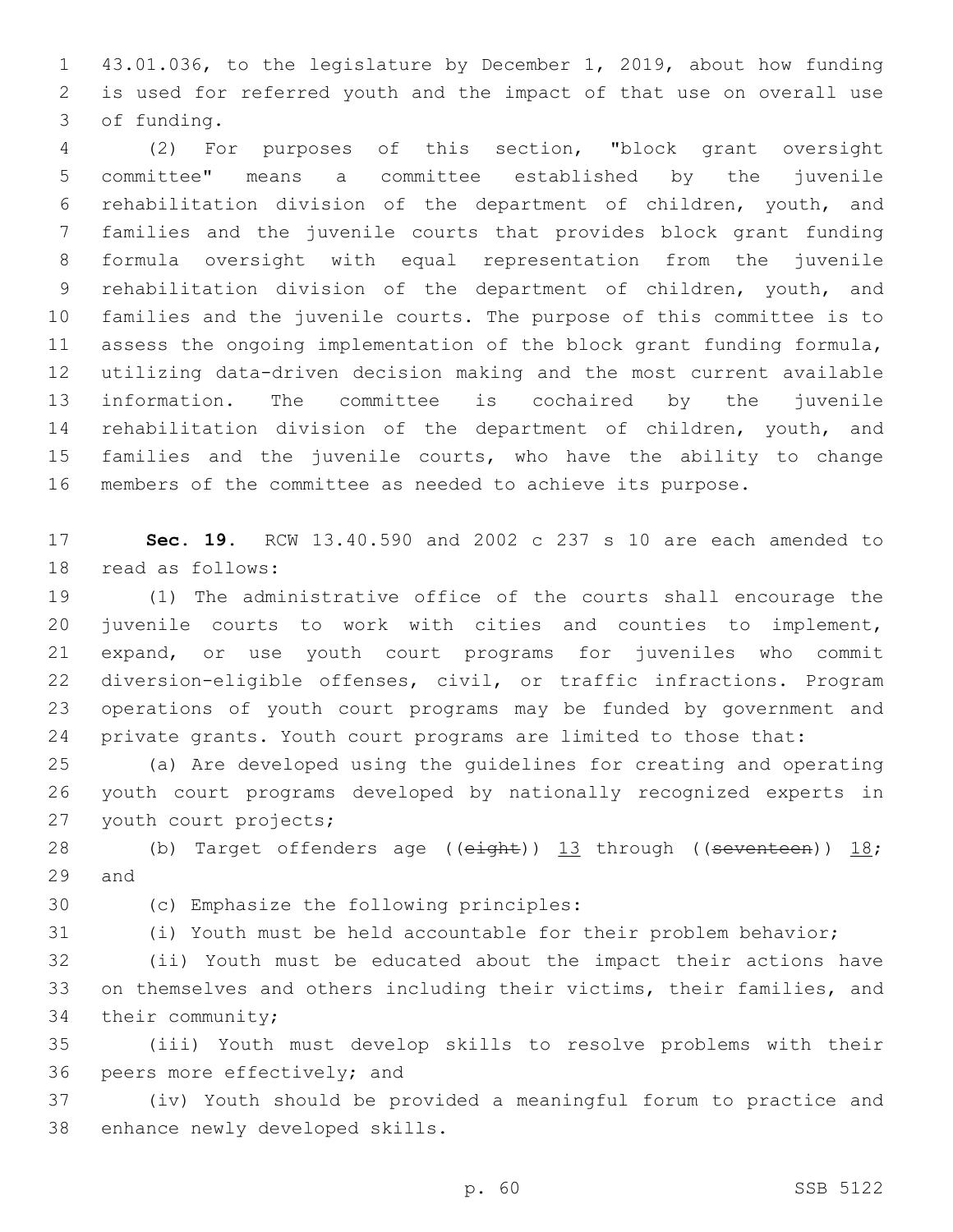43.01.036, to the legislature by December 1, 2019, about how funding is used for referred youth and the impact of that use on overall use of funding.

(2) For purposes of this section, "block grant oversight committee" means a committee established by the juvenile rehabilitation division of the department of children, youth, and families and the juvenile courts that provides block grant funding formula oversight with equal representation from the juvenile rehabilitation division of the department of children, youth, and families and the juvenile courts. The purpose of this committee is to assess the ongoing implementation of the block grant funding formula, utilizing data-driven decision making and the most current available information. The committee is cochaired by the juvenile rehabilitation division of the department of children, youth, and families and the juvenile courts, who have the ability to change members of the committee as needed to achieve its purpose.

**Sec. 19.** RCW 13.40.590 and 2002 c 237 s 10 are each amended to read as follows:

(1) The administrative office of the courts shall encourage the juvenile courts to work with cities and counties to implement, expand, or use youth court programs for juveniles who commit diversion-eligible offenses, civil, or traffic infractions. Program operations of youth court programs may be funded by government and private grants. Youth court programs are limited to those that:

(a) Are developed using the guidelines for creating and operating youth court programs developed by nationally recognized experts in youth court projects;

(b) Target offenders age ((~~eight~~)) <u>13</u> through ((~~seventeen~~)) <u>18</u>; and

(c) Emphasize the following principles:

(i) Youth must be held accountable for their problem behavior;

(ii) Youth must be educated about the impact their actions have on themselves and others including their victims, their families, and their community;

(iii) Youth must develop skills to resolve problems with their peers more effectively; and

(iv) Youth should be provided a meaningful forum to practice and enhance newly developed skills.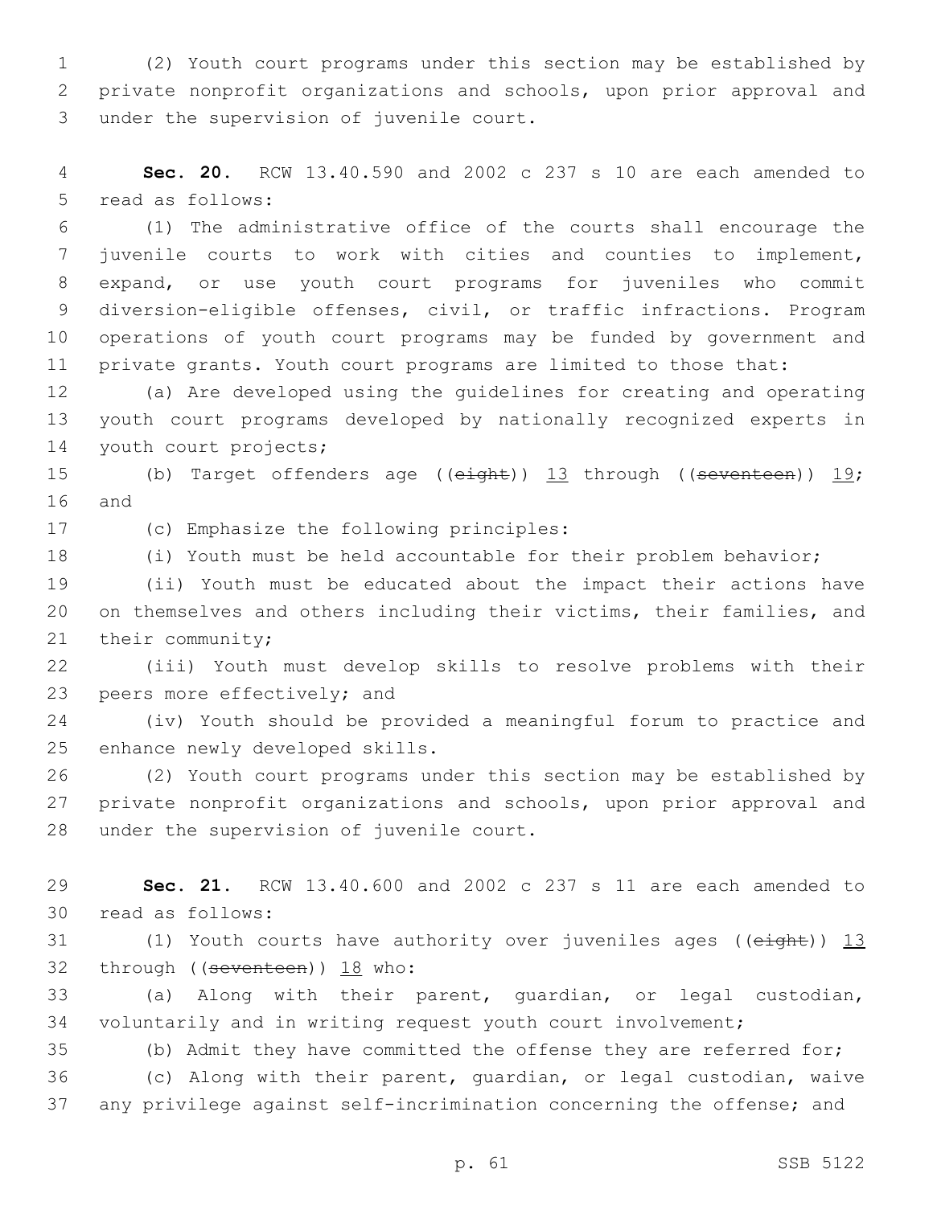(2) Youth court programs under this section may be established by private nonprofit organizations and schools, upon prior approval and under the supervision of juvenile court.

**Sec. 20.** RCW 13.40.590 and 2002 c 237 s 10 are each amended to read as follows:

(1) The administrative office of the courts shall encourage the juvenile courts to work with cities and counties to implement, expand, or use youth court programs for juveniles who commit diversion-eligible offenses, civil, or traffic infractions. Program operations of youth court programs may be funded by government and private grants. Youth court programs are limited to those that:

(a) Are developed using the guidelines for creating and operating youth court programs developed by nationally recognized experts in youth court projects;

(b) Target offenders age ((~~eight~~)) <u>13</u> through ((~~seventeen~~)) <u>19</u>; and

(c) Emphasize the following principles:

(i) Youth must be held accountable for their problem behavior;

(ii) Youth must be educated about the impact their actions have on themselves and others including their victims, their families, and their community;

(iii) Youth must develop skills to resolve problems with their peers more effectively; and

(iv) Youth should be provided a meaningful forum to practice and enhance newly developed skills.

(2) Youth court programs under this section may be established by private nonprofit organizations and schools, upon prior approval and under the supervision of juvenile court.

**Sec. 21.** RCW 13.40.600 and 2002 c 237 s 11 are each amended to read as follows:

(1) Youth courts have authority over juveniles ages ((~~eight~~)) <u>13</u> through ((~~seventeen~~)) <u>18</u> who:

(a) Along with their parent, guardian, or legal custodian, voluntarily and in writing request youth court involvement;

(b) Admit they have committed the offense they are referred for;

(c) Along with their parent, guardian, or legal custodian, waive any privilege against self-incrimination concerning the offense; and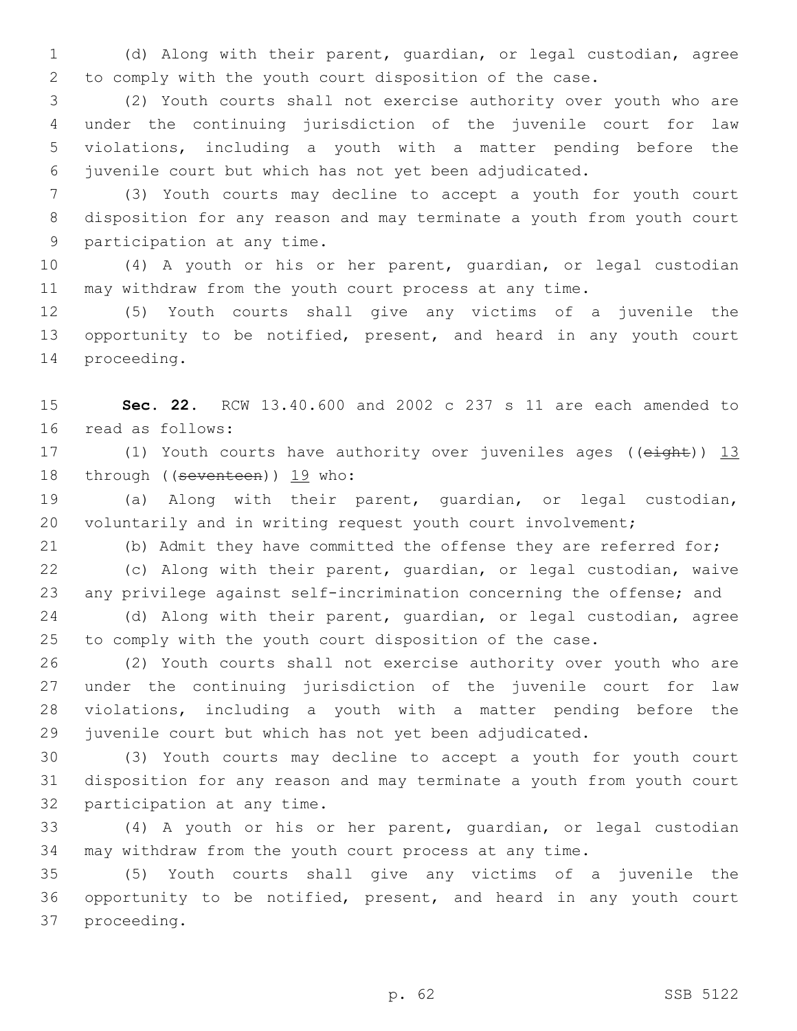(d) Along with their parent, guardian, or legal custodian, agree to comply with the youth court disposition of the case.

(2) Youth courts shall not exercise authority over youth who are under the continuing jurisdiction of the juvenile court for law violations, including a youth with a matter pending before the juvenile court but which has not yet been adjudicated.

(3) Youth courts may decline to accept a youth for youth court disposition for any reason and may terminate a youth from youth court participation at any time.

(4) A youth or his or her parent, guardian, or legal custodian may withdraw from the youth court process at any time.

(5) Youth courts shall give any victims of a juvenile the opportunity to be notified, present, and heard in any youth court proceeding.

**Sec. 22.** RCW 13.40.600 and 2002 c 237 s 11 are each amended to read as follows:

(1) Youth courts have authority over juveniles ages ((~~eight~~)) <u>13</u> through ((~~seventeen~~)) <u>19</u> who:

(a) Along with their parent, guardian, or legal custodian, voluntarily and in writing request youth court involvement;

(b) Admit they have committed the offense they are referred for;

(c) Along with their parent, guardian, or legal custodian, waive any privilege against self-incrimination concerning the offense; and

(d) Along with their parent, guardian, or legal custodian, agree to comply with the youth court disposition of the case.

(2) Youth courts shall not exercise authority over youth who are under the continuing jurisdiction of the juvenile court for law violations, including a youth with a matter pending before the juvenile court but which has not yet been adjudicated.

(3) Youth courts may decline to accept a youth for youth court disposition for any reason and may terminate a youth from youth court participation at any time.

(4) A youth or his or her parent, guardian, or legal custodian may withdraw from the youth court process at any time.

(5) Youth courts shall give any victims of a juvenile the opportunity to be notified, present, and heard in any youth court proceeding.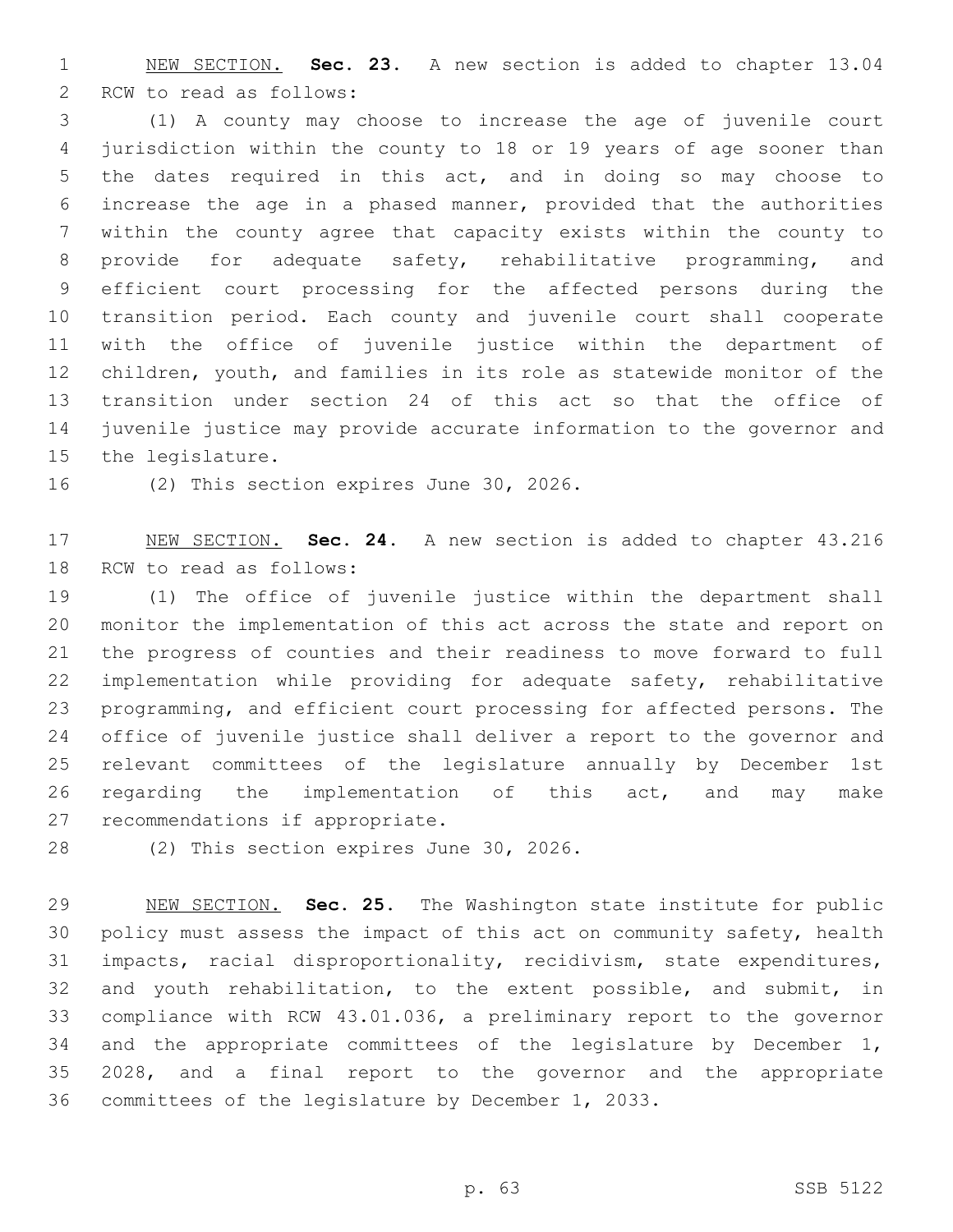NEW SECTION. **Sec. 23.** A new section is added to chapter 13.04 RCW to read as follows:

(1) A county may choose to increase the age of juvenile court jurisdiction within the county to 18 or 19 years of age sooner than the dates required in this act, and in doing so may choose to increase the age in a phased manner, provided that the authorities within the county agree that capacity exists within the county to provide for adequate safety, rehabilitative programming, and efficient court processing for the affected persons during the transition period. Each county and juvenile court shall cooperate with the office of juvenile justice within the department of children, youth, and families in its role as statewide monitor of the transition under section 24 of this act so that the office of juvenile justice may provide accurate information to the governor and the legislature.

(2) This section expires June 30, 2026.

NEW SECTION. **Sec. 24.** A new section is added to chapter 43.216 RCW to read as follows:

(1) The office of juvenile justice within the department shall monitor the implementation of this act across the state and report on the progress of counties and their readiness to move forward to full implementation while providing for adequate safety, rehabilitative programming, and efficient court processing for affected persons. The office of juvenile justice shall deliver a report to the governor and relevant committees of the legislature annually by December 1st regarding the implementation of this act, and may make recommendations if appropriate.

(2) This section expires June 30, 2026.

NEW SECTION. **Sec. 25.** The Washington state institute for public policy must assess the impact of this act on community safety, health impacts, racial disproportionality, recidivism, state expenditures, and youth rehabilitation, to the extent possible, and submit, in compliance with RCW 43.01.036, a preliminary report to the governor and the appropriate committees of the legislature by December 1, 2028, and a final report to the governor and the appropriate committees of the legislature by December 1, 2033.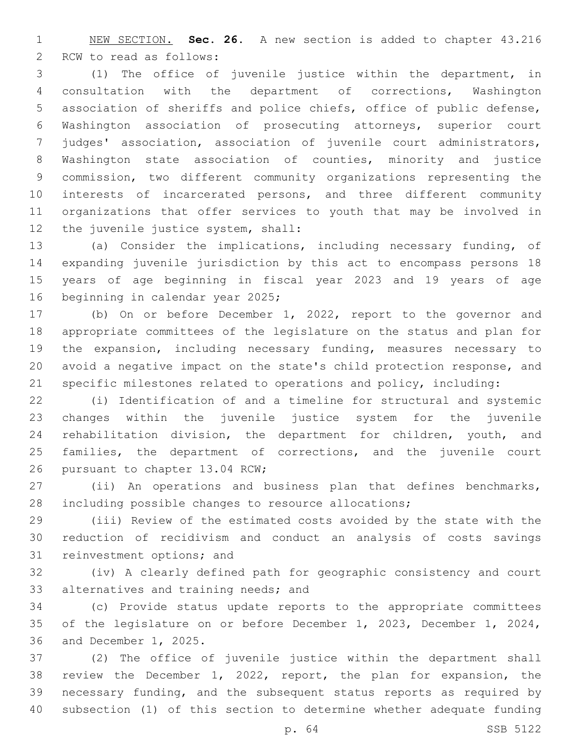NEW SECTION. **Sec. 26.** A new section is added to chapter 43.216 RCW to read as follows:

(1) The office of juvenile justice within the department, in consultation with the department of corrections, Washington association of sheriffs and police chiefs, office of public defense, Washington association of prosecuting attorneys, superior court judges' association, association of juvenile court administrators, Washington state association of counties, minority and justice commission, two different community organizations representing the interests of incarcerated persons, and three different community organizations that offer services to youth that may be involved in the juvenile justice system, shall:

(a) Consider the implications, including necessary funding, of expanding juvenile jurisdiction by this act to encompass persons 18 years of age beginning in fiscal year 2023 and 19 years of age beginning in calendar year 2025;

(b) On or before December 1, 2022, report to the governor and appropriate committees of the legislature on the status and plan for the expansion, including necessary funding, measures necessary to avoid a negative impact on the state's child protection response, and specific milestones related to operations and policy, including:

(i) Identification of and a timeline for structural and systemic changes within the juvenile justice system for the juvenile rehabilitation division, the department for children, youth, and families, the department of corrections, and the juvenile court pursuant to chapter 13.04 RCW;

(ii) An operations and business plan that defines benchmarks, including possible changes to resource allocations;

(iii) Review of the estimated costs avoided by the state with the reduction of recidivism and conduct an analysis of costs savings reinvestment options; and

(iv) A clearly defined path for geographic consistency and court alternatives and training needs; and

(c) Provide status update reports to the appropriate committees of the legislature on or before December 1, 2023, December 1, 2024, and December 1, 2025.

(2) The office of juvenile justice within the department shall review the December 1, 2022, report, the plan for expansion, the necessary funding, and the subsequent status reports as required by subsection (1) of this section to determine whether adequate funding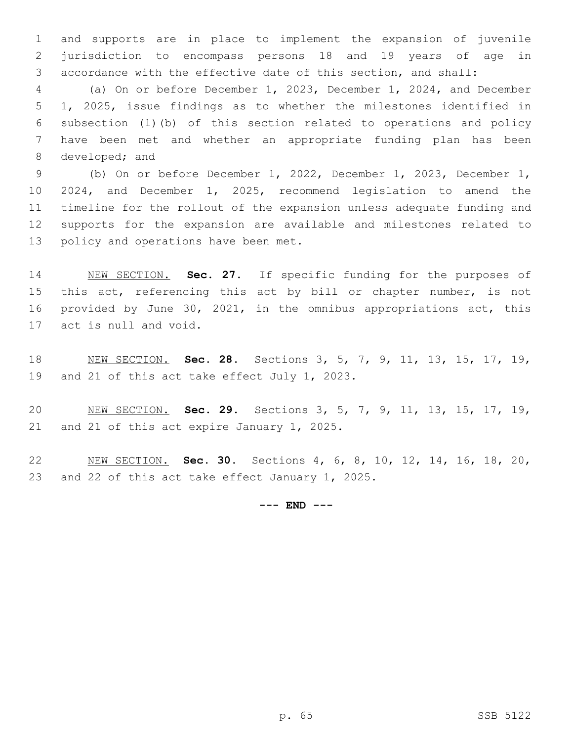and supports are in place to implement the expansion of juvenile jurisdiction to encompass persons 18 and 19 years of age in accordance with the effective date of this section, and shall:

(a) On or before December 1, 2023, December 1, 2024, and December 1, 2025, issue findings as to whether the milestones identified in subsection (1)(b) of this section related to operations and policy have been met and whether an appropriate funding plan has been developed; and

(b) On or before December 1, 2022, December 1, 2023, December 1, 2024, and December 1, 2025, recommend legislation to amend the timeline for the rollout of the expansion unless adequate funding and supports for the expansion are available and milestones related to policy and operations have been met.

NEW SECTION. **Sec. 27.** If specific funding for the purposes of this act, referencing this act by bill or chapter number, is not provided by June 30, 2021, in the omnibus appropriations act, this act is null and void.

NEW SECTION. **Sec. 28.** Sections 3, 5, 7, 9, 11, 13, 15, 17, 19, and 21 of this act take effect July 1, 2023.

NEW SECTION. **Sec. 29.** Sections 3, 5, 7, 9, 11, 13, 15, 17, 19, and 21 of this act expire January 1, 2025.

NEW SECTION. **Sec. 30.** Sections 4, 6, 8, 10, 12, 14, 16, 18, 20, and 22 of this act take effect January 1, 2025.

**--- END ---**